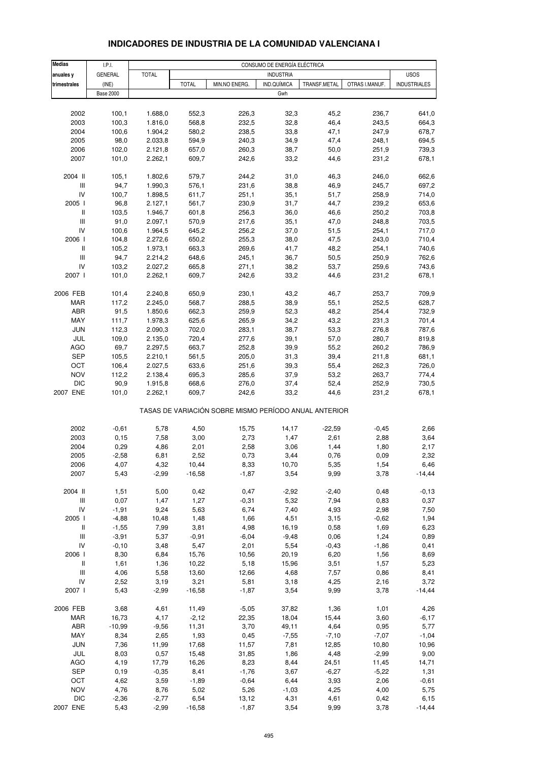# INDICADORES DE INDUSTRIA DE LA COMUNIDAD VALENCIANA I

| Medias anuales y trimestrales | I.P.I. GENERAL (INE) Base 2000 | CONSUMO DE ENERGÍA ELÉCTRICA | | | | | | |
|---|---|---|---|---|---|---|---|---|
| | | TOTAL | INDUSTRIA | | | | | USOS INDUSTRIALES |
| | | | TOTAL | MIN.NO ENERG. | IND.QUÍMICA | TRANSF.METAL | OTRAS I.MANUF. | |
| | | Gwh | | | | | | |
| 2002 | 100,1 | 1.688,0 | 552,3 | 226,3 | 32,3 | 45,2 | 236,7 | 641,0 |
| 2003 | 100,3 | 1.816,0 | 568,8 | 232,5 | 32,8 | 46,4 | 243,5 | 664,3 |
| 2004 | 100,6 | 1.904,2 | 580,2 | 238,5 | 33,8 | 47,1 | 247,9 | 678,7 |
| 2005 | 98,0 | 2.033,8 | 594,9 | 240,3 | 34,9 | 47,4 | 248,1 | 694,5 |
| 2006 | 102,0 | 2.121,8 | 657,0 | 260,3 | 38,7 | 50,0 | 251,9 | 739,3 |
| 2007 | 101,0 | 2.262,1 | 609,7 | 242,6 | 33,2 | 44,6 | 231,2 | 678,1 |
| 2004 II | 105,1 | 1.802,6 | 579,7 | 244,2 | 31,0 | 46,3 | 246,0 | 662,6 |
| III | 94,7 | 1.990,3 | 576,1 | 231,6 | 38,8 | 46,9 | 245,7 | 697,2 |
| IV | 100,7 | 1.898,5 | 611,7 | 251,1 | 35,1 | 51,7 | 258,9 | 714,0 |
| 2005 I | 96,8 | 2.127,1 | 561,7 | 230,9 | 31,7 | 44,7 | 239,2 | 653,6 |
| II | 103,5 | 1.946,7 | 601,8 | 256,3 | 36,0 | 46,6 | 250,2 | 703,8 |
| III | 91,0 | 2.097,1 | 570,9 | 217,6 | 35,1 | 47,0 | 248,8 | 703,5 |
| IV | 100,6 | 1.964,5 | 645,2 | 256,2 | 37,0 | 51,5 | 254,1 | 717,0 |
| 2006 I | 104,8 | 2.272,6 | 650,2 | 255,3 | 38,0 | 47,5 | 243,0 | 710,4 |
| II | 105,2 | 1.973,1 | 663,3 | 269,6 | 41,7 | 48,2 | 254,1 | 740,6 |
| III | 94,7 | 2.214,2 | 648,6 | 245,1 | 36,7 | 50,5 | 250,9 | 762,6 |
| IV | 103,2 | 2.027,2 | 665,8 | 271,1 | 38,2 | 53,7 | 259,6 | 743,6 |
| 2007 I | 101,0 | 2.262,1 | 609,7 | 242,6 | 33,2 | 44,6 | 231,2 | 678,1 |
| 2006 FEB | 101,4 | 2.240,8 | 650,9 | 230,1 | 43,2 | 46,7 | 253,7 | 709,9 |
| MAR | 117,2 | 2.245,0 | 568,7 | 288,5 | 38,9 | 55,1 | 252,5 | 628,7 |
| ABR | 91,5 | 1.850,6 | 662,3 | 259,9 | 52,3 | 48,2 | 254,4 | 732,9 |
| MAY | 111,7 | 1.978,3 | 625,6 | 265,9 | 34,2 | 43,2 | 231,3 | 701,4 |
| JUN | 112,3 | 2.090,3 | 702,0 | 283,1 | 38,7 | 53,3 | 276,8 | 787,6 |
| JUL | 109,0 | 2.135,0 | 720,4 | 277,6 | 39,1 | 57,0 | 280,7 | 819,8 |
| AGO | 69,7 | 2.297,5 | 663,7 | 252,8 | 39,9 | 55,2 | 260,2 | 786,9 |
| SEP | 105,5 | 2.210,1 | 561,5 | 205,0 | 31,3 | 39,4 | 211,8 | 681,1 |
| OCT | 106,4 | 2.027,5 | 633,6 | 251,6 | 39,3 | 55,4 | 262,3 | 726,0 |
| NOV | 112,2 | 2.138,4 | 695,3 | 285,6 | 37,9 | 53,2 | 263,7 | 774,4 |
| DIC | 90,9 | 1.915,8 | 668,6 | 276,0 | 37,4 | 52,4 | 252,9 | 730,5 |
| 2007 ENE | 101,0 | 2.262,1 | 609,7 | 242,6 | 33,2 | 44,6 | 231,2 | 678,1 |
| TASAS DE VARIACIÓN SOBRE MISMO PERÍODO ANUAL ANTERIOR | | | | | | | | |
| 2002 | -0,61 | 5,78 | 4,50 | 15,75 | 14,17 | -22,59 | -0,45 | 2,66 |
| 2003 | 0,15 | 7,58 | 3,00 | 2,73 | 1,47 | 2,61 | 2,88 | 3,64 |
| 2004 | 0,29 | 4,86 | 2,01 | 2,58 | 3,06 | 1,44 | 1,80 | 2,17 |
| 2005 | -2,58 | 6,81 | 2,52 | 0,73 | 3,44 | 0,76 | 0,09 | 2,32 |
| 2006 | 4,07 | 4,32 | 10,44 | 8,33 | 10,70 | 5,35 | 1,54 | 6,46 |
| 2007 | 5,43 | -2,99 | -16,58 | -1,87 | 3,54 | 9,99 | 3,78 | -14,44 |
| 2004 II | 1,51 | 5,00 | 0,42 | 0,47 | -2,92 | -2,40 | 0,48 | -0,13 |
| III | 0,07 | 1,47 | 1,27 | -0,31 | 5,32 | 7,94 | 0,83 | 0,37 |
| IV | -1,91 | 9,24 | 5,63 | 6,74 | 7,40 | 4,93 | 2,98 | 7,50 |
| 2005 I | -4,88 | 10,48 | 1,48 | 1,66 | 4,51 | 3,15 | -0,62 | 1,94 |
| II | -1,55 | 7,99 | 3,81 | 4,98 | 16,19 | 0,58 | 1,69 | 6,23 |
| III | -3,91 | 5,37 | -0,91 | -6,04 | -9,48 | 0,06 | 1,24 | 0,89 |
| IV | -0,10 | 3,48 | 5,47 | 2,01 | 5,54 | -0,43 | -1,86 | 0,41 |
| 2006 I | 8,30 | 6,84 | 15,76 | 10,56 | 20,19 | 6,20 | 1,56 | 8,69 |
| II | 1,61 | 1,36 | 10,22 | 5,18 | 15,96 | 3,51 | 1,57 | 5,23 |
| III | 4,06 | 5,58 | 13,60 | 12,66 | 4,68 | 7,57 | 0,86 | 8,41 |
| IV | 2,52 | 3,19 | 3,21 | 5,81 | 3,18 | 4,25 | 2,16 | 3,72 |
| 2007 I | 5,43 | -2,99 | -16,58 | -1,87 | 3,54 | 9,99 | 3,78 | -14,44 |
| 2006 FEB | 3,68 | 4,61 | 11,49 | -5,05 | 37,82 | 1,36 | 1,01 | 4,26 |
| MAR | 16,73 | 4,17 | -2,12 | 22,35 | 18,04 | 15,44 | 3,60 | -6,17 |
| ABR | -10,99 | -9,56 | 11,31 | 3,70 | 49,11 | 4,64 | 0,95 | 5,77 |
| MAY | 8,34 | 2,65 | 1,93 | 0,45 | -7,55 | -7,10 | -7,07 | -1,04 |
| JUN | 7,36 | 11,99 | 17,68 | 11,57 | 7,81 | 12,85 | 10,80 | 10,96 |
| JUL | 8,03 | 0,57 | 15,48 | 31,85 | 1,86 | 4,48 | -2,99 | 9,00 |
| AGO | 4,19 | 17,79 | 16,26 | 8,23 | 8,44 | 24,51 | 11,45 | 14,71 |
| SEP | 0,19 | -0,35 | 8,41 | -1,76 | 3,67 | -6,27 | -5,22 | 1,31 |
| OCT | 4,62 | 3,59 | -1,89 | -0,64 | 6,44 | 3,93 | 2,06 | -0,61 |
| NOV | 4,76 | 8,76 | 5,02 | 5,26 | -1,03 | 4,25 | 4,00 | 5,75 |
| DIC | -2,36 | -2,77 | 6,54 | 13,12 | 4,31 | 4,61 | 0,42 | 6,15 |
| 2007 ENE | 5,43 | -2,99 | -16,58 | -1,87 | 3,54 | 9,99 | 3,78 | -14,44 |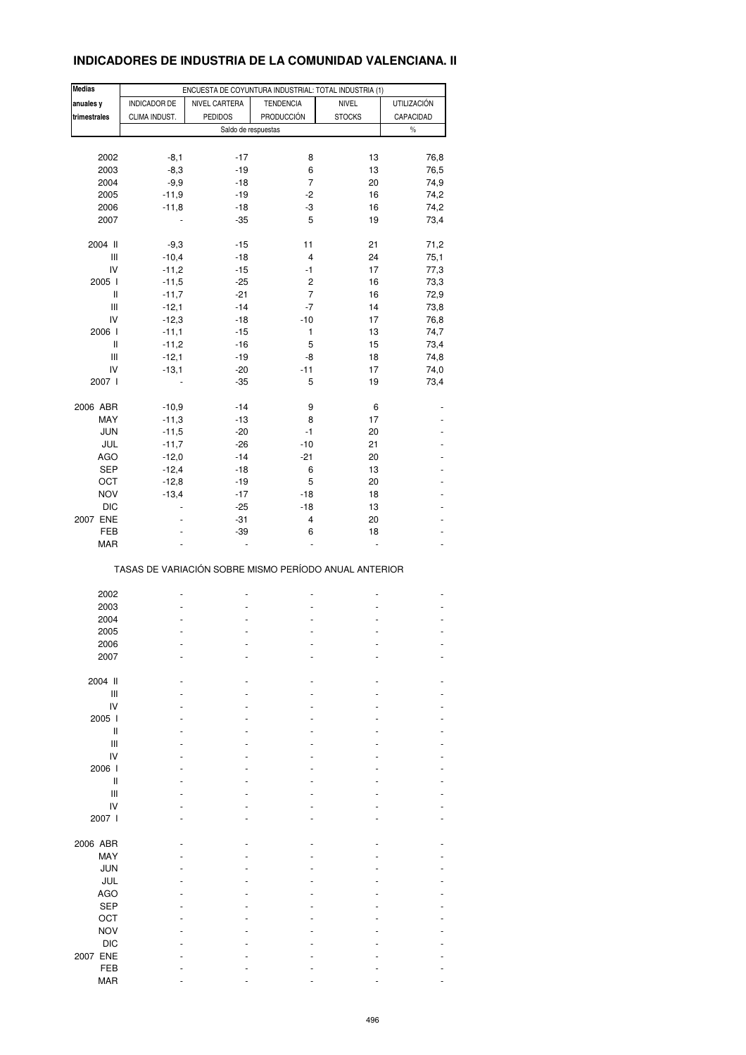## INDICADORES DE INDUSTRIA DE LA COMUNIDAD VALENCIANA. II

| Medias anuales y trimestrales | ENCUESTA DE COYUNTURA INDUSTRIAL: TOTAL INDUSTRIA (1) | | | | |
|---|---|---|---|---|---|
| | INDICADOR DE CLIMA INDUST. | NIVEL CARTERA PEDIDOS | TENDENCIA PRODUCCIÓN | NIVEL STOCKS | UTILIZACIÓN CAPACIDAD |
| | Saldo de respuestas | | | | % |
| 2002 | -8,1 | -17 | 8 | 13 | 76,8 |
| 2003 | -8,3 | -19 | 6 | 13 | 76,5 |
| 2004 | -9,9 | -18 | 7 | 20 | 74,9 |
| 2005 | -11,9 | -19 | -2 | 16 | 74,2 |
| 2006 | -11,8 | -18 | -3 | 16 | 74,2 |
| 2007 | - | -35 | 5 | 19 | 73,4 |
| 2004 II | -9,3 | -15 | 11 | 21 | 71,2 |
| III | -10,4 | -18 | 4 | 24 | 75,1 |
| IV | -11,2 | -15 | -1 | 17 | 77,3 |
| 2005 I | -11,5 | -25 | 2 | 16 | 73,3 |
| II | -11,7 | -21 | 7 | 16 | 72,9 |
| III | -12,1 | -14 | -7 | 14 | 73,8 |
| IV | -12,3 | -18 | -10 | 17 | 76,8 |
| 2006 I | -11,1 | -15 | 1 | 13 | 74,7 |
| II | -11,2 | -16 | 5 | 15 | 73,4 |
| III | -12,1 | -19 | -8 | 18 | 74,8 |
| IV | -13,1 | -20 | -11 | 17 | 74,0 |
| 2007 I | - | -35 | 5 | 19 | 73,4 |
| 2006 ABR | -10,9 | -14 | 9 | 6 | - |
| MAY | -11,3 | -13 | 8 | 17 | - |
| JUN | -11,5 | -20 | -1 | 20 | - |
| JUL | -11,7 | -26 | -10 | 21 | - |
| AGO | -12,0 | -14 | -21 | 20 | - |
| SEP | -12,4 | -18 | 6 | 13 | - |
| OCT | -12,8 | -19 | 5 | 20 | - |
| NOV | -13,4 | -17 | -18 | 18 | - |
| DIC | - | -25 | -18 | 13 | - |
| 2007 ENE | - | -31 | 4 | 20 | - |
| FEB | - | -39 | 6 | 18 | - |
| MAR | - | - | - | - | - |
| | TASAS DE VARIACIÓN SOBRE MISMO PERÍODO ANUAL ANTERIOR | | | | |
| 2002 | - | - | - | - | - |
| 2003 | - | - | - | - | - |
| 2004 | - | - | - | - | - |
| 2005 | - | - | - | - | - |
| 2006 | - | - | - | - | - |
| 2007 | - | - | - | - | - |
| 2004 II | - | - | - | - | - |
| III | - | - | - | - | - |
| IV | - | - | - | - | - |
| 2005 I | - | - | - | - | - |
| II | - | - | - | - | - |
| III | - | - | - | - | - |
| IV | - | - | - | - | - |
| 2006 I | - | - | - | - | - |
| II | - | - | - | - | - |
| III | - | - | - | - | - |
| IV | - | - | - | - | - |
| 2007 I | - | - | - | - | - |
| 2006 ABR | - | - | - | - | - |
| MAY | - | - | - | - | - |
| JUN | - | - | - | - | - |
| JUL | - | - | - | - | - |
| AGO | - | - | - | - | - |
| SEP | - | - | - | - | - |
| OCT | - | - | - | - | - |
| NOV | - | - | - | - | - |
| DIC | - | - | - | - | - |
| 2007 ENE | - | - | - | - | - |
| FEB | - | - | - | - | - |
| MAR | - | - | - | - | - |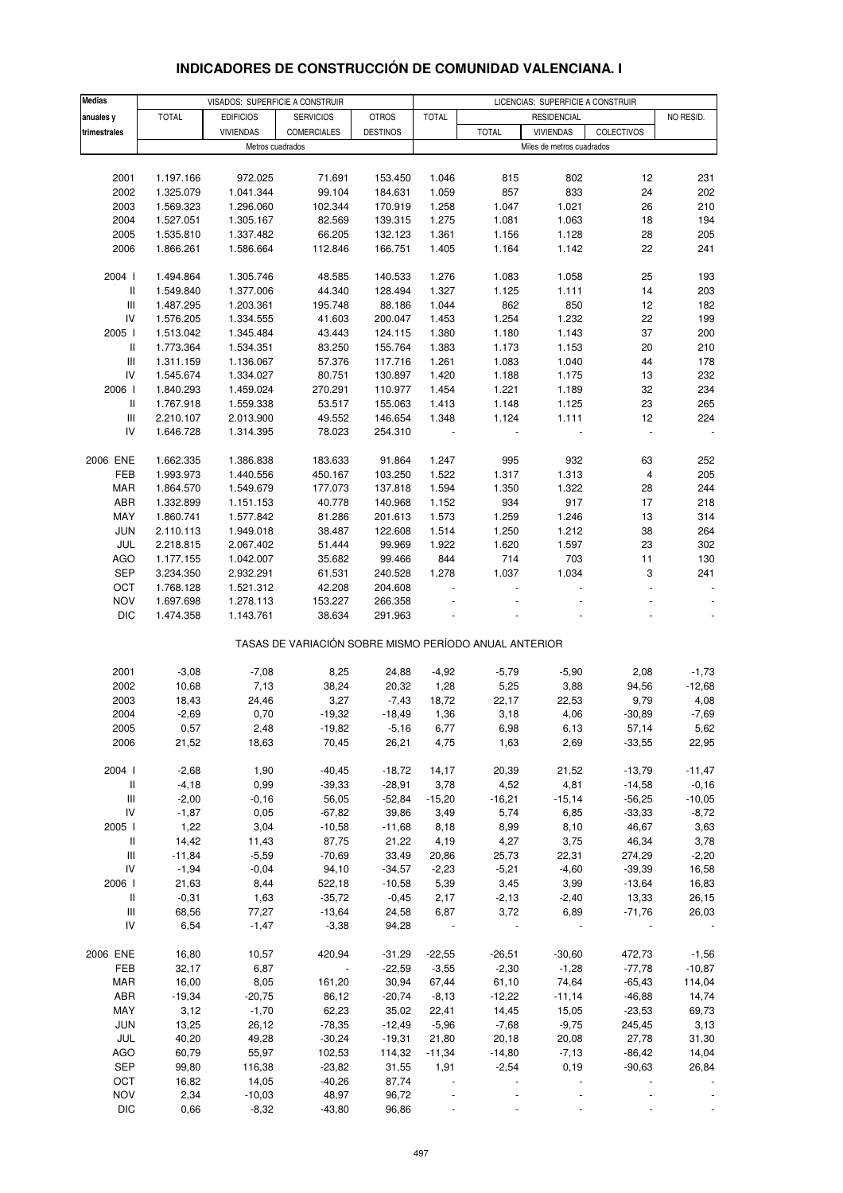# INDICADORES DE CONSTRUCCIÓN DE COMUNIDAD VALENCIANA. I

| Medias anuales y trimestrales | VISADOS: SUPERFICIE A CONSTRUIR | | | | LICENCIAS: SUPERFICIE A CONSTRUIR | | | | |
|---|---|---|---|---|---|---|---|---|---|
| | TOTAL | EDIFICIOS | SERVICIOS | OTROS | TOTAL | RESIDENCIAL | | | NO RESID. |
| | | VIVIENDAS | COMERCIALES | DESTINOS | | TOTAL | VIVIENDAS | COLECTIVOS | |
| | Metros cuadrados | | | | Miles de metros cuadrados | | | | |
| 2001 | 1.197.166 | 972.025 | 71.691 | 153.450 | 1.046 | 815 | 802 | 12 | 231 |
| 2002 | 1.325.079 | 1.041.344 | 99.104 | 184.631 | 1.059 | 857 | 833 | 24 | 202 |
| 2003 | 1.569.323 | 1.296.060 | 102.344 | 170.919 | 1.258 | 1.047 | 1.021 | 26 | 210 |
| 2004 | 1.527.051 | 1.305.167 | 82.569 | 139.315 | 1.275 | 1.081 | 1.063 | 18 | 194 |
| 2005 | 1.535.810 | 1.337.482 | 66.205 | 132.123 | 1.361 | 1.156 | 1.128 | 28 | 205 |
| 2006 | 1.866.261 | 1.586.664 | 112.846 | 166.751 | 1.405 | 1.164 | 1.142 | 22 | 241 |
| 2004 I | 1.494.864 | 1.305.746 | 48.585 | 140.533 | 1.276 | 1.083 | 1.058 | 25 | 193 |
| II | 1.549.840 | 1.377.006 | 44.340 | 128.494 | 1.327 | 1.125 | 1.111 | 14 | 203 |
| III | 1.487.295 | 1.203.361 | 195.748 | 88.186 | 1.044 | 862 | 850 | 12 | 182 |
| IV | 1.576.205 | 1.334.555 | 41.603 | 200.047 | 1.453 | 1.254 | 1.232 | 22 | 199 |
| 2005 I | 1.513.042 | 1.345.484 | 43.443 | 124.115 | 1.380 | 1.180 | 1.143 | 37 | 200 |
| II | 1.773.364 | 1.534.351 | 83.250 | 155.764 | 1.383 | 1.173 | 1.153 | 20 | 210 |
| III | 1.311.159 | 1.136.067 | 57.376 | 117.716 | 1.261 | 1.083 | 1.040 | 44 | 178 |
| IV | 1.545.674 | 1.334.027 | 80.751 | 130.897 | 1.420 | 1.188 | 1.175 | 13 | 232 |
| 2006 I | 1.840.293 | 1.459.024 | 270.291 | 110.977 | 1.454 | 1.221 | 1.189 | 32 | 234 |
| II | 1.767.918 | 1.559.338 | 53.517 | 155.063 | 1.413 | 1.148 | 1.125 | 23 | 265 |
| III | 2.210.107 | 2.013.900 | 49.552 | 146.654 | 1.348 | 1.124 | 1.111 | 12 | 224 |
| IV | 1.646.728 | 1.314.395 | 78.023 | 254.310 | - | - | - | - | - |
| 2006 ENE | 1.662.335 | 1.386.838 | 183.633 | 91.864 | 1.247 | 995 | 932 | 63 | 252 |
| FEB | 1.993.973 | 1.440.556 | 450.167 | 103.250 | 1.522 | 1.317 | 1.313 | 4 | 205 |
| MAR | 1.864.570 | 1.549.679 | 177.073 | 137.818 | 1.594 | 1.350 | 1.322 | 28 | 244 |
| ABR | 1.332.899 | 1.151.153 | 40.778 | 140.968 | 1.152 | 934 | 917 | 17 | 218 |
| MAY | 1.860.741 | 1.577.842 | 81.286 | 201.613 | 1.573 | 1.259 | 1.246 | 13 | 314 |
| JUN | 2.110.113 | 1.949.018 | 38.487 | 122.608 | 1.514 | 1.250 | 1.212 | 38 | 264 |
| JUL | 2.218.815 | 2.067.402 | 51.444 | 99.969 | 1.922 | 1.620 | 1.597 | 23 | 302 |
| AGO | 1.177.155 | 1.042.007 | 35.682 | 99.466 | 844 | 714 | 703 | 11 | 130 |
| SEP | 3.234.350 | 2.932.291 | 61.531 | 240.528 | 1.278 | 1.037 | 1.034 | 3 | 241 |
| OCT | 1.768.128 | 1.521.312 | 42.208 | 204.608 | - | - | - | - | - |
| NOV | 1.697.698 | 1.278.113 | 153.227 | 266.358 | - | - | - | - | - |
| DIC | 1.474.358 | 1.143.761 | 38.634 | 291.963 | - | - | - | - | - |
| | TASAS DE VARIACIÓN SOBRE MISMO PERÍODO ANUAL ANTERIOR | | | | | | | | |
| 2001 | -3,08 | -7,08 | 8,25 | 24,88 | -4,92 | -5,79 | -5,90 | 2,08 | -1,73 |
| 2002 | 10,68 | 7,13 | 38,24 | 20,32 | 1,28 | 5,25 | 3,88 | 94,56 | -12,68 |
| 2003 | 18,43 | 24,46 | 3,27 | -7,43 | 18,72 | 22,17 | 22,53 | 9,79 | 4,08 |
| 2004 | -2,69 | 0,70 | -19,32 | -18,49 | 1,36 | 3,18 | 4,06 | -30,89 | -7,69 |
| 2005 | 0,57 | 2,48 | -19,82 | -5,16 | 6,77 | 6,98 | 6,13 | 57,14 | 5,62 |
| 2006 | 21,52 | 18,63 | 70,45 | 26,21 | 4,75 | 1,63 | 2,69 | -33,55 | 22,95 |
| 2004 I | -2,68 | 1,90 | -40,45 | -18,72 | 14,17 | 20,39 | 21,52 | -13,79 | -11,47 |
| II | -4,18 | 0,99 | -39,33 | -28,91 | 3,78 | 4,52 | 4,81 | -14,58 | -0,16 |
| III | -2,00 | -0,16 | 56,05 | -52,84 | -15,20 | -16,21 | -15,14 | -56,25 | -10,05 |
| IV | -1,87 | 0,05 | -67,82 | 39,86 | 3,49 | 5,74 | 6,85 | -33,33 | -8,72 |
| 2005 I | 1,22 | 3,04 | -10,58 | -11,68 | 8,18 | 8,99 | 8,10 | 46,67 | 3,63 |
| II | 14,42 | 11,43 | 87,75 | 21,22 | 4,19 | 4,27 | 3,75 | 46,34 | 3,78 |
| III | -11,84 | -5,59 | -70,69 | 33,49 | 20,86 | 25,73 | 22,31 | 274,29 | -2,20 |
| IV | -1,94 | -0,04 | 94,10 | -34,57 | -2,23 | -5,21 | -4,60 | -39,39 | 16,58 |
| 2006 I | 21,63 | 8,44 | 522,18 | -10,58 | 5,39 | 3,45 | 3,99 | -13,64 | 16,83 |
| II | -0,31 | 1,63 | -35,72 | -0,45 | 2,17 | -2,13 | -2,40 | 13,33 | 26,15 |
| III | 68,56 | 77,27 | -13,64 | 24,58 | 6,87 | 3,72 | 6,89 | -71,76 | 26,03 |
| IV | 6,54 | -1,47 | -3,38 | 94,28 | - | - | - | - | - |
| 2006 ENE | 16,80 | 10,57 | 420,94 | -31,29 | -22,55 | -26,51 | -30,60 | 472,73 | -1,56 |
| FEB | 32,17 | 6,87 | - | -22,59 | -3,55 | -2,30 | -1,28 | -77,78 | -10,87 |
| MAR | 16,00 | 8,05 | 161,20 | 30,94 | 67,44 | 61,10 | 74,64 | -65,43 | 114,04 |
| ABR | -19,34 | -20,75 | 86,12 | -20,74 | -8,13 | -12,22 | -11,14 | -46,88 | 14,74 |
| MAY | 3,12 | -1,70 | 62,23 | 35,02 | 22,41 | 14,45 | 15,05 | -23,53 | 69,73 |
| JUN | 13,25 | 26,12 | -78,35 | -12,49 | -5,96 | -7,68 | -9,75 | 245,45 | 3,13 |
| JUL | 40,20 | 49,28 | -30,24 | -19,31 | 21,80 | 20,18 | 20,08 | 27,78 | 31,30 |
| AGO | 60,79 | 55,97 | 102,53 | 114,32 | -11,34 | -14,80 | -7,13 | -86,42 | 14,04 |
| SEP | 99,80 | 116,38 | -23,82 | 31,55 | 1,91 | -2,54 | 0,19 | -90,63 | 26,84 |
| OCT | 16,82 | 14,05 | -40,26 | 87,74 | - | - | - | - | - |
| NOV | 2,34 | -10,03 | 48,97 | 96,72 | - | - | - | - | - |
| DIC | 0,66 | -8,32 | -43,80 | 96,86 | - | - | - | - | - |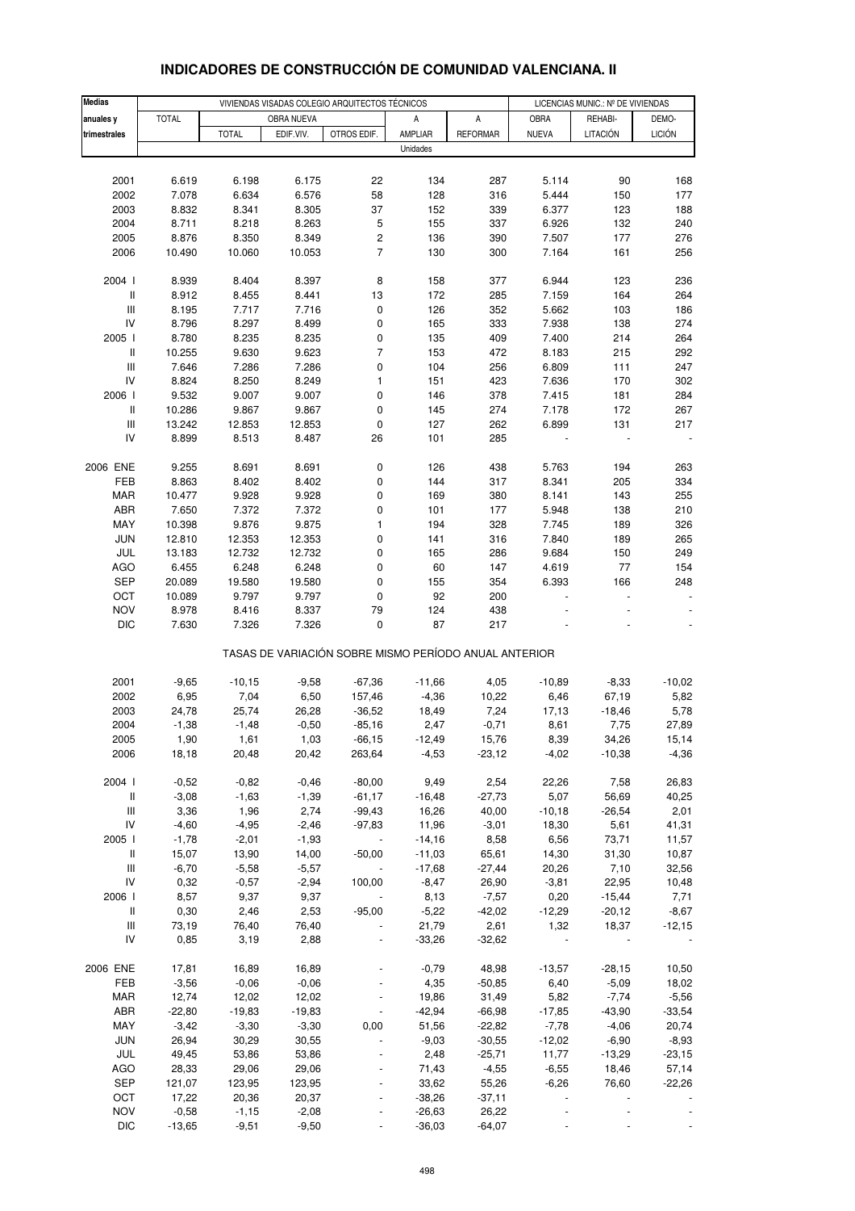# INDICADORES DE CONSTRUCCIÓN DE COMUNIDAD VALENCIANA. II

| Medias anuales y trimestrales | VIVIENDAS VISADAS COLEGIO ARQUITECTOS TÉCNICOS | | | | | | LICENCIAS MUNIC.: Nº DE VIVIENDAS | | |
|---|---|---|---|---|---|---|---|---|---|
| | TOTAL | OBRA NUEVA | | | A | A | OBRA | REHABI- | DEMO- |
| | | TOTAL | EDIF.VIV. | OTROS EDIF. | AMPLIAR | REFORMAR | NUEVA | LITACIÓN | LICIÓN |
| | Unidades | | | | | | | | |
| 2001 | 6.619 | 6.198 | 6.175 | 22 | 134 | 287 | 5.114 | 90 | 168 |
| 2002 | 7.078 | 6.634 | 6.576 | 58 | 128 | 316 | 5.444 | 150 | 177 |
| 2003 | 8.832 | 8.341 | 8.305 | 37 | 152 | 339 | 6.377 | 123 | 188 |
| 2004 | 8.711 | 8.218 | 8.263 | 5 | 155 | 337 | 6.926 | 132 | 240 |
| 2005 | 8.876 | 8.350 | 8.349 | 2 | 136 | 390 | 7.507 | 177 | 276 |
| 2006 | 10.490 | 10.060 | 10.053 | 7 | 130 | 300 | 7.164 | 161 | 256 |
| 2004 I | 8.939 | 8.404 | 8.397 | 8 | 158 | 377 | 6.944 | 123 | 236 |
| II | 8.912 | 8.455 | 8.441 | 13 | 172 | 285 | 7.159 | 164 | 264 |
| III | 8.195 | 7.717 | 7.716 | 0 | 126 | 352 | 5.662 | 103 | 186 |
| IV | 8.796 | 8.297 | 8.499 | 0 | 165 | 333 | 7.938 | 138 | 274 |
| 2005 I | 8.780 | 8.235 | 8.235 | 0 | 135 | 409 | 7.400 | 214 | 264 |
| II | 10.255 | 9.630 | 9.623 | 7 | 153 | 472 | 8.183 | 215 | 292 |
| III | 7.646 | 7.286 | 7.286 | 0 | 104 | 256 | 6.809 | 111 | 247 |
| IV | 8.824 | 8.250 | 8.249 | 1 | 151 | 423 | 7.636 | 170 | 302 |
| 2006 I | 9.532 | 9.007 | 9.007 | 0 | 146 | 378 | 7.415 | 181 | 284 |
| II | 10.286 | 9.867 | 9.867 | 0 | 145 | 274 | 7.178 | 172 | 267 |
| III | 13.242 | 12.853 | 12.853 | 0 | 127 | 262 | 6.899 | 131 | 217 |
| IV | 8.899 | 8.513 | 8.487 | 26 | 101 | 285 | - | - | - |
| 2006 ENE | 9.255 | 8.691 | 8.691 | 0 | 126 | 438 | 5.763 | 194 | 263 |
| FEB | 8.863 | 8.402 | 8.402 | 0 | 144 | 317 | 8.341 | 205 | 334 |
| MAR | 10.477 | 9.928 | 9.928 | 0 | 169 | 380 | 8.141 | 143 | 255 |
| ABR | 7.650 | 7.372 | 7.372 | 0 | 101 | 177 | 5.948 | 138 | 210 |
| MAY | 10.398 | 9.876 | 9.875 | 1 | 194 | 328 | 7.745 | 189 | 326 |
| JUN | 12.810 | 12.353 | 12.353 | 0 | 141 | 316 | 7.840 | 189 | 265 |
| JUL | 13.183 | 12.732 | 12.732 | 0 | 165 | 286 | 9.684 | 150 | 249 |
| AGO | 6.455 | 6.248 | 6.248 | 0 | 60 | 147 | 4.619 | 77 | 154 |
| SEP | 20.089 | 19.580 | 19.580 | 0 | 155 | 354 | 6.393 | 166 | 248 |
| OCT | 10.089 | 9.797 | 9.797 | 0 | 92 | 200 | - | - | - |
| NOV | 8.978 | 8.416 | 8.337 | 79 | 124 | 438 | - | - | - |
| DIC | 7.630 | 7.326 | 7.326 | 0 | 87 | 217 | - | - | - |
| | TASAS DE VARIACIÓN SOBRE MISMO PERÍODO ANUAL ANTERIOR | | | | | | | | |
| 2001 | -9,65 | -10,15 | -9,58 | -67,36 | -11,66 | 4,05 | -10,89 | -8,33 | -10,02 |
| 2002 | 6,95 | 7,04 | 6,50 | 157,46 | -4,36 | 10,22 | 6,46 | 67,19 | 5,82 |
| 2003 | 24,78 | 25,74 | 26,28 | -36,52 | 18,49 | 7,24 | 17,13 | -18,46 | 5,78 |
| 2004 | -1,38 | -1,48 | -0,50 | -85,16 | 2,47 | -0,71 | 8,61 | 7,75 | 27,89 |
| 2005 | 1,90 | 1,61 | 1,03 | -66,15 | -12,49 | 15,76 | 8,39 | 34,26 | 15,14 |
| 2006 | 18,18 | 20,48 | 20,42 | 263,64 | -4,53 | -23,12 | -4,02 | -10,38 | -4,36 |
| 2004 I | -0,52 | -0,82 | -0,46 | -80,00 | 9,49 | 2,54 | 22,26 | 7,58 | 26,83 |
| II | -3,08 | -1,63 | -1,39 | -61,17 | -16,48 | -27,73 | 5,07 | 56,69 | 40,25 |
| III | 3,36 | 1,96 | 2,74 | -99,43 | 16,26 | 40,00 | -10,18 | -26,54 | 2,01 |
| IV | -4,60 | -4,95 | -2,46 | -97,83 | 11,96 | -3,01 | 18,30 | 5,61 | 41,31 |
| 2005 I | -1,78 | -2,01 | -1,93 | - | -14,16 | 8,58 | 6,56 | 73,71 | 11,57 |
| II | 15,07 | 13,90 | 14,00 | -50,00 | -11,03 | 65,61 | 14,30 | 31,30 | 10,87 |
| III | -6,70 | -5,58 | -5,57 | - | -17,68 | -27,44 | 20,26 | 7,10 | 32,56 |
| IV | 0,32 | -0,57 | -2,94 | 100,00 | -8,47 | 26,90 | -3,81 | 22,95 | 10,48 |
| 2006 I | 8,57 | 9,37 | 9,37 | - | 8,13 | -7,57 | 0,20 | -15,44 | 7,71 |
| II | 0,30 | 2,46 | 2,53 | -95,00 | -5,22 | -42,02 | -12,29 | -20,12 | -8,67 |
| III | 73,19 | 76,40 | 76,40 | - | 21,79 | 2,61 | 1,32 | 18,37 | -12,15 |
| IV | 0,85 | 3,19 | 2,88 | - | -33,26 | -32,62 | - | - | - |
| 2006 ENE | 17,81 | 16,89 | 16,89 | - | -0,79 | 48,98 | -13,57 | -28,15 | 10,50 |
| FEB | -3,56 | -0,06 | -0,06 | - | 4,35 | -50,85 | 6,40 | -5,09 | 18,02 |
| MAR | 12,74 | 12,02 | 12,02 | - | 19,86 | 31,49 | 5,82 | -7,74 | -5,56 |
| ABR | -22,80 | -19,83 | -19,83 | - | -42,94 | -66,98 | -17,85 | -43,90 | -33,54 |
| MAY | -3,42 | -3,30 | -3,30 | 0,00 | 51,56 | -22,82 | -7,78 | -4,06 | 20,74 |
| JUN | 26,94 | 30,29 | 30,55 | - | -9,03 | -30,55 | -12,02 | -6,90 | -8,93 |
| JUL | 49,45 | 53,86 | 53,86 | - | 2,48 | -25,71 | 11,77 | -13,29 | -23,15 |
| AGO | 28,33 | 29,06 | 29,06 | - | 71,43 | -4,55 | -6,55 | 18,46 | 57,14 |
| SEP | 121,07 | 123,95 | 123,95 | - | 33,62 | 55,26 | -6,26 | 76,60 | -22,26 |
| OCT | 17,22 | 20,36 | 20,37 | - | -38,26 | -37,11 | - | - | - |
| NOV | -0,58 | -1,15 | -2,08 | - | -26,63 | 26,22 | - | - | - |
| DIC | -13,65 | -9,51 | -9,50 | - | -36,03 | -64,07 | - | - | - |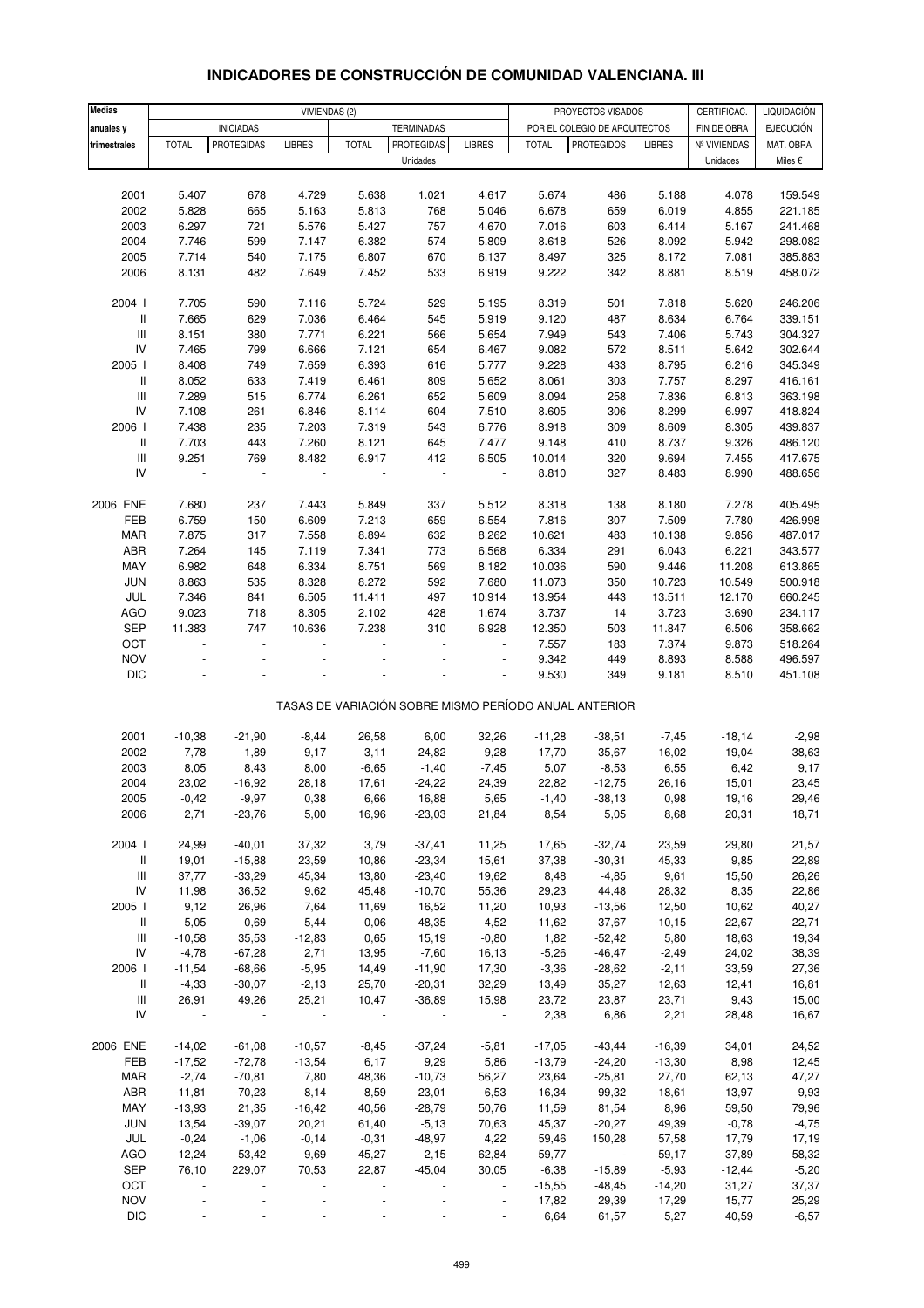# INDICADORES DE CONSTRUCCIÓN DE COMUNIDAD VALENCIANA. III

| Medias anuales y trimestrales | VIVIENDAS (2) | | | | | | PROYECTOS VISADOS POR EL COLEGIO DE ARQUITECTOS | | | CERTIFICAC. FIN DE OBRA | LIQUIDACIÓN EJECUCIÓN MAT. OBRA |
|---|---|---|---|---|---|---|---|---|---|---|---|
| | INICIADAS | | | TERMINADAS | | | | | | | |
| | TOTAL | PROTEGIDAS | LIBRES | TOTAL | PROTEGIDAS | LIBRES | TOTAL | PROTEGIDOS | LIBRES | Nº VIVIENDAS | |
| | Unidades | | | | | | | | | Unidades | Miles € |
| 2001 | 5.407 | 678 | 4.729 | 5.638 | 1.021 | 4.617 | 5.674 | 486 | 5.188 | 4.078 | 159.549 |
| 2002 | 5.828 | 665 | 5.163 | 5.813 | 768 | 5.046 | 6.678 | 659 | 6.019 | 4.855 | 221.185 |
| 2003 | 6.297 | 721 | 5.576 | 5.427 | 757 | 4.670 | 7.016 | 603 | 6.414 | 5.167 | 241.468 |
| 2004 | 7.746 | 599 | 7.147 | 6.382 | 574 | 5.809 | 8.618 | 526 | 8.092 | 5.942 | 298.082 |
| 2005 | 7.714 | 540 | 7.175 | 6.807 | 670 | 6.137 | 8.497 | 325 | 8.172 | 7.081 | 385.883 |
| 2006 | 8.131 | 482 | 7.649 | 7.452 | 533 | 6.919 | 9.222 | 342 | 8.881 | 8.519 | 458.072 |
| 2004 I | 7.705 | 590 | 7.116 | 5.724 | 529 | 5.195 | 8.319 | 501 | 7.818 | 5.620 | 246.206 |
| II | 7.665 | 629 | 7.036 | 6.464 | 545 | 5.919 | 9.120 | 487 | 8.634 | 6.764 | 339.151 |
| III | 8.151 | 380 | 7.771 | 6.221 | 566 | 5.654 | 7.949 | 543 | 7.406 | 5.743 | 304.327 |
| IV | 7.465 | 799 | 6.666 | 7.121 | 654 | 6.467 | 9.082 | 572 | 8.511 | 5.642 | 302.644 |
| 2005 I | 8.408 | 749 | 7.659 | 6.393 | 616 | 5.777 | 9.228 | 433 | 8.795 | 6.216 | 345.349 |
| II | 8.052 | 633 | 7.419 | 6.461 | 809 | 5.652 | 8.061 | 303 | 7.757 | 8.297 | 416.161 |
| III | 7.289 | 515 | 6.774 | 6.261 | 652 | 5.609 | 8.094 | 258 | 7.836 | 6.813 | 363.198 |
| IV | 7.108 | 261 | 6.846 | 8.114 | 604 | 7.510 | 8.605 | 306 | 8.299 | 6.997 | 418.824 |
| 2006 I | 7.438 | 235 | 7.203 | 7.319 | 543 | 6.776 | 8.918 | 309 | 8.609 | 8.305 | 439.837 |
| II | 7.703 | 443 | 7.260 | 8.121 | 645 | 7.477 | 9.148 | 410 | 8.737 | 9.326 | 486.120 |
| III | 9.251 | 769 | 8.482 | 6.917 | 412 | 6.505 | 10.014 | 320 | 9.694 | 7.455 | 417.675 |
| IV | - | - | - | - | - | - | 8.810 | 327 | 8.483 | 8.990 | 488.656 |
| 2006 ENE | 7.680 | 237 | 7.443 | 5.849 | 337 | 5.512 | 8.318 | 138 | 8.180 | 7.278 | 405.495 |
| FEB | 6.759 | 150 | 6.609 | 7.213 | 659 | 6.554 | 7.816 | 307 | 7.509 | 7.780 | 426.998 |
| MAR | 7.875 | 317 | 7.558 | 8.894 | 632 | 8.262 | 10.621 | 483 | 10.138 | 9.856 | 487.017 |
| ABR | 7.264 | 145 | 7.119 | 7.341 | 773 | 6.568 | 6.334 | 291 | 6.043 | 6.221 | 343.577 |
| MAY | 6.982 | 648 | 6.334 | 8.751 | 569 | 8.182 | 10.036 | 590 | 9.446 | 11.208 | 613.865 |
| JUN | 8.863 | 535 | 8.328 | 8.272 | 592 | 7.680 | 11.073 | 350 | 10.723 | 10.549 | 500.918 |
| JUL | 7.346 | 841 | 6.505 | 11.411 | 497 | 10.914 | 13.954 | 443 | 13.511 | 12.170 | 660.245 |
| AGO | 9.023 | 718 | 8.305 | 2.102 | 428 | 1.674 | 3.737 | 14 | 3.723 | 3.690 | 234.117 |
| SEP | 11.383 | 747 | 10.636 | 7.238 | 310 | 6.928 | 12.350 | 503 | 11.847 | 6.506 | 358.662 |
| OCT | - | - | - | - | - | - | 7.557 | 183 | 7.374 | 9.873 | 518.264 |
| NOV | - | - | - | - | - | - | 9.342 | 449 | 8.893 | 8.588 | 496.597 |
| DIC | - | - | - | - | - | - | 9.530 | 349 | 9.181 | 8.510 | 451.108 |
| TASAS DE VARIACIÓN SOBRE MISMO PERÍODO ANUAL ANTERIOR | | | | | | | | | | | |
| 2001 | -10,38 | -21,90 | -8,44 | 26,58 | 6,00 | 32,26 | -11,28 | -38,51 | -7,45 | -18,14 | -2,98 |
| 2002 | 7,78 | -1,89 | 9,17 | 3,11 | -24,82 | 9,28 | 17,70 | 35,67 | 16,02 | 19,04 | 38,63 |
| 2003 | 8,05 | 8,43 | 8,00 | -6,65 | -1,40 | -7,45 | 5,07 | -8,53 | 6,55 | 6,42 | 9,17 |
| 2004 | 23,02 | -16,92 | 28,18 | 17,61 | -24,22 | 24,39 | 22,82 | -12,75 | 26,16 | 15,01 | 23,45 |
| 2005 | -0,42 | -9,97 | 0,38 | 6,66 | 16,88 | 5,65 | -1,40 | -38,13 | 0,98 | 19,16 | 29,46 |
| 2006 | 2,71 | -23,76 | 5,00 | 16,96 | -23,03 | 21,84 | 8,54 | 5,05 | 8,68 | 20,31 | 18,71 |
| 2004 I | 24,99 | -40,01 | 37,32 | 3,79 | -37,41 | 11,25 | 17,65 | -32,74 | 23,59 | 29,80 | 21,57 |
| II | 19,01 | -15,88 | 23,59 | 10,86 | -23,34 | 15,61 | 37,38 | -30,31 | 45,33 | 9,85 | 22,89 |
| III | 37,77 | -33,29 | 45,34 | 13,80 | -23,40 | 19,62 | 8,48 | -4,85 | 9,61 | 15,50 | 26,26 |
| IV | 11,98 | 36,52 | 9,62 | 45,48 | -10,70 | 55,36 | 29,23 | 44,48 | 28,32 | 8,35 | 22,86 |
| 2005 I | 9,12 | 26,96 | 7,64 | 11,69 | 16,52 | 11,20 | 10,93 | -13,56 | 12,50 | 10,62 | 40,27 |
| II | 5,05 | 0,69 | 5,44 | -0,06 | 48,35 | -4,52 | -11,62 | -37,67 | -10,15 | 22,67 | 22,71 |
| III | -10,58 | 35,53 | -12,83 | 0,65 | 15,19 | -0,80 | 1,82 | -52,42 | 5,80 | 18,63 | 19,34 |
| IV | -4,78 | -67,28 | 2,71 | 13,95 | -7,60 | 16,13 | -5,26 | -46,47 | -2,49 | 24,02 | 38,39 |
| 2006 I | -11,54 | -68,66 | -5,95 | 14,49 | -11,90 | 17,30 | -3,36 | -28,62 | -2,11 | 33,59 | 27,36 |
| II | -4,33 | -30,07 | -2,13 | 25,70 | -20,31 | 32,29 | 13,49 | 35,27 | 12,63 | 12,41 | 16,81 |
| III | 26,91 | 49,26 | 25,21 | 10,47 | -36,89 | 15,98 | 23,72 | 23,87 | 23,71 | 9,43 | 15,00 |
| IV | - | - | - | - | - | - | 2,38 | 6,86 | 2,21 | 28,48 | 16,67 |
| 2006 ENE | -14,02 | -61,08 | -10,57 | -8,45 | -37,24 | -5,81 | -17,05 | -43,44 | -16,39 | 34,01 | 24,52 |
| FEB | -17,52 | -72,78 | -13,54 | 6,17 | 9,29 | 5,86 | -13,79 | -24,20 | -13,30 | 8,98 | 12,45 |
| MAR | -2,74 | -70,81 | 7,80 | 48,36 | -10,73 | 56,27 | 23,64 | -25,81 | 27,70 | 62,13 | 47,27 |
| ABR | -11,81 | -70,23 | -8,14 | -8,59 | -23,01 | -6,53 | -16,34 | 99,32 | -18,61 | -13,97 | -9,93 |
| MAY | -13,93 | 21,35 | -16,42 | 40,56 | -28,79 | 50,76 | 11,59 | 81,54 | 8,96 | 59,50 | 79,96 |
| JUN | 13,54 | -39,07 | 20,21 | 61,40 | -5,13 | 70,63 | 45,37 | -20,27 | 49,39 | -0,78 | -4,75 |
| JUL | -0,24 | -1,06 | -0,14 | -0,31 | -48,97 | 4,22 | 59,46 | 150,28 | 57,58 | 17,79 | 17,19 |
| AGO | 12,24 | 53,42 | 9,69 | 45,27 | 2,15 | 62,84 | 59,77 | - | 59,17 | 37,89 | 58,32 |
| SEP | 76,10 | 229,07 | 70,53 | 22,87 | -45,04 | 30,05 | -6,38 | -15,89 | -5,93 | -12,44 | -5,20 |
| OCT | - | - | - | - | - | - | -15,55 | -48,45 | -14,20 | 31,27 | 37,37 |
| NOV | - | - | - | - | - | - | 17,82 | 29,39 | 17,29 | 15,77 | 25,29 |
| DIC | - | - | - | - | - | - | 6,64 | 61,57 | 5,27 | 40,59 | -6,57 |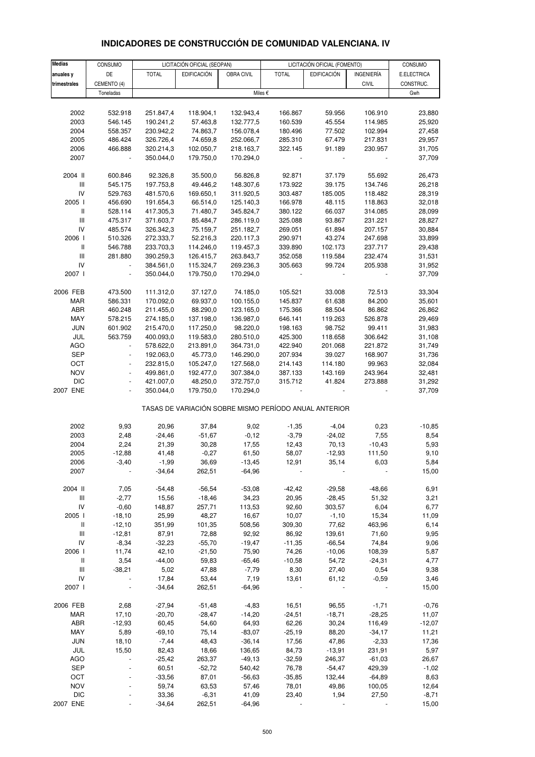# INDICADORES DE CONSTRUCCIÓN DE COMUNIDAD VALENCIANA. IV

| Medias anuales y trimestrales | CONSUMO DE CEMENTO (4) | LICITACIÓN OFICIAL (SEOPAN) | | | LICITACIÓN OFICIAL (FOMENTO) | | | CONSUMO E.ELECTRICA CONSTRUC. |
|---|---|---|---|---|---|---|---|---|
| | | TOTAL | EDIFICACIÓN | OBRA CIVIL | TOTAL | EDIFICACIÓN | INGENIERÍA CIVIL | |
| | Toneladas | Miles € | | | | | | Gwh |
| 2002 | 532.918 | 251.847,4 | 118.904,1 | 132.943,4 | 166.867 | 59.956 | 106.910 | 23,880 |
| 2003 | 546.145 | 190.241,2 | 57.463,8 | 132.777,5 | 160.539 | 45.554 | 114.985 | 25,920 |
| 2004 | 558.357 | 230.942,2 | 74.863,7 | 156.078,4 | 180.496 | 77.502 | 102.994 | 27,458 |
| 2005 | 486.424 | 326.726,4 | 74.659,8 | 252.066,7 | 285.310 | 67.479 | 217.831 | 29,957 |
| 2006 | 466.888 | 320.214,3 | 102.050,7 | 218.163,7 | 322.145 | 91.189 | 230.957 | 31,705 |
| 2007 | - | 350.044,0 | 179.750,0 | 170.294,0 | - | - | - | 37,709 |
| 2004 II | 600.846 | 92.326,8 | 35.500,0 | 56.826,8 | 92.871 | 37.179 | 55.692 | 26,473 |
| III | 545.175 | 197.753,8 | 49.446,2 | 148.307,6 | 173.922 | 39.175 | 134.746 | 26,218 |
| IV | 529.763 | 481.570,6 | 169.650,1 | 311.920,5 | 303.487 | 185.005 | 118.482 | 28,319 |
| 2005 I | 456.690 | 191.654,3 | 66.514,0 | 125.140,3 | 166.978 | 48.115 | 118.863 | 32,018 |
| II | 528.114 | 417.305,3 | 71.480,7 | 345.824,7 | 380.122 | 66.037 | 314.085 | 28,099 |
| III | 475.317 | 371.603,7 | 85.484,7 | 286.119,0 | 325.088 | 93.867 | 231.221 | 28,827 |
| IV | 485.574 | 326.342,3 | 75.159,7 | 251.182,7 | 269.051 | 61.894 | 207.157 | 30,884 |
| 2006 I | 510.326 | 272.333,7 | 52.216,3 | 220.117,3 | 290.971 | 43.274 | 247.698 | 33,899 |
| II | 546.788 | 233.703,3 | 114.246,0 | 119.457,3 | 339.890 | 102.173 | 237.717 | 29,438 |
| III | 281.880 | 390.259,3 | 126.415,7 | 263.843,7 | 352.058 | 119.584 | 232.474 | 31,531 |
| IV | - | 384.561,0 | 115.324,7 | 269.236,3 | 305.663 | 99.724 | 205.938 | 31,952 |
| 2007 I | - | 350.044,0 | 179.750,0 | 170.294,0 | - | - | - | 37,709 |
| 2006 FEB | 473.500 | 111.312,0 | 37.127,0 | 74.185,0 | 105.521 | 33.008 | 72.513 | 33,304 |
| MAR | 586.331 | 170.092,0 | 69.937,0 | 100.155,0 | 145.837 | 61.638 | 84.200 | 35,601 |
| ABR | 460.248 | 211.455,0 | 88.290,0 | 123.165,0 | 175.366 | 88.504 | 86.862 | 26,862 |
| MAY | 578.215 | 274.185,0 | 137.198,0 | 136.987,0 | 646.141 | 119.263 | 526.878 | 29,469 |
| JUN | 601.902 | 215.470,0 | 117.250,0 | 98.220,0 | 198.163 | 98.752 | 99.411 | 31,983 |
| JUL | 563.759 | 400.093,0 | 119.583,0 | 280.510,0 | 425.300 | 118.658 | 306.642 | 31,108 |
| AGO | - | 578.622,0 | 213.891,0 | 364.731,0 | 422.940 | 201.068 | 221.872 | 31,749 |
| SEP | - | 192.063,0 | 45.773,0 | 146.290,0 | 207.934 | 39.027 | 168.907 | 31,736 |
| OCT | - | 232.815,0 | 105.247,0 | 127.568,0 | 214.143 | 114.180 | 99.963 | 32,084 |
| NOV | - | 499.861,0 | 192.477,0 | 307.384,0 | 387.133 | 143.169 | 243.964 | 32,481 |
| DIC | - | 421.007,0 | 48.250,0 | 372.757,0 | 315.712 | 41.824 | 273.888 | 31,292 |
| 2007 ENE | - | 350.044,0 | 179.750,0 | 170.294,0 | - | - | - | 37,709 |
| **TASAS DE VARIACIÓN SOBRE MISMO PERÍODO ANUAL ANTERIOR** | | | | | | | | |
| 2002 | 9,93 | 20,96 | 37,84 | 9,02 | -1,35 | -4,04 | 0,23 | -10,85 |
| 2003 | 2,48 | -24,46 | -51,67 | -0,12 | -3,79 | -24,02 | 7,55 | 8,54 |
| 2004 | 2,24 | 21,39 | 30,28 | 17,55 | 12,43 | 70,13 | -10,43 | 5,93 |
| 2005 | -12,88 | 41,48 | -0,27 | 61,50 | 58,07 | -12,93 | 111,50 | 9,10 |
| 2006 | -3,40 | -1,99 | 36,69 | -13,45 | 12,91 | 35,14 | 6,03 | 5,84 |
| 2007 | - | -34,64 | 262,51 | -64,96 | - | - | - | 15,00 |
| 2004 II | 7,05 | -54,48 | -56,54 | -53,08 | -42,42 | -29,58 | -48,66 | 6,91 |
| III | -2,77 | 15,56 | -18,46 | 34,23 | 20,95 | -28,45 | 51,32 | 3,21 |
| IV | -0,60 | 148,87 | 257,71 | 113,53 | 92,60 | 303,57 | 6,04 | 6,77 |
| 2005 I | -18,10 | 25,99 | 48,27 | 16,67 | 10,07 | -1,10 | 15,34 | 11,09 |
| II | -12,10 | 351,99 | 101,35 | 508,56 | 309,30 | 77,62 | 463,96 | 6,14 |
| III | -12,81 | 87,91 | 72,88 | 92,92 | 86,92 | 139,61 | 71,60 | 9,95 |
| IV | -8,34 | -32,23 | -55,70 | -19,47 | -11,35 | -66,54 | 74,84 | 9,06 |
| 2006 I | 11,74 | 42,10 | -21,50 | 75,90 | 74,26 | -10,06 | 108,39 | 5,87 |
| II | 3,54 | -44,00 | 59,83 | -65,46 | -10,58 | 54,72 | -24,31 | 4,77 |
| III | -38,21 | 5,02 | 47,88 | -7,79 | 8,30 | 27,40 | 0,54 | 9,38 |
| IV | - | 17,84 | 53,44 | 7,19 | 13,61 | 61,12 | -0,59 | 3,46 |
| 2007 I | - | -34,64 | 262,51 | -64,96 | - | - | - | 15,00 |
| 2006 FEB | 2,68 | -27,94 | -51,48 | -4,83 | 16,51 | 96,55 | -1,71 | -0,76 |
| MAR | 17,10 | -20,70 | -28,47 | -14,20 | -24,51 | -18,71 | -28,25 | 11,07 |
| ABR | -12,93 | 60,45 | 54,60 | 64,93 | 62,26 | 30,24 | 116,49 | -12,07 |
| MAY | 5,89 | -69,10 | 75,14 | -83,07 | -25,19 | 88,20 | -34,17 | 11,21 |
| JUN | 18,10 | -7,44 | 48,43 | -36,14 | 17,56 | 47,86 | -2,33 | 17,36 |
| JUL | 15,50 | 82,43 | 18,66 | 136,65 | 84,73 | -13,91 | 231,91 | 5,97 |
| AGO | - | -25,42 | 263,37 | -49,13 | -32,59 | 246,37 | -61,03 | 26,67 |
| SEP | - | 60,51 | -52,72 | 540,42 | 76,78 | -54,47 | 429,39 | -1,02 |
| OCT | - | -33,56 | 87,01 | -56,63 | -35,85 | 132,44 | -64,89 | 8,63 |
| NOV | - | 59,74 | 63,53 | 57,46 | 78,01 | 49,86 | 100,05 | 12,64 |
| DIC | - | 33,36 | -6,31 | 41,09 | 23,40 | 1,94 | 27,50 | -8,71 |
| 2007 ENE | - | -34,64 | 262,51 | -64,96 | - | - | - | 15,00 |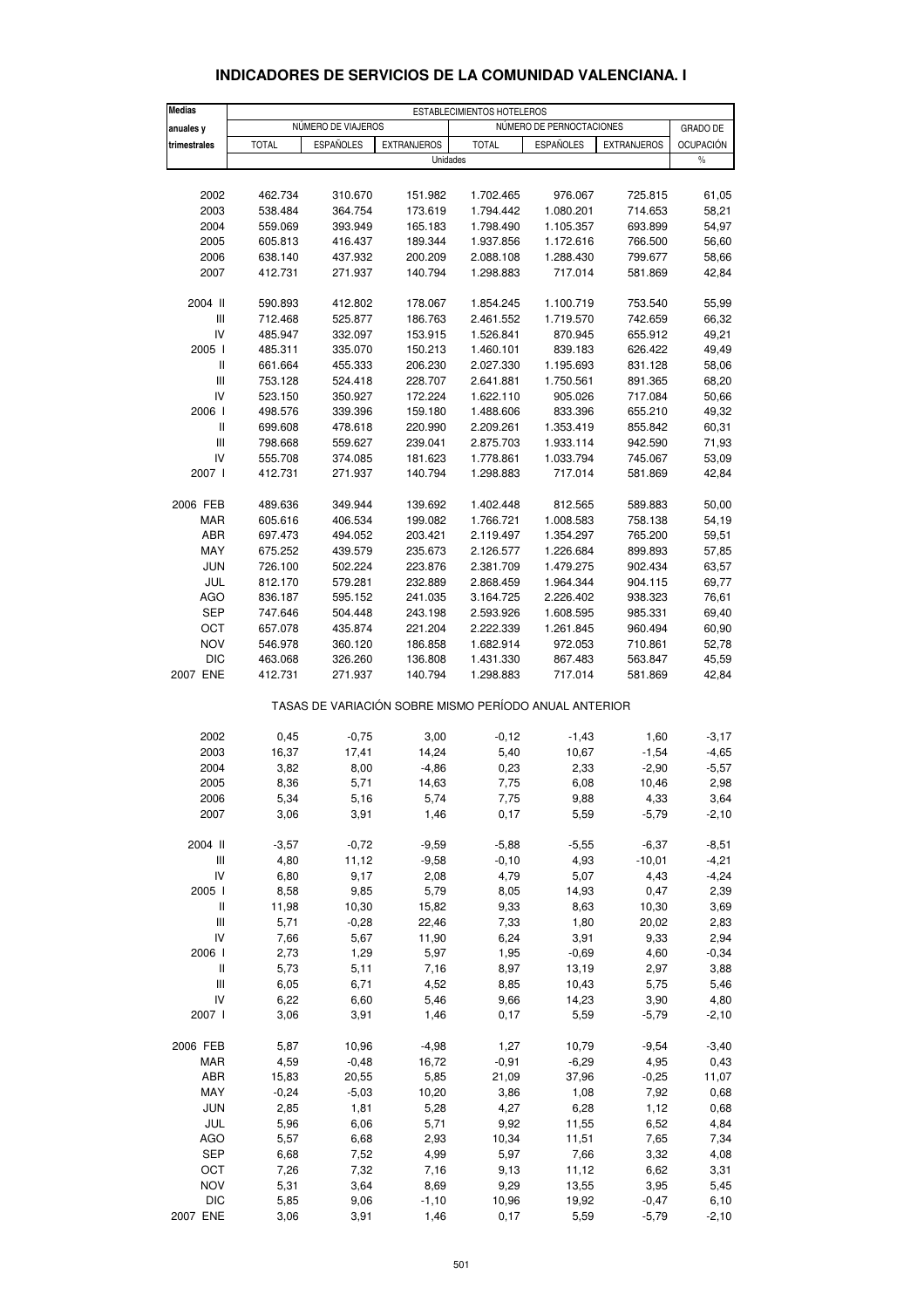# INDICADORES DE SERVICIOS DE LA COMUNIDAD VALENCIANA. I

| Medias anuales y trimestrales | ESTABLECIMIENTOS HOTELEROS | | | | | | |
|---|---|---|---|---|---|---|---|
| | NÚMERO DE VIAJEROS | | | NÚMERO DE PERNOCTACIONES | | | GRADO DE OCUPACIÓN |
| | TOTAL | ESPAÑOLES | EXTRANJEROS | TOTAL | ESPAÑOLES | EXTRANJEROS | |
| | Unidades | | | | | | % |
| 2002 | 462.734 | 310.670 | 151.982 | 1.702.465 | 976.067 | 725.815 | 61,05 |
| 2003 | 538.484 | 364.754 | 173.619 | 1.794.442 | 1.080.201 | 714.653 | 58,21 |
| 2004 | 559.069 | 393.949 | 165.183 | 1.798.490 | 1.105.357 | 693.899 | 54,97 |
| 2005 | 605.813 | 416.437 | 189.344 | 1.937.856 | 1.172.616 | 766.500 | 56,60 |
| 2006 | 638.140 | 437.932 | 200.209 | 2.088.108 | 1.288.430 | 799.677 | 58,66 |
| 2007 | 412.731 | 271.937 | 140.794 | 1.298.883 | 717.014 | 581.869 | 42,84 |
| 2004 II | 590.893 | 412.802 | 178.067 | 1.854.245 | 1.100.719 | 753.540 | 55,99 |
| III | 712.468 | 525.877 | 186.763 | 2.461.552 | 1.719.570 | 742.659 | 66,32 |
| IV | 485.947 | 332.097 | 153.915 | 1.526.841 | 870.945 | 655.912 | 49,21 |
| 2005 I | 485.311 | 335.070 | 150.213 | 1.460.101 | 839.183 | 626.422 | 49,49 |
| II | 661.664 | 455.333 | 206.230 | 2.027.330 | 1.195.693 | 831.128 | 58,06 |
| III | 753.128 | 524.418 | 228.707 | 2.641.881 | 1.750.561 | 891.365 | 68,20 |
| IV | 523.150 | 350.927 | 172.224 | 1.622.110 | 905.026 | 717.084 | 50,66 |
| 2006 I | 498.576 | 339.396 | 159.180 | 1.488.606 | 833.396 | 655.210 | 49,32 |
| II | 699.608 | 478.618 | 220.990 | 2.209.261 | 1.353.419 | 855.842 | 60,31 |
| III | 798.668 | 559.627 | 239.041 | 2.875.703 | 1.933.114 | 942.590 | 71,93 |
| IV | 555.708 | 374.085 | 181.623 | 1.778.861 | 1.033.794 | 745.067 | 53,09 |
| 2007 I | 412.731 | 271.937 | 140.794 | 1.298.883 | 717.014 | 581.869 | 42,84 |
| 2006 FEB | 489.636 | 349.944 | 139.692 | 1.402.448 | 812.565 | 589.883 | 50,00 |
| MAR | 605.616 | 406.534 | 199.082 | 1.766.721 | 1.008.583 | 758.138 | 54,19 |
| ABR | 697.473 | 494.052 | 203.421 | 2.119.497 | 1.354.297 | 765.200 | 59,51 |
| MAY | 675.252 | 439.579 | 235.673 | 2.126.577 | 1.226.684 | 899.893 | 57,85 |
| JUN | 726.100 | 502.224 | 223.876 | 2.381.709 | 1.479.275 | 902.434 | 63,57 |
| JUL | 812.170 | 579.281 | 232.889 | 2.868.459 | 1.964.344 | 904.115 | 69,77 |
| AGO | 836.187 | 595.152 | 241.035 | 3.164.725 | 2.226.402 | 938.323 | 76,61 |
| SEP | 747.646 | 504.448 | 243.198 | 2.593.926 | 1.608.595 | 985.331 | 69,40 |
| OCT | 657.078 | 435.874 | 221.204 | 2.222.339 | 1.261.845 | 960.494 | 60,90 |
| NOV | 546.978 | 360.120 | 186.858 | 1.682.914 | 972.053 | 710.861 | 52,78 |
| DIC | 463.068 | 326.260 | 136.808 | 1.431.330 | 867.483 | 563.847 | 45,59 |
| 2007 ENE | 412.731 | 271.937 | 140.794 | 1.298.883 | 717.014 | 581.869 | 42,84 |
| | TASAS DE VARIACIÓN SOBRE MISMO PERÍODO ANUAL ANTERIOR | | | | | | |
| 2002 | 0,45 | -0,75 | 3,00 | -0,12 | -1,43 | 1,60 | -3,17 |
| 2003 | 16,37 | 17,41 | 14,24 | 5,40 | 10,67 | -1,54 | -4,65 |
| 2004 | 3,82 | 8,00 | -4,86 | 0,23 | 2,33 | -2,90 | -5,57 |
| 2005 | 8,36 | 5,71 | 14,63 | 7,75 | 6,08 | 10,46 | 2,98 |
| 2006 | 5,34 | 5,16 | 5,74 | 7,75 | 9,88 | 4,33 | 3,64 |
| 2007 | 3,06 | 3,91 | 1,46 | 0,17 | 5,59 | -5,79 | -2,10 |
| 2004 II | -3,57 | -0,72 | -9,59 | -5,88 | -5,55 | -6,37 | -8,51 |
| III | 4,80 | 11,12 | -9,58 | -0,10 | 4,93 | -10,01 | -4,21 |
| IV | 6,80 | 9,17 | 2,08 | 4,79 | 5,07 | 4,43 | -4,24 |
| 2005 I | 8,58 | 9,85 | 5,79 | 8,05 | 14,93 | 0,47 | 2,39 |
| II | 11,98 | 10,30 | 15,82 | 9,33 | 8,63 | 10,30 | 3,69 |
| III | 5,71 | -0,28 | 22,46 | 7,33 | 1,80 | 20,02 | 2,83 |
| IV | 7,66 | 5,67 | 11,90 | 6,24 | 3,91 | 9,33 | 2,94 |
| 2006 I | 2,73 | 1,29 | 5,97 | 1,95 | -0,69 | 4,60 | -0,34 |
| II | 5,73 | 5,11 | 7,16 | 8,97 | 13,19 | 2,97 | 3,88 |
| III | 6,05 | 6,71 | 4,52 | 8,85 | 10,43 | 5,75 | 5,46 |
| IV | 6,22 | 6,60 | 5,46 | 9,66 | 14,23 | 3,90 | 4,80 |
| 2007 I | 3,06 | 3,91 | 1,46 | 0,17 | 5,59 | -5,79 | -2,10 |
| 2006 FEB | 5,87 | 10,96 | -4,98 | 1,27 | 10,79 | -9,54 | -3,40 |
| MAR | 4,59 | -0,48 | 16,72 | -0,91 | -6,29 | 4,95 | 0,43 |
| ABR | 15,83 | 20,55 | 5,85 | 21,09 | 37,96 | -0,25 | 11,07 |
| MAY | -0,24 | -5,03 | 10,20 | 3,86 | 1,08 | 7,92 | 0,68 |
| JUN | 2,85 | 1,81 | 5,28 | 4,27 | 6,28 | 1,12 | 0,68 |
| JUL | 5,96 | 6,06 | 5,71 | 9,92 | 11,55 | 6,52 | 4,84 |
| AGO | 5,57 | 6,68 | 2,93 | 10,34 | 11,51 | 7,65 | 7,34 |
| SEP | 6,68 | 7,52 | 4,99 | 5,97 | 7,66 | 3,32 | 4,08 |
| OCT | 7,26 | 7,32 | 7,16 | 9,13 | 11,12 | 6,62 | 3,31 |
| NOV | 5,31 | 3,64 | 8,69 | 9,29 | 13,55 | 3,95 | 5,45 |
| DIC | 5,85 | 9,06 | -1,10 | 10,96 | 19,92 | -0,47 | 6,10 |
| 2007 ENE | 3,06 | 3,91 | 1,46 | 0,17 | 5,59 | -5,79 | -2,10 |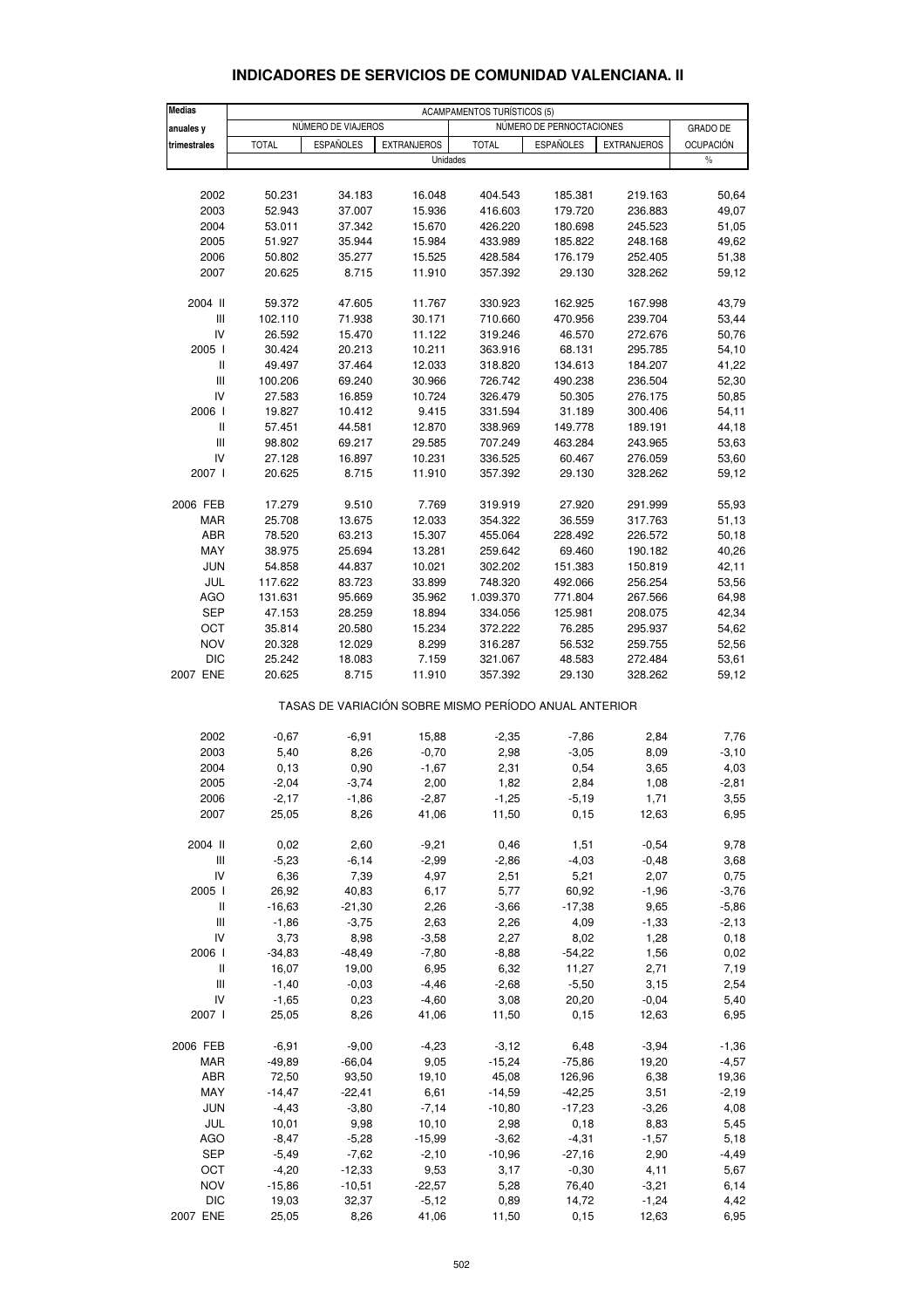## INDICADORES DE SERVICIOS DE COMUNIDAD VALENCIANA. II

| Medias anuales y trimestrales | ACAMPAMENTOS TURÍSTICOS (5) | | | | | | |
|---|---|---|---|---|---|---|---|
| | NÚMERO DE VIAJEROS | | | NÚMERO DE PERNOCTACIONES | | | GRADO DE OCUPACIÓN |
| | TOTAL | ESPAÑOLES | EXTRANJEROS | TOTAL | ESPAÑOLES | EXTRANJEROS | |
| | Unidades | | | | | | % |
| 2002 | 50.231 | 34.183 | 16.048 | 404.543 | 185.381 | 219.163 | 50,64 |
| 2003 | 52.943 | 37.007 | 15.936 | 416.603 | 179.720 | 236.883 | 49,07 |
| 2004 | 53.011 | 37.342 | 15.670 | 426.220 | 180.698 | 245.523 | 51,05 |
| 2005 | 51.927 | 35.944 | 15.984 | 433.989 | 185.822 | 248.168 | 49,62 |
| 2006 | 50.802 | 35.277 | 15.525 | 428.584 | 176.179 | 252.405 | 51,38 |
| 2007 | 20.625 | 8.715 | 11.910 | 357.392 | 29.130 | 328.262 | 59,12 |
| 2004 II | 59.372 | 47.605 | 11.767 | 330.923 | 162.925 | 167.998 | 43,79 |
| III | 102.110 | 71.938 | 30.171 | 710.660 | 470.956 | 239.704 | 53,44 |
| IV | 26.592 | 15.470 | 11.122 | 319.246 | 46.570 | 272.676 | 50,76 |
| 2005 I | 30.424 | 20.213 | 10.211 | 363.916 | 68.131 | 295.785 | 54,10 |
| II | 49.497 | 37.464 | 12.033 | 318.820 | 134.613 | 184.207 | 41,22 |
| III | 100.206 | 69.240 | 30.966 | 726.742 | 490.238 | 236.504 | 52,30 |
| IV | 27.583 | 16.859 | 10.724 | 326.479 | 50.305 | 276.175 | 50,85 |
| 2006 I | 19.827 | 10.412 | 9.415 | 331.594 | 31.189 | 300.406 | 54,11 |
| II | 57.451 | 44.581 | 12.870 | 338.969 | 149.778 | 189.191 | 44,18 |
| III | 98.802 | 69.217 | 29.585 | 707.249 | 463.284 | 243.965 | 53,63 |
| IV | 27.128 | 16.897 | 10.231 | 336.525 | 60.467 | 276.059 | 53,60 |
| 2007 I | 20.625 | 8.715 | 11.910 | 357.392 | 29.130 | 328.262 | 59,12 |
| 2006 FEB | 17.279 | 9.510 | 7.769 | 319.919 | 27.920 | 291.999 | 55,93 |
| MAR | 25.708 | 13.675 | 12.033 | 354.322 | 36.559 | 317.763 | 51,13 |
| ABR | 78.520 | 63.213 | 15.307 | 455.064 | 228.492 | 226.572 | 50,18 |
| MAY | 38.975 | 25.694 | 13.281 | 259.642 | 69.460 | 190.182 | 40,26 |
| JUN | 54.858 | 44.837 | 10.021 | 302.202 | 151.383 | 150.819 | 42,11 |
| JUL | 117.622 | 83.723 | 33.899 | 748.320 | 492.066 | 256.254 | 53,56 |
| AGO | 131.631 | 95.669 | 35.962 | 1.039.370 | 771.804 | 267.566 | 64,98 |
| SEP | 47.153 | 28.259 | 18.894 | 334.056 | 125.981 | 208.075 | 42,34 |
| OCT | 35.814 | 20.580 | 15.234 | 372.222 | 76.285 | 295.937 | 54,62 |
| NOV | 20.328 | 12.029 | 8.299 | 316.287 | 56.532 | 259.755 | 52,56 |
| DIC | 25.242 | 18.083 | 7.159 | 321.067 | 48.583 | 272.484 | 53,61 |
| 2007 ENE | 20.625 | 8.715 | 11.910 | 357.392 | 29.130 | 328.262 | 59,12 |
| | TASAS DE VARIACIÓN SOBRE MISMO PERÍODO ANUAL ANTERIOR | | | | | | |
| 2002 | -0,67 | -6,91 | 15,88 | -2,35 | -7,86 | 2,84 | 7,76 |
| 2003 | 5,40 | 8,26 | -0,70 | 2,98 | -3,05 | 8,09 | -3,10 |
| 2004 | 0,13 | 0,90 | -1,67 | 2,31 | 0,54 | 3,65 | 4,03 |
| 2005 | -2,04 | -3,74 | 2,00 | 1,82 | 2,84 | 1,08 | -2,81 |
| 2006 | -2,17 | -1,86 | -2,87 | -1,25 | -5,19 | 1,71 | 3,55 |
| 2007 | 25,05 | 8,26 | 41,06 | 11,50 | 0,15 | 12,63 | 6,95 |
| 2004 II | 0,02 | 2,60 | -9,21 | 0,46 | 1,51 | -0,54 | 9,78 |
| III | -5,23 | -6,14 | -2,99 | -2,86 | -4,03 | -0,48 | 3,68 |
| IV | 6,36 | 7,39 | 4,97 | 2,51 | 5,21 | 2,07 | 0,75 |
| 2005 I | 26,92 | 40,83 | 6,17 | 5,77 | 60,92 | -1,96 | -3,76 |
| II | -16,63 | -21,30 | 2,26 | -3,66 | -17,38 | 9,65 | -5,86 |
| III | -1,86 | -3,75 | 2,63 | 2,26 | 4,09 | -1,33 | -2,13 |
| IV | 3,73 | 8,98 | -3,58 | 2,27 | 8,02 | 1,28 | 0,18 |
| 2006 I | -34,83 | -48,49 | -7,80 | -8,88 | -54,22 | 1,56 | 0,02 |
| II | 16,07 | 19,00 | 6,95 | 6,32 | 11,27 | 2,71 | 7,19 |
| III | -1,40 | -0,03 | -4,46 | -2,68 | -5,50 | 3,15 | 2,54 |
| IV | -1,65 | 0,23 | -4,60 | 3,08 | 20,20 | -0,04 | 5,40 |
| 2007 I | 25,05 | 8,26 | 41,06 | 11,50 | 0,15 | 12,63 | 6,95 |
| 2006 FEB | -6,91 | -9,00 | -4,23 | -3,12 | 6,48 | -3,94 | -1,36 |
| MAR | -49,89 | -66,04 | 9,05 | -15,24 | -75,86 | 19,20 | -4,57 |
| ABR | 72,50 | 93,50 | 19,10 | 45,08 | 126,96 | 6,38 | 19,36 |
| MAY | -14,47 | -22,41 | 6,61 | -14,59 | -42,25 | 3,51 | -2,19 |
| JUN | -4,43 | -3,80 | -7,14 | -10,80 | -17,23 | -3,26 | 4,08 |
| JUL | 10,01 | 9,98 | 10,10 | 2,98 | 0,18 | 8,83 | 5,45 |
| AGO | -8,47 | -5,28 | -15,99 | -3,62 | -4,31 | -1,57 | 5,18 |
| SEP | -5,49 | -7,62 | -2,10 | -10,96 | -27,16 | 2,90 | -4,49 |
| OCT | -4,20 | -12,33 | 9,53 | 3,17 | -0,30 | 4,11 | 5,67 |
| NOV | -15,86 | -10,51 | -22,57 | 5,28 | 76,40 | -3,21 | 6,14 |
| DIC | 19,03 | 32,37 | -5,12 | 0,89 | 14,72 | -1,24 | 4,42 |
| 2007 ENE | 25,05 | 8,26 | 41,06 | 11,50 | 0,15 | 12,63 | 6,95 |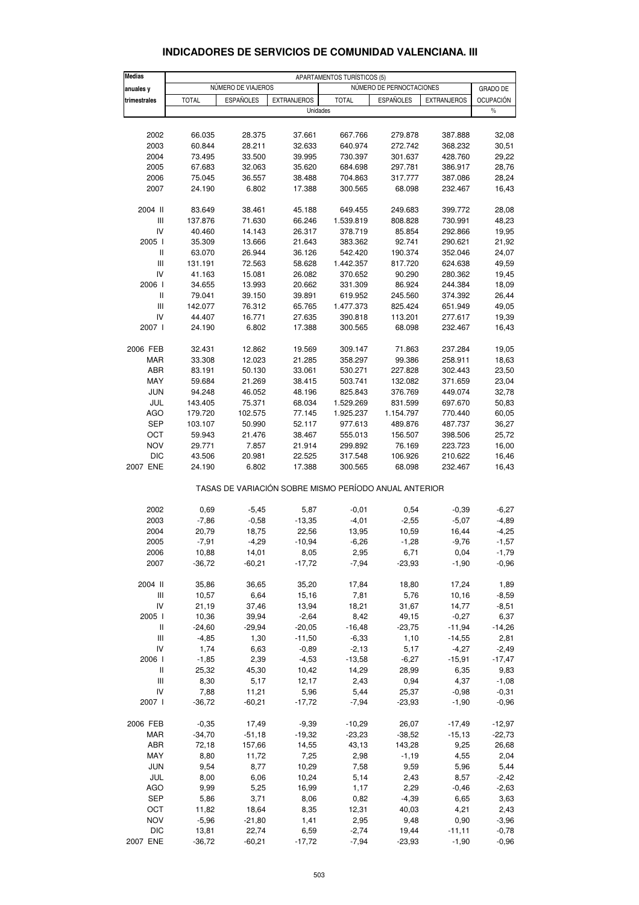# INDICADORES DE SERVICIOS DE COMUNIDAD VALENCIANA. III

| Medias anuales y trimestrales | APARTAMENTOS TURÍSTICOS (5) | | | | | | |
|---|---|---|---|---|---|---|---|
| | NÚMERO DE VIAJEROS | | | NÚMERO DE PERNOCTACIONES | | | GRADO DE OCUPACIÓN |
| | TOTAL | ESPAÑOLES | EXTRANJEROS | TOTAL | ESPAÑOLES | EXTRANJEROS | |
| | Unidades | | | | | | % |
| 2002 | 66.035 | 28.375 | 37.661 | 667.766 | 279.878 | 387.888 | 32,08 |
| 2003 | 60.844 | 28.211 | 32.633 | 640.974 | 272.742 | 368.232 | 30,51 |
| 2004 | 73.495 | 33.500 | 39.995 | 730.397 | 301.637 | 428.760 | 29,22 |
| 2005 | 67.683 | 32.063 | 35.620 | 684.698 | 297.781 | 386.917 | 28,76 |
| 2006 | 75.045 | 36.557 | 38.488 | 704.863 | 317.777 | 387.086 | 28,24 |
| 2007 | 24.190 | 6.802 | 17.388 | 300.565 | 68.098 | 232.467 | 16,43 |
| 2004 II | 83.649 | 38.461 | 45.188 | 649.455 | 249.683 | 399.772 | 28,08 |
| III | 137.876 | 71.630 | 66.246 | 1.539.819 | 808.828 | 730.991 | 48,23 |
| IV | 40.460 | 14.143 | 26.317 | 378.719 | 85.854 | 292.866 | 19,95 |
| 2005 I | 35.309 | 13.666 | 21.643 | 383.362 | 92.741 | 290.621 | 21,92 |
| II | 63.070 | 26.944 | 36.126 | 542.420 | 190.374 | 352.046 | 24,07 |
| III | 131.191 | 72.563 | 58.628 | 1.442.357 | 817.720 | 624.638 | 49,59 |
| IV | 41.163 | 15.081 | 26.082 | 370.652 | 90.290 | 280.362 | 19,45 |
| 2006 I | 34.655 | 13.993 | 20.662 | 331.309 | 86.924 | 244.384 | 18,09 |
| II | 79.041 | 39.150 | 39.891 | 619.952 | 245.560 | 374.392 | 26,44 |
| III | 142.077 | 76.312 | 65.765 | 1.477.373 | 825.424 | 651.949 | 49,05 |
| IV | 44.407 | 16.771 | 27.635 | 390.818 | 113.201 | 277.617 | 19,39 |
| 2007 I | 24.190 | 6.802 | 17.388 | 300.565 | 68.098 | 232.467 | 16,43 |
| 2006 FEB | 32.431 | 12.862 | 19.569 | 309.147 | 71.863 | 237.284 | 19,05 |
| MAR | 33.308 | 12.023 | 21.285 | 358.297 | 99.386 | 258.911 | 18,63 |
| ABR | 83.191 | 50.130 | 33.061 | 530.271 | 227.828 | 302.443 | 23,50 |
| MAY | 59.684 | 21.269 | 38.415 | 503.741 | 132.082 | 371.659 | 23,04 |
| JUN | 94.248 | 46.052 | 48.196 | 825.843 | 376.769 | 449.074 | 32,78 |
| JUL | 143.405 | 75.371 | 68.034 | 1.529.269 | 831.599 | 697.670 | 50,83 |
| AGO | 179.720 | 102.575 | 77.145 | 1.925.237 | 1.154.797 | 770.440 | 60,05 |
| SEP | 103.107 | 50.990 | 52.117 | 977.613 | 489.876 | 487.737 | 36,27 |
| OCT | 59.943 | 21.476 | 38.467 | 555.013 | 156.507 | 398.506 | 25,72 |
| NOV | 29.771 | 7.857 | 21.914 | 299.892 | 76.169 | 223.723 | 16,00 |
| DIC | 43.506 | 20.981 | 22.525 | 317.548 | 106.926 | 210.622 | 16,46 |
| 2007 ENE | 24.190 | 6.802 | 17.388 | 300.565 | 68.098 | 232.467 | 16,43 |
| | TASAS DE VARIACIÓN SOBRE MISMO PERÍODO ANUAL ANTERIOR | | | | | | |
| 2002 | 0,69 | -5,45 | 5,87 | -0,01 | 0,54 | -0,39 | -6,27 |
| 2003 | -7,86 | -0,58 | -13,35 | -4,01 | -2,55 | -5,07 | -4,89 |
| 2004 | 20,79 | 18,75 | 22,56 | 13,95 | 10,59 | 16,44 | -4,25 |
| 2005 | -7,91 | -4,29 | -10,94 | -6,26 | -1,28 | -9,76 | -1,57 |
| 2006 | 10,88 | 14,01 | 8,05 | 2,95 | 6,71 | 0,04 | -1,79 |
| 2007 | -36,72 | -60,21 | -17,72 | -7,94 | -23,93 | -1,90 | -0,96 |
| 2004 II | 35,86 | 36,65 | 35,20 | 17,84 | 18,80 | 17,24 | 1,89 |
| III | 10,57 | 6,64 | 15,16 | 7,81 | 5,76 | 10,16 | -8,59 |
| IV | 21,19 | 37,46 | 13,94 | 18,21 | 31,67 | 14,77 | -8,51 |
| 2005 I | 10,36 | 39,94 | -2,64 | 8,42 | 49,15 | -0,27 | 6,37 |
| II | -24,60 | -29,94 | -20,05 | -16,48 | -23,75 | -11,94 | -14,26 |
| III | -4,85 | 1,30 | -11,50 | -6,33 | 1,10 | -14,55 | 2,81 |
| IV | 1,74 | 6,63 | -0,89 | -2,13 | 5,17 | -4,27 | -2,49 |
| 2006 I | -1,85 | 2,39 | -4,53 | -13,58 | -6,27 | -15,91 | -17,47 |
| II | 25,32 | 45,30 | 10,42 | 14,29 | 28,99 | 6,35 | 9,83 |
| III | 8,30 | 5,17 | 12,17 | 2,43 | 0,94 | 4,37 | -1,08 |
| IV | 7,88 | 11,21 | 5,96 | 5,44 | 25,37 | -0,98 | -0,31 |
| 2007 I | -36,72 | -60,21 | -17,72 | -7,94 | -23,93 | -1,90 | -0,96 |
| 2006 FEB | -0,35 | 17,49 | -9,39 | -10,29 | 26,07 | -17,49 | -12,97 |
| MAR | -34,70 | -51,18 | -19,32 | -23,23 | -38,52 | -15,13 | -22,73 |
| ABR | 72,18 | 157,66 | 14,55 | 43,13 | 143,28 | 9,25 | 26,68 |
| MAY | 8,80 | 11,72 | 7,25 | 2,98 | -1,19 | 4,55 | 2,04 |
| JUN | 9,54 | 8,77 | 10,29 | 7,58 | 9,59 | 5,96 | 5,44 |
| JUL | 8,00 | 6,06 | 10,24 | 5,14 | 2,43 | 8,57 | -2,42 |
| AGO | 9,99 | 5,25 | 16,99 | 1,17 | 2,29 | -0,46 | -2,63 |
| SEP | 5,86 | 3,71 | 8,06 | 0,82 | -4,39 | 6,65 | 3,63 |
| OCT | 11,82 | 18,64 | 8,35 | 12,31 | 40,03 | 4,21 | 2,43 |
| NOV | -5,96 | -21,80 | 1,41 | 2,95 | 9,48 | 0,90 | -3,96 |
| DIC | 13,81 | 22,74 | 6,59 | -2,74 | 19,44 | -11,11 | -0,78 |
| 2007 ENE | -36,72 | -60,21 | -17,72 | -7,94 | -23,93 | -1,90 | -0,96 |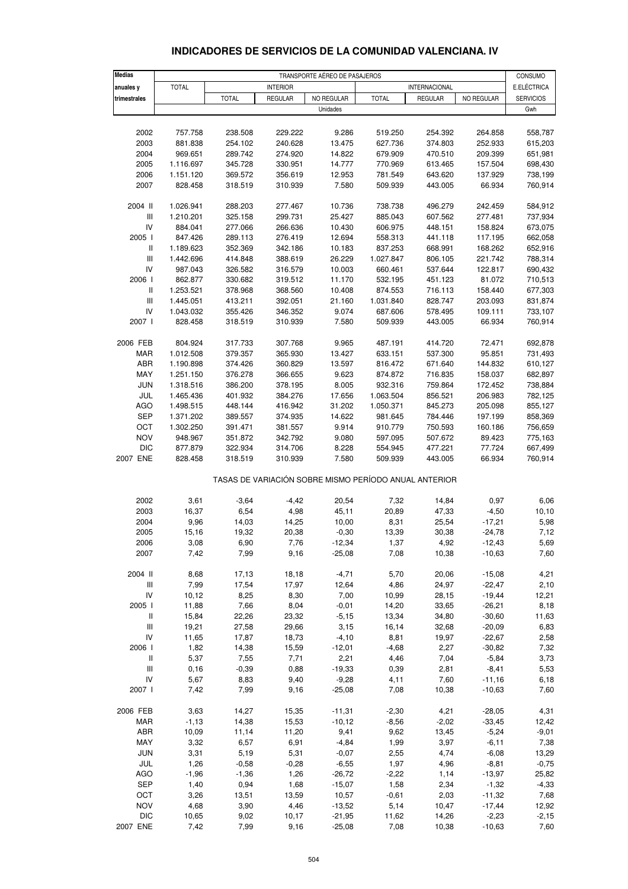# INDICADORES DE SERVICIOS DE LA COMUNIDAD VALENCIANA. IV

| Medias anuales y trimestrales | TRANSPORTE AÉREO DE PASAJEROS | | | | | | | CONSUMO E.ELÉCTRICA SERVICIOS |
|---|---|---|---|---|---|---|---|---|
| | TOTAL | INTERIOR | | | INTERNACIONAL | | | |
| | | TOTAL | REGULAR | NO REGULAR | TOTAL | REGULAR | NO REGULAR | |
| | Unidades | | | | | | | Gwh |
| 2002 | 757.758 | 238.508 | 229.222 | 9.286 | 519.250 | 254.392 | 264.858 | 558,787 |
| 2003 | 881.838 | 254.102 | 240.628 | 13.475 | 627.736 | 374.803 | 252.933 | 615,203 |
| 2004 | 969.651 | 289.742 | 274.920 | 14.822 | 679.909 | 470.510 | 209.399 | 651,981 |
| 2005 | 1.116.697 | 345.728 | 330.951 | 14.777 | 770.969 | 613.465 | 157.504 | 698,430 |
| 2006 | 1.151.120 | 369.572 | 356.619 | 12.953 | 781.549 | 643.620 | 137.929 | 738,199 |
| 2007 | 828.458 | 318.519 | 310.939 | 7.580 | 509.939 | 443.005 | 66.934 | 760,914 |
| 2004 II | 1.026.941 | 288.203 | 277.467 | 10.736 | 738.738 | 496.279 | 242.459 | 584,912 |
| III | 1.210.201 | 325.158 | 299.731 | 25.427 | 885.043 | 607.562 | 277.481 | 737,934 |
| IV | 884.041 | 277.066 | 266.636 | 10.430 | 606.975 | 448.151 | 158.824 | 673,075 |
| 2005 I | 847.426 | 289.113 | 276.419 | 12.694 | 558.313 | 441.118 | 117.195 | 662,058 |
| II | 1.189.623 | 352.369 | 342.186 | 10.183 | 837.253 | 668.991 | 168.262 | 652,916 |
| III | 1.442.696 | 414.848 | 388.619 | 26.229 | 1.027.847 | 806.105 | 221.742 | 788,314 |
| IV | 987.043 | 326.582 | 316.579 | 10.003 | 660.461 | 537.644 | 122.817 | 690,432 |
| 2006 I | 862.877 | 330.682 | 319.512 | 11.170 | 532.195 | 451.123 | 81.072 | 710,513 |
| II | 1.253.521 | 378.968 | 368.560 | 10.408 | 874.553 | 716.113 | 158.440 | 677,303 |
| III | 1.445.051 | 413.211 | 392.051 | 21.160 | 1.031.840 | 828.747 | 203.093 | 831,874 |
| IV | 1.043.032 | 355.426 | 346.352 | 9.074 | 687.606 | 578.495 | 109.111 | 733,107 |
| 2007 I | 828.458 | 318.519 | 310.939 | 7.580 | 509.939 | 443.005 | 66.934 | 760,914 |
| 2006 FEB | 804.924 | 317.733 | 307.768 | 9.965 | 487.191 | 414.720 | 72.471 | 692,878 |
| MAR | 1.012.508 | 379.357 | 365.930 | 13.427 | 633.151 | 537.300 | 95.851 | 731,493 |
| ABR | 1.190.898 | 374.426 | 360.829 | 13.597 | 816.472 | 671.640 | 144.832 | 610,127 |
| MAY | 1.251.150 | 376.278 | 366.655 | 9.623 | 874.872 | 716.835 | 158.037 | 682,897 |
| JUN | 1.318.516 | 386.200 | 378.195 | 8.005 | 932.316 | 759.864 | 172.452 | 738,884 |
| JUL | 1.465.436 | 401.932 | 384.276 | 17.656 | 1.063.504 | 856.521 | 206.983 | 782,125 |
| AGO | 1.498.515 | 448.144 | 416.942 | 31.202 | 1.050.371 | 845.273 | 205.098 | 855,127 |
| SEP | 1.371.202 | 389.557 | 374.935 | 14.622 | 981.645 | 784.446 | 197.199 | 858,369 |
| OCT | 1.302.250 | 391.471 | 381.557 | 9.914 | 910.779 | 750.593 | 160.186 | 756,659 |
| NOV | 948.967 | 351.872 | 342.792 | 9.080 | 597.095 | 507.672 | 89.423 | 775,163 |
| DIC | 877.879 | 322.934 | 314.706 | 8.228 | 554.945 | 477.221 | 77.724 | 667,499 |
| 2007 ENE | 828.458 | 318.519 | 310.939 | 7.580 | 509.939 | 443.005 | 66.934 | 760,914 |
| | TASAS DE VARIACIÓN SOBRE MISMO PERÍODO ANUAL ANTERIOR | | | | | | | |
| 2002 | 3,61 | -3,64 | -4,42 | 20,54 | 7,32 | 14,84 | 0,97 | 6,06 |
| 2003 | 16,37 | 6,54 | 4,98 | 45,11 | 20,89 | 47,33 | -4,50 | 10,10 |
| 2004 | 9,96 | 14,03 | 14,25 | 10,00 | 8,31 | 25,54 | -17,21 | 5,98 |
| 2005 | 15,16 | 19,32 | 20,38 | -0,30 | 13,39 | 30,38 | -24,78 | 7,12 |
| 2006 | 3,08 | 6,90 | 7,76 | -12,34 | 1,37 | 4,92 | -12,43 | 5,69 |
| 2007 | 7,42 | 7,99 | 9,16 | -25,08 | 7,08 | 10,38 | -10,63 | 7,60 |
| 2004 II | 8,68 | 17,13 | 18,18 | -4,71 | 5,70 | 20,06 | -15,08 | 4,21 |
| III | 7,99 | 17,54 | 17,97 | 12,64 | 4,86 | 24,97 | -22,47 | 2,10 |
| IV | 10,12 | 8,25 | 8,30 | 7,00 | 10,99 | 28,15 | -19,44 | 12,21 |
| 2005 I | 11,88 | 7,66 | 8,04 | -0,01 | 14,20 | 33,65 | -26,21 | 8,18 |
| II | 15,84 | 22,26 | 23,32 | -5,15 | 13,34 | 34,80 | -30,60 | 11,63 |
| III | 19,21 | 27,58 | 29,66 | 3,15 | 16,14 | 32,68 | -20,09 | 6,83 |
| IV | 11,65 | 17,87 | 18,73 | -4,10 | 8,81 | 19,97 | -22,67 | 2,58 |
| 2006 I | 1,82 | 14,38 | 15,59 | -12,01 | -4,68 | 2,27 | -30,82 | 7,32 |
| II | 5,37 | 7,55 | 7,71 | 2,21 | 4,46 | 7,04 | -5,84 | 3,73 |
| III | 0,16 | -0,39 | 0,88 | -19,33 | 0,39 | 2,81 | -8,41 | 5,53 |
| IV | 5,67 | 8,83 | 9,40 | -9,28 | 4,11 | 7,60 | -11,16 | 6,18 |
| 2007 I | 7,42 | 7,99 | 9,16 | -25,08 | 7,08 | 10,38 | -10,63 | 7,60 |
| 2006 FEB | 3,63 | 14,27 | 15,35 | -11,31 | -2,30 | 4,21 | -28,05 | 4,31 |
| MAR | -1,13 | 14,38 | 15,53 | -10,12 | -8,56 | -2,02 | -33,45 | 12,42 |
| ABR | 10,09 | 11,14 | 11,20 | 9,41 | 9,62 | 13,45 | -5,24 | -9,01 |
| MAY | 3,32 | 6,57 | 6,91 | -4,84 | 1,99 | 3,97 | -6,11 | 7,38 |
| JUN | 3,31 | 5,19 | 5,31 | -0,07 | 2,55 | 4,74 | -6,08 | 13,29 |
| JUL | 1,26 | -0,58 | -0,28 | -6,55 | 1,97 | 4,96 | -8,81 | -0,75 |
| AGO | -1,96 | -1,36 | 1,26 | -26,72 | -2,22 | 1,14 | -13,97 | 25,82 |
| SEP | 1,40 | 0,94 | 1,68 | -15,07 | 1,58 | 2,34 | -1,32 | -4,33 |
| OCT | 3,26 | 13,51 | 13,59 | 10,57 | -0,61 | 2,03 | -11,32 | 7,68 |
| NOV | 4,68 | 3,90 | 4,46 | -13,52 | 5,14 | 10,47 | -17,44 | 12,92 |
| DIC | 10,65 | 9,02 | 10,17 | -21,95 | 11,62 | 14,26 | -2,23 | -2,15 |
| 2007 ENE | 7,42 | 7,99 | 9,16 | -25,08 | 7,08 | 10,38 | -10,63 | 7,60 |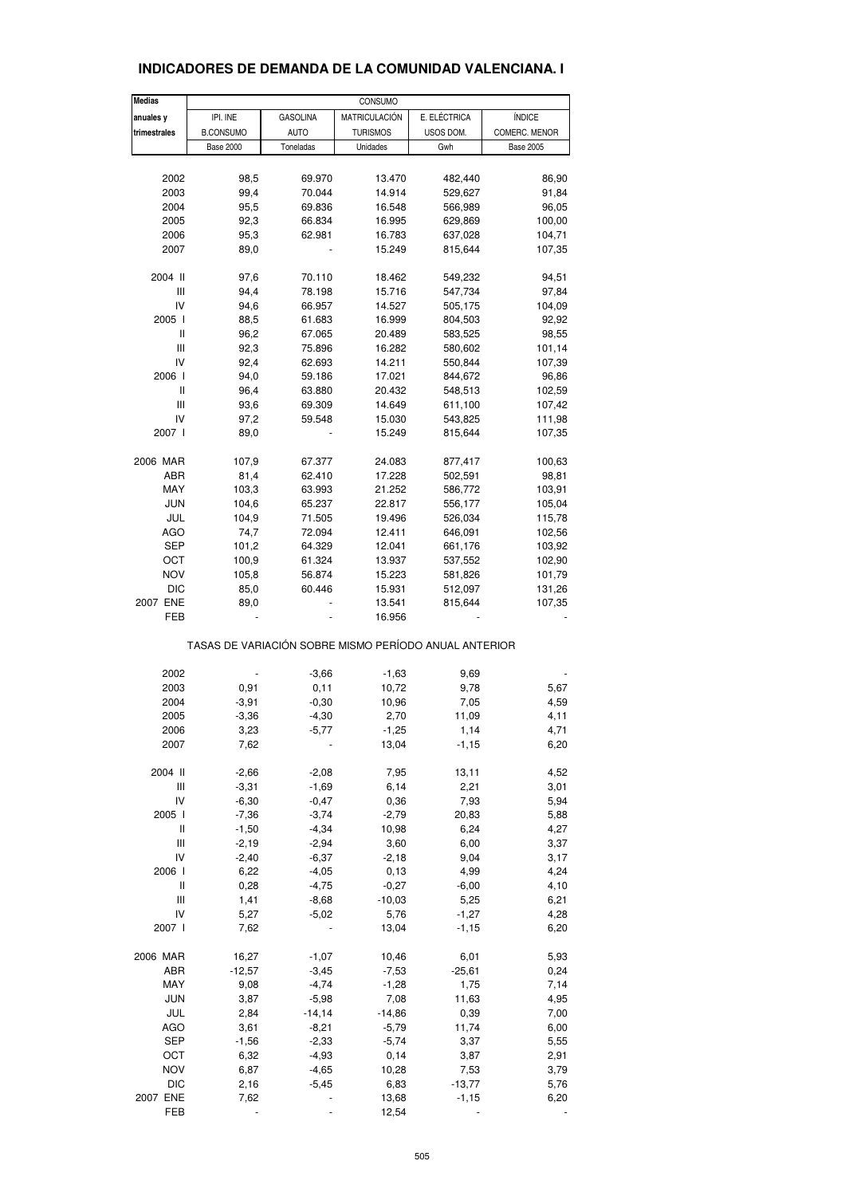## INDICADORES DE DEMANDA DE LA COMUNIDAD VALENCIANA. I

| Medias anuales y trimestrales | CONSUMO | | | | |
|---|---|---|---|---|---|
| | IPI. INE B.CONSUMO | GASOLINA AUTO | MATRICULACIÓN TURISMOS | E. ELÉCTRICA USOS DOM. | ÍNDICE COMERC. MENOR |
| | Base 2000 | Toneladas | Unidades | Gwh | Base 2005 |
| 2002 | 98,5 | 69.970 | 13.470 | 482,440 | 86,90 |
| 2003 | 99,4 | 70.044 | 14.914 | 529,627 | 91,84 |
| 2004 | 95,5 | 69.836 | 16.548 | 566,989 | 96,05 |
| 2005 | 92,3 | 66.834 | 16.995 | 629,869 | 100,00 |
| 2006 | 95,3 | 62.981 | 16.783 | 637,028 | 104,71 |
| 2007 | 89,0 | - | 15.249 | 815,644 | 107,35 |
| 2004 II | 97,6 | 70.110 | 18.462 | 549,232 | 94,51 |
| III | 94,4 | 78.198 | 15.716 | 547,734 | 97,84 |
| IV | 94,6 | 66.957 | 14.527 | 505,175 | 104,09 |
| 2005 I | 88,5 | 61.683 | 16.999 | 804,503 | 92,92 |
| II | 96,2 | 67.065 | 20.489 | 583,525 | 98,55 |
| III | 92,3 | 75.896 | 16.282 | 580,602 | 101,14 |
| IV | 92,4 | 62.693 | 14.211 | 550,844 | 107,39 |
| 2006 I | 94,0 | 59.186 | 17.021 | 844,672 | 96,86 |
| II | 96,4 | 63.880 | 20.432 | 548,513 | 102,59 |
| III | 93,6 | 69.309 | 14.649 | 611,100 | 107,42 |
| IV | 97,2 | 59.548 | 15.030 | 543,825 | 111,98 |
| 2007 I | 89,0 | - | 15.249 | 815,644 | 107,35 |
| 2006 MAR | 107,9 | 67.377 | 24.083 | 877,417 | 100,63 |
| ABR | 81,4 | 62.410 | 17.228 | 502,591 | 98,81 |
| MAY | 103,3 | 63.993 | 21.252 | 586,772 | 103,91 |
| JUN | 104,6 | 65.237 | 22.817 | 556,177 | 105,04 |
| JUL | 104,9 | 71.505 | 19.496 | 526,034 | 115,78 |
| AGO | 74,7 | 72.094 | 12.411 | 646,091 | 102,56 |
| SEP | 101,2 | 64.329 | 12.041 | 661,176 | 103,92 |
| OCT | 100,9 | 61.324 | 13.937 | 537,552 | 102,90 |
| NOV | 105,8 | 56.874 | 15.223 | 581,826 | 101,79 |
| DIC | 85,0 | 60.446 | 15.931 | 512,097 | 131,26 |
| 2007 ENE | 89,0 | - | 13.541 | 815,644 | 107,35 |
| FEB | - | - | 16.956 | - | - |

TASAS DE VARIACIÓN SOBRE MISMO PERÍODO ANUAL ANTERIOR

| | IPI. INE B.CONSUMO | GASOLINA AUTO | MATRICULACIÓN TURISMOS | E. ELÉCTRICA USOS DOM. | ÍNDICE COMERC. MENOR |
|---|---|---|---|---|---|
| 2002 | - | -3,66 | -1,63 | 9,69 | - |
| 2003 | 0,91 | 0,11 | 10,72 | 9,78 | 5,67 |
| 2004 | -3,91 | -0,30 | 10,96 | 7,05 | 4,59 |
| 2005 | -3,36 | -4,30 | 2,70 | 11,09 | 4,11 |
| 2006 | 3,23 | -5,77 | -1,25 | 1,14 | 4,71 |
| 2007 | 7,62 | - | 13,04 | -1,15 | 6,20 |
| 2004 II | -2,66 | -2,08 | 7,95 | 13,11 | 4,52 |
| III | -3,31 | -1,69 | 6,14 | 2,21 | 3,01 |
| IV | -6,30 | -0,47 | 0,36 | 7,93 | 5,94 |
| 2005 I | -7,36 | -3,74 | -2,79 | 20,83 | 5,88 |
| II | -1,50 | -4,34 | 10,98 | 6,24 | 4,27 |
| III | -2,19 | -2,94 | 3,60 | 6,00 | 3,37 |
| IV | -2,40 | -6,37 | -2,18 | 9,04 | 3,17 |
| 2006 I | 6,22 | -4,05 | 0,13 | 4,99 | 4,24 |
| II | 0,28 | -4,75 | -0,27 | -6,00 | 4,10 |
| III | 1,41 | -8,68 | -10,03 | 5,25 | 6,21 |
| IV | 5,27 | -5,02 | 5,76 | -1,27 | 4,28 |
| 2007 I | 7,62 | - | 13,04 | -1,15 | 6,20 |
| 2006 MAR | 16,27 | -1,07 | 10,46 | 6,01 | 5,93 |
| ABR | -12,57 | -3,45 | -7,53 | -25,61 | 0,24 |
| MAY | 9,08 | -4,74 | -1,28 | 1,75 | 7,14 |
| JUN | 3,87 | -5,98 | 7,08 | 11,63 | 4,95 |
| JUL | 2,84 | -14,14 | -14,86 | 0,39 | 7,00 |
| AGO | 3,61 | -8,21 | -5,79 | 11,74 | 6,00 |
| SEP | -1,56 | -2,33 | -5,74 | 3,37 | 5,55 |
| OCT | 6,32 | -4,93 | 0,14 | 3,87 | 2,91 |
| NOV | 6,87 | -4,65 | 10,28 | 7,53 | 3,79 |
| DIC | 2,16 | -5,45 | 6,83 | -13,77 | 5,76 |
| 2007 ENE | 7,62 | - | 13,68 | -1,15 | 6,20 |
| FEB | - | - | 12,54 | - | - |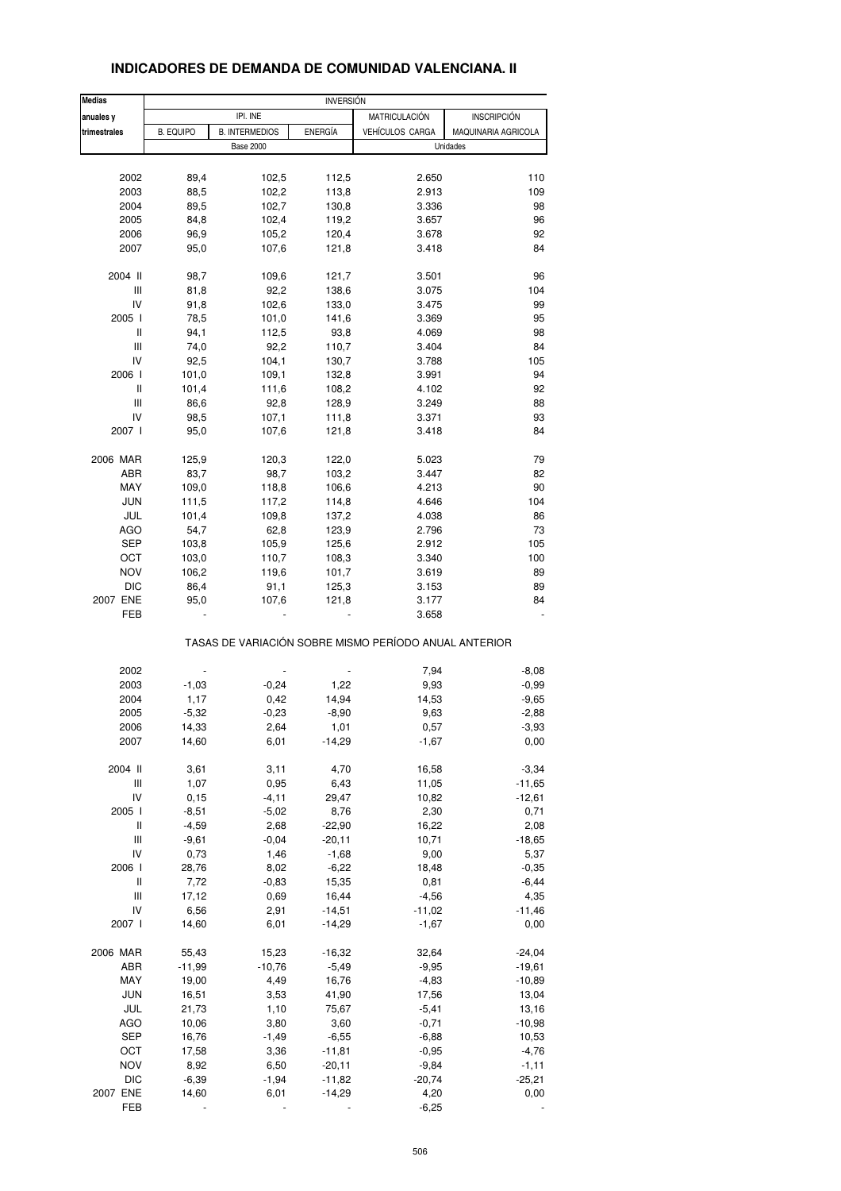## INDICADORES DE DEMANDA DE COMUNIDAD VALENCIANA. II

| Medias anuales y trimestrales | INVERSIÓN | | | | |
|---|---|---|---|---|---|
| | IPI. INE | | | MATRICULACIÓN | INSCRIPCIÓN |
| | B. EQUIPO | B. INTERMEDIOS | ENERGÍA | VEHÍCULOS CARGA | MAQUINARIA AGRICOLA |
| | Base 2000 | | | Unidades | |
| 2002 | 89,4 | 102,5 | 112,5 | 2.650 | 110 |
| 2003 | 88,5 | 102,2 | 113,8 | 2.913 | 109 |
| 2004 | 89,5 | 102,7 | 130,8 | 3.336 | 98 |
| 2005 | 84,8 | 102,4 | 119,2 | 3.657 | 96 |
| 2006 | 96,9 | 105,2 | 120,4 | 3.678 | 92 |
| 2007 | 95,0 | 107,6 | 121,8 | 3.418 | 84 |
| 2004 II | 98,7 | 109,6 | 121,7 | 3.501 | 96 |
| III | 81,8 | 92,2 | 138,6 | 3.075 | 104 |
| IV | 91,8 | 102,6 | 133,0 | 3.475 | 99 |
| 2005 I | 78,5 | 101,0 | 141,6 | 3.369 | 95 |
| II | 94,1 | 112,5 | 93,8 | 4.069 | 98 |
| III | 74,0 | 92,2 | 110,7 | 3.404 | 84 |
| IV | 92,5 | 104,1 | 130,7 | 3.788 | 105 |
| 2006 I | 101,0 | 109,1 | 132,8 | 3.991 | 94 |
| II | 101,4 | 111,6 | 108,2 | 4.102 | 92 |
| III | 86,6 | 92,8 | 128,9 | 3.249 | 88 |
| IV | 98,5 | 107,1 | 111,8 | 3.371 | 93 |
| 2007 I | 95,0 | 107,6 | 121,8 | 3.418 | 84 |
| 2006 MAR | 125,9 | 120,3 | 122,0 | 5.023 | 79 |
| ABR | 83,7 | 98,7 | 103,2 | 3.447 | 82 |
| MAY | 109,0 | 118,8 | 106,6 | 4.213 | 90 |
| JUN | 111,5 | 117,2 | 114,8 | 4.646 | 104 |
| JUL | 101,4 | 109,8 | 137,2 | 4.038 | 86 |
| AGO | 54,7 | 62,8 | 123,9 | 2.796 | 73 |
| SEP | 103,8 | 105,9 | 125,6 | 2.912 | 105 |
| OCT | 103,0 | 110,7 | 108,3 | 3.340 | 100 |
| NOV | 106,2 | 119,6 | 101,7 | 3.619 | 89 |
| DIC | 86,4 | 91,1 | 125,3 | 3.153 | 89 |
| 2007 ENE | 95,0 | 107,6 | 121,8 | 3.177 | 84 |
| FEB | - | - | - | 3.658 | - |
| | TASAS DE VARIACIÓN SOBRE MISMO PERÍODO ANUAL ANTERIOR | | | | |
| 2002 | - | - | - | 7,94 | -8,08 |
| 2003 | -1,03 | -0,24 | 1,22 | 9,93 | -0,99 |
| 2004 | 1,17 | 0,42 | 14,94 | 14,53 | -9,65 |
| 2005 | -5,32 | -0,23 | -8,90 | 9,63 | -2,88 |
| 2006 | 14,33 | 2,64 | 1,01 | 0,57 | -3,93 |
| 2007 | 14,60 | 6,01 | -14,29 | -1,67 | 0,00 |
| 2004 II | 3,61 | 3,11 | 4,70 | 16,58 | -3,34 |
| III | 1,07 | 0,95 | 6,43 | 11,05 | -11,65 |
| IV | 0,15 | -4,11 | 29,47 | 10,82 | -12,61 |
| 2005 I | -8,51 | -5,02 | 8,76 | 2,30 | 0,71 |
| II | -4,59 | 2,68 | -22,90 | 16,22 | 2,08 |
| III | -9,61 | -0,04 | -20,11 | 10,71 | -18,65 |
| IV | 0,73 | 1,46 | -1,68 | 9,00 | 5,37 |
| 2006 I | 28,76 | 8,02 | -6,22 | 18,48 | -0,35 |
| II | 7,72 | -0,83 | 15,35 | 0,81 | -6,44 |
| III | 17,12 | 0,69 | 16,44 | -4,56 | 4,35 |
| IV | 6,56 | 2,91 | -14,51 | -11,02 | -11,46 |
| 2007 I | 14,60 | 6,01 | -14,29 | -1,67 | 0,00 |
| 2006 MAR | 55,43 | 15,23 | -16,32 | 32,64 | -24,04 |
| ABR | -11,99 | -10,76 | -5,49 | -9,95 | -19,61 |
| MAY | 19,00 | 4,49 | 16,76 | -4,83 | -10,89 |
| JUN | 16,51 | 3,53 | 41,90 | 17,56 | 13,04 |
| JUL | 21,73 | 1,10 | 75,67 | -5,41 | 13,16 |
| AGO | 10,06 | 3,80 | 3,60 | -0,71 | -10,98 |
| SEP | 16,76 | -1,49 | -6,55 | -6,88 | 10,53 |
| OCT | 17,58 | 3,36 | -11,81 | -0,95 | -4,76 |
| NOV | 8,92 | 6,50 | -20,11 | -9,84 | -1,11 |
| DIC | -6,39 | -1,94 | -11,82 | -20,74 | -25,21 |
| 2007 ENE | 14,60 | 6,01 | -14,29 | 4,20 | 0,00 |
| FEB | - | - | - | -6,25 | - |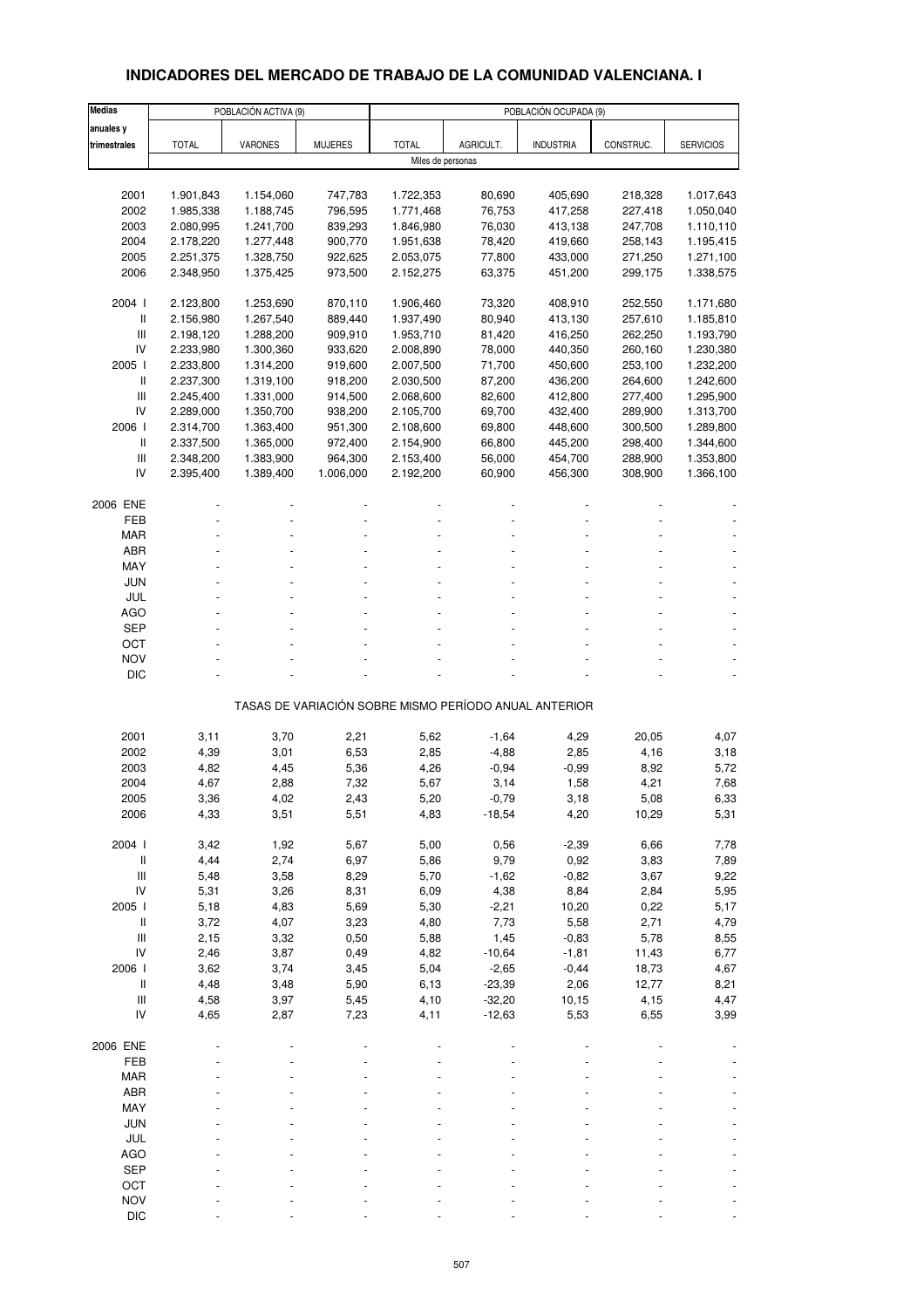# INDICADORES DEL MERCADO DE TRABAJO DE LA COMUNIDAD VALENCIANA. I

| Medias anuales y trimestrales | POBLACIÓN ACTIVA (9) | | | POBLACIÓN OCUPADA (9) | | | | |
|---|---|---|---|---|---|---|---|---|
| | TOTAL | VARONES | MUJERES | TOTAL | AGRICULT. | INDUSTRIA | CONSTRUC. | SERVICIOS |
| | Miles de personas | | | | | | | |
| 2001 | 1.901,843 | 1.154,060 | 747,783 | 1.722,353 | 80,690 | 405,690 | 218,328 | 1.017,643 |
| 2002 | 1.985,338 | 1.188,745 | 796,595 | 1.771,468 | 76,753 | 417,258 | 227,418 | 1.050,040 |
| 2003 | 2.080,995 | 1.241,700 | 839,293 | 1.846,980 | 76,030 | 413,138 | 247,708 | 1.110,110 |
| 2004 | 2.178,220 | 1.277,448 | 900,770 | 1.951,638 | 78,420 | 419,660 | 258,143 | 1.195,415 |
| 2005 | 2.251,375 | 1.328,750 | 922,625 | 2.053,075 | 77,800 | 433,000 | 271,250 | 1.271,100 |
| 2006 | 2.348,950 | 1.375,425 | 973,500 | 2.152,275 | 63,375 | 451,200 | 299,175 | 1.338,575 |
| 2004 I | 2.123,800 | 1.253,690 | 870,110 | 1.906,460 | 73,320 | 408,910 | 252,550 | 1.171,680 |
| II | 2.156,980 | 1.267,540 | 889,440 | 1.937,490 | 80,940 | 413,130 | 257,610 | 1.185,810 |
| III | 2.198,120 | 1.288,200 | 909,910 | 1.953,710 | 81,420 | 416,250 | 262,250 | 1.193,790 |
| IV | 2.233,980 | 1.300,360 | 933,620 | 2.008,890 | 78,000 | 440,350 | 260,160 | 1.230,380 |
| 2005 I | 2.233,800 | 1.314,200 | 919,600 | 2.007,500 | 71,700 | 450,600 | 253,100 | 1.232,200 |
| II | 2.237,300 | 1.319,100 | 918,200 | 2.030,500 | 87,200 | 436,200 | 264,600 | 1.242,600 |
| III | 2.245,400 | 1.331,000 | 914,500 | 2.068,600 | 82,600 | 412,800 | 277,400 | 1.295,900 |
| IV | 2.289,000 | 1.350,700 | 938,200 | 2.105,700 | 69,700 | 432,400 | 289,900 | 1.313,700 |
| 2006 I | 2.314,700 | 1.363,400 | 951,300 | 2.108,600 | 69,800 | 448,600 | 300,500 | 1.289,800 |
| II | 2.337,500 | 1.365,000 | 972,400 | 2.154,900 | 66,800 | 445,200 | 298,400 | 1.344,600 |
| III | 2.348,200 | 1.383,900 | 964,300 | 2.153,400 | 56,000 | 454,700 | 288,900 | 1.353,800 |
| IV | 2.395,400 | 1.389,400 | 1.006,000 | 2.192,200 | 60,900 | 456,300 | 308,900 | 1.366,100 |
| 2006 ENE | - | - | - | - | - | - | - | - |
| FEB | - | - | - | - | - | - | - | - |
| MAR | - | - | - | - | - | - | - | - |
| ABR | - | - | - | - | - | - | - | - |
| MAY | - | - | - | - | - | - | - | - |
| JUN | - | - | - | - | - | - | - | - |
| JUL | - | - | - | - | - | - | - | - |
| AGO | - | - | - | - | - | - | - | - |
| SEP | - | - | - | - | - | - | - | - |
| OCT | - | - | - | - | - | - | - | - |
| NOV | - | - | - | - | - | - | - | - |
| DIC | - | - | - | - | - | - | - | - |
| | TASAS DE VARIACIÓN SOBRE MISMO PERÍODO ANUAL ANTERIOR | | | | | | | |
| 2001 | 3,11 | 3,70 | 2,21 | 5,62 | -1,64 | 4,29 | 20,05 | 4,07 |
| 2002 | 4,39 | 3,01 | 6,53 | 2,85 | -4,88 | 2,85 | 4,16 | 3,18 |
| 2003 | 4,82 | 4,45 | 5,36 | 4,26 | -0,94 | -0,99 | 8,92 | 5,72 |
| 2004 | 4,67 | 2,88 | 7,32 | 5,67 | 3,14 | 1,58 | 4,21 | 7,68 |
| 2005 | 3,36 | 4,02 | 2,43 | 5,20 | -0,79 | 3,18 | 5,08 | 6,33 |
| 2006 | 4,33 | 3,51 | 5,51 | 4,83 | -18,54 | 4,20 | 10,29 | 5,31 |
| 2004 I | 3,42 | 1,92 | 5,67 | 5,00 | 0,56 | -2,39 | 6,66 | 7,78 |
| II | 4,44 | 2,74 | 6,97 | 5,86 | 9,79 | 0,92 | 3,83 | 7,89 |
| III | 5,48 | 3,58 | 8,29 | 5,70 | -1,62 | -0,82 | 3,67 | 9,22 |
| IV | 5,31 | 3,26 | 8,31 | 6,09 | 4,38 | 8,84 | 2,84 | 5,95 |
| 2005 I | 5,18 | 4,83 | 5,69 | 5,30 | -2,21 | 10,20 | 0,22 | 5,17 |
| II | 3,72 | 4,07 | 3,23 | 4,80 | 7,73 | 5,58 | 2,71 | 4,79 |
| III | 2,15 | 3,32 | 0,50 | 5,88 | 1,45 | -0,83 | 5,78 | 8,55 |
| IV | 2,46 | 3,87 | 0,49 | 4,82 | -10,64 | -1,81 | 11,43 | 6,77 |
| 2006 I | 3,62 | 3,74 | 3,45 | 5,04 | -2,65 | -0,44 | 18,73 | 4,67 |
| II | 4,48 | 3,48 | 5,90 | 6,13 | -23,39 | 2,06 | 12,77 | 8,21 |
| III | 4,58 | 3,97 | 5,45 | 4,10 | -32,20 | 10,15 | 4,15 | 4,47 |
| IV | 4,65 | 2,87 | 7,23 | 4,11 | -12,63 | 5,53 | 6,55 | 3,99 |
| 2006 ENE | - | - | - | - | - | - | - | - |
| FEB | - | - | - | - | - | - | - | - |
| MAR | - | - | - | - | - | - | - | - |
| ABR | - | - | - | - | - | - | - | - |
| MAY | - | - | - | - | - | - | - | - |
| JUN | - | - | - | - | - | - | - | - |
| JUL | - | - | - | - | - | - | - | - |
| AGO | - | - | - | - | - | - | - | - |
| SEP | - | - | - | - | - | - | - | - |
| OCT | - | - | - | - | - | - | - | - |
| NOV | - | - | - | - | - | - | - | - |
| DIC | - | - | - | - | - | - | - | - |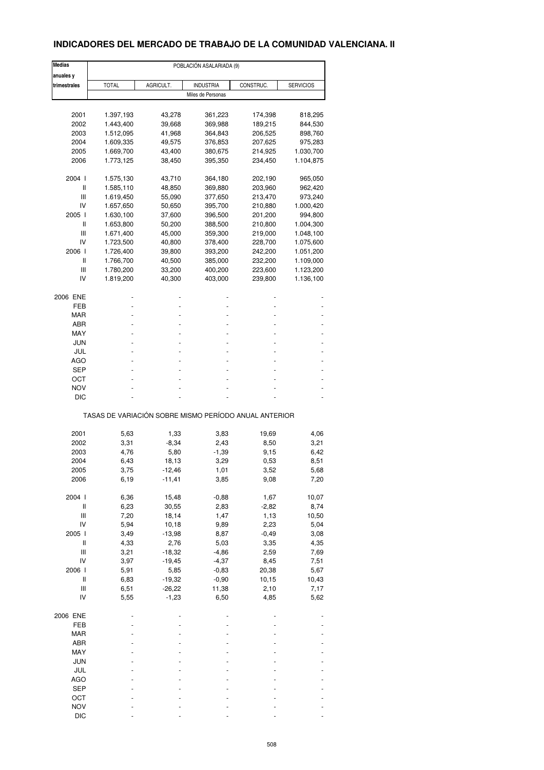## INDICADORES DEL MERCADO DE TRABAJO DE LA COMUNIDAD VALENCIANA. II

| Medias anuales y trimestrales | POBLACIÓN ASALARIADA (9) | | | | |
|---|---|---|---|---|---|
| | TOTAL | AGRICULT. | INDUSTRIA | CONSTRUC. | SERVICIOS |
| | Miles de Personas | | | | |
| 2001 | 1.397,193 | 43,278 | 361,223 | 174,398 | 818,295 |
| 2002 | 1.443,400 | 39,668 | 369,988 | 189,215 | 844,530 |
| 2003 | 1.512,095 | 41,968 | 364,843 | 206,525 | 898,760 |
| 2004 | 1.609,335 | 49,575 | 376,853 | 207,625 | 975,283 |
| 2005 | 1.669,700 | 43,400 | 380,675 | 214,925 | 1.030,700 |
| 2006 | 1.773,125 | 38,450 | 395,350 | 234,450 | 1.104,875 |
| 2004 I | 1.575,130 | 43,710 | 364,180 | 202,190 | 965,050 |
| II | 1.585,110 | 48,850 | 369,880 | 203,960 | 962,420 |
| III | 1.619,450 | 55,090 | 377,650 | 213,470 | 973,240 |
| IV | 1.657,650 | 50,650 | 395,700 | 210,880 | 1.000,420 |
| 2005 I | 1.630,100 | 37,600 | 396,500 | 201,200 | 994,800 |
| II | 1.653,800 | 50,200 | 388,500 | 210,800 | 1.004,300 |
| III | 1.671,400 | 45,000 | 359,300 | 219,000 | 1.048,100 |
| IV | 1.723,500 | 40,800 | 378,400 | 228,700 | 1.075,600 |
| 2006 I | 1.726,400 | 39,800 | 393,200 | 242,200 | 1.051,200 |
| II | 1.766,700 | 40,500 | 385,000 | 232,200 | 1.109,000 |
| III | 1.780,200 | 33,200 | 400,200 | 223,600 | 1.123,200 |
| IV | 1.819,200 | 40,300 | 403,000 | 239,800 | 1.136,100 |
| 2006 ENE | - | - | - | - | - |
| FEB | - | - | - | - | - |
| MAR | - | - | - | - | - |
| ABR | - | - | - | - | - |
| MAY | - | - | - | - | - |
| JUN | - | - | - | - | - |
| JUL | - | - | - | - | - |
| AGO | - | - | - | - | - |
| SEP | - | - | - | - | - |
| OCT | - | - | - | - | - |
| NOV | - | - | - | - | - |
| DIC | - | - | - | - | - |
| | TASAS DE VARIACIÓN SOBRE MISMO PERÍODO ANUAL ANTERIOR | | | | |
| 2001 | 5,63 | 1,33 | 3,83 | 19,69 | 4,06 |
| 2002 | 3,31 | -8,34 | 2,43 | 8,50 | 3,21 |
| 2003 | 4,76 | 5,80 | -1,39 | 9,15 | 6,42 |
| 2004 | 6,43 | 18,13 | 3,29 | 0,53 | 8,51 |
| 2005 | 3,75 | -12,46 | 1,01 | 3,52 | 5,68 |
| 2006 | 6,19 | -11,41 | 3,85 | 9,08 | 7,20 |
| 2004 I | 6,36 | 15,48 | -0,88 | 1,67 | 10,07 |
| II | 6,23 | 30,55 | 2,83 | -2,82 | 8,74 |
| III | 7,20 | 18,14 | 1,47 | 1,13 | 10,50 |
| IV | 5,94 | 10,18 | 9,89 | 2,23 | 5,04 |
| 2005 I | 3,49 | -13,98 | 8,87 | -0,49 | 3,08 |
| II | 4,33 | 2,76 | 5,03 | 3,35 | 4,35 |
| III | 3,21 | -18,32 | -4,86 | 2,59 | 7,69 |
| IV | 3,97 | -19,45 | -4,37 | 8,45 | 7,51 |
| 2006 I | 5,91 | 5,85 | -0,83 | 20,38 | 5,67 |
| II | 6,83 | -19,32 | -0,90 | 10,15 | 10,43 |
| III | 6,51 | -26,22 | 11,38 | 2,10 | 7,17 |
| IV | 5,55 | -1,23 | 6,50 | 4,85 | 5,62 |
| 2006 ENE | - | - | - | - | - |
| FEB | - | - | - | - | - |
| MAR | - | - | - | - | - |
| ABR | - | - | - | - | - |
| MAY | - | - | - | - | - |
| JUN | - | - | - | - | - |
| JUL | - | - | - | - | - |
| AGO | - | - | - | - | - |
| SEP | - | - | - | - | - |
| OCT | - | - | - | - | - |
| NOV | - | - | - | - | - |
| DIC | - | - | - | - | - |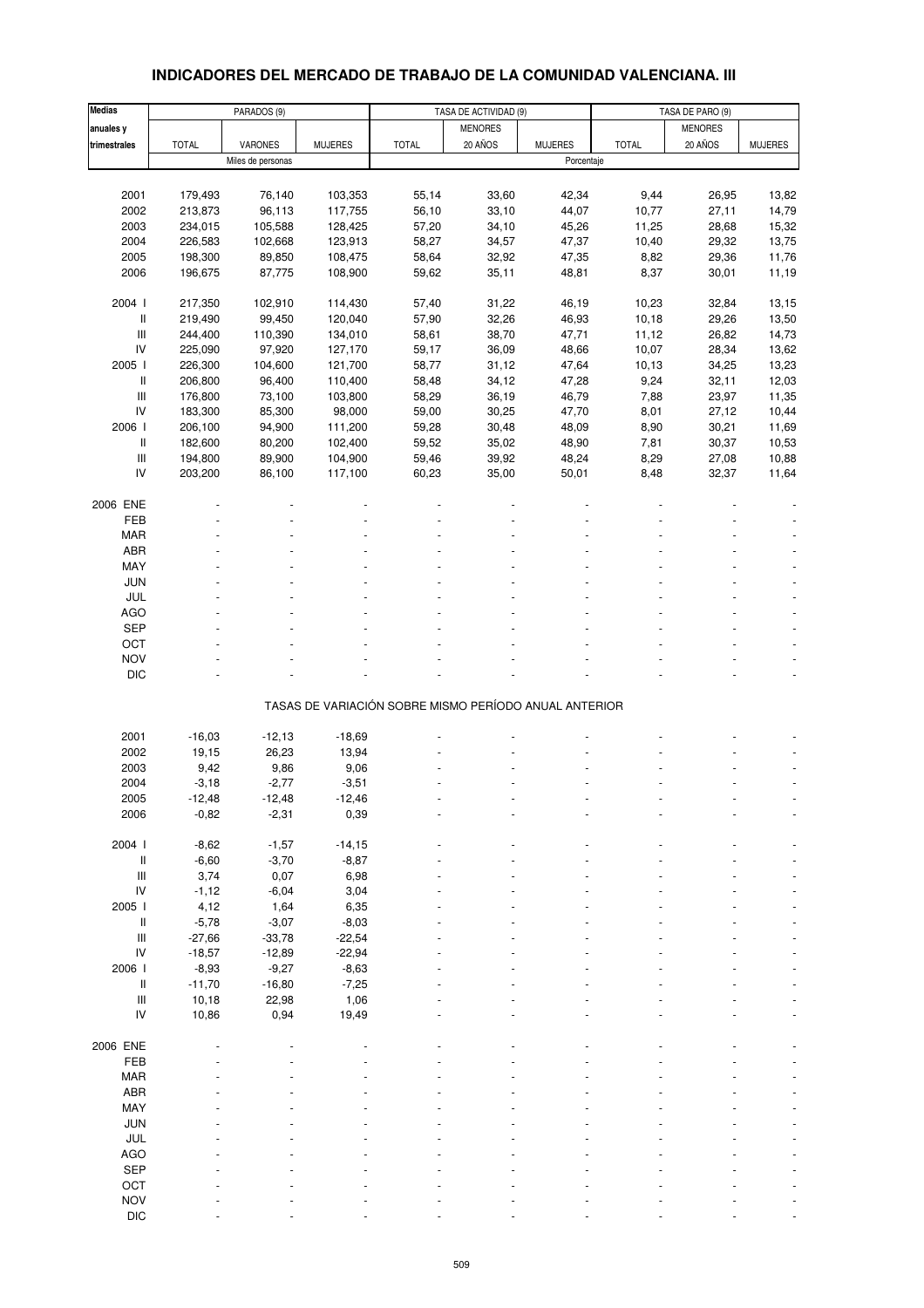# INDICADORES DEL MERCADO DE TRABAJO DE LA COMUNIDAD VALENCIANA. III

| Medias anuales y trimestrales | PARADOS (9) | | | TASA DE ACTIVIDAD (9) | | | TASA DE PARO (9) | | |
|---|---|---|---|---|---|---|---|---|---|
| | TOTAL | VARONES | MUJERES | TOTAL | MENORES 20 AÑOS | MUJERES | TOTAL | MENORES 20 AÑOS | MUJERES |
| | Miles de personas | | | Porcentaje | | | | | |
| 2001 | 179,493 | 76,140 | 103,353 | 55,14 | 33,60 | 42,34 | 9,44 | 26,95 | 13,82 |
| 2002 | 213,873 | 96,113 | 117,755 | 56,10 | 33,10 | 44,07 | 10,77 | 27,11 | 14,79 |
| 2003 | 234,015 | 105,588 | 128,425 | 57,20 | 34,10 | 45,26 | 11,25 | 28,68 | 15,32 |
| 2004 | 226,583 | 102,668 | 123,913 | 58,27 | 34,57 | 47,37 | 10,40 | 29,32 | 13,75 |
| 2005 | 198,300 | 89,850 | 108,475 | 58,64 | 32,92 | 47,35 | 8,82 | 29,36 | 11,76 |
| 2006 | 196,675 | 87,775 | 108,900 | 59,62 | 35,11 | 48,81 | 8,37 | 30,01 | 11,19 |
| 2004 I | 217,350 | 102,910 | 114,430 | 57,40 | 31,22 | 46,19 | 10,23 | 32,84 | 13,15 |
| II | 219,490 | 99,450 | 120,040 | 57,90 | 32,26 | 46,93 | 10,18 | 29,26 | 13,50 |
| III | 244,400 | 110,390 | 134,010 | 58,61 | 38,70 | 47,71 | 11,12 | 26,82 | 14,73 |
| IV | 225,090 | 97,920 | 127,170 | 59,17 | 36,09 | 48,66 | 10,07 | 28,34 | 13,62 |
| 2005 I | 226,300 | 104,600 | 121,700 | 58,77 | 31,12 | 47,64 | 10,13 | 34,25 | 13,23 |
| II | 206,800 | 96,400 | 110,400 | 58,48 | 34,12 | 47,28 | 9,24 | 32,11 | 12,03 |
| III | 176,800 | 73,100 | 103,800 | 58,29 | 36,19 | 46,79 | 7,88 | 23,97 | 11,35 |
| IV | 183,300 | 85,300 | 98,000 | 59,00 | 30,25 | 47,70 | 8,01 | 27,12 | 10,44 |
| 2006 I | 206,100 | 94,900 | 111,200 | 59,28 | 30,48 | 48,09 | 8,90 | 30,21 | 11,69 |
| II | 182,600 | 80,200 | 102,400 | 59,52 | 35,02 | 48,90 | 7,81 | 30,37 | 10,53 |
| III | 194,800 | 89,900 | 104,900 | 59,46 | 39,92 | 48,24 | 8,29 | 27,08 | 10,88 |
| IV | 203,200 | 86,100 | 117,100 | 60,23 | 35,00 | 50,01 | 8,48 | 32,37 | 11,64 |
| 2006 ENE | - | - | - | - | - | - | - | - | - |
| FEB | - | - | - | - | - | - | - | - | - |
| MAR | - | - | - | - | - | - | - | - | - |
| ABR | - | - | - | - | - | - | - | - | - |
| MAY | - | - | - | - | - | - | - | - | - |
| JUN | - | - | - | - | - | - | - | - | - |
| JUL | - | - | - | - | - | - | - | - | - |
| AGO | - | - | - | - | - | - | - | - | - |
| SEP | - | - | - | - | - | - | - | - | - |
| OCT | - | - | - | - | - | - | - | - | - |
| NOV | - | - | - | - | - | - | - | - | - |
| DIC | - | - | - | - | - | - | - | - | - |

TASAS DE VARIACIÓN SOBRE MISMO PERÍODO ANUAL ANTERIOR

| | TOTAL | VARONES | MUJERES | TOTAL | MENORES 20 AÑOS | MUJERES | TOTAL | MENORES 20 AÑOS | MUJERES |
|---|---|---|---|---|---|---|---|---|---|
| 2001 | -16,03 | -12,13 | -18,69 | - | - | - | - | - | - |
| 2002 | 19,15 | 26,23 | 13,94 | - | - | - | - | - | - |
| 2003 | 9,42 | 9,86 | 9,06 | - | - | - | - | - | - |
| 2004 | -3,18 | -2,77 | -3,51 | - | - | - | - | - | - |
| 2005 | -12,48 | -12,48 | -12,46 | - | - | - | - | - | - |
| 2006 | -0,82 | -2,31 | 0,39 | - | - | - | - | - | - |
| 2004 I | -8,62 | -1,57 | -14,15 | - | - | - | - | - | - |
| II | -6,60 | -3,70 | -8,87 | - | - | - | - | - | - |
| III | 3,74 | 0,07 | 6,98 | - | - | - | - | - | - |
| IV | -1,12 | -6,04 | 3,04 | - | - | - | - | - | - |
| 2005 I | 4,12 | 1,64 | 6,35 | - | - | - | - | - | - |
| II | -5,78 | -3,07 | -8,03 | - | - | - | - | - | - |
| III | -27,66 | -33,78 | -22,54 | - | - | - | - | - | - |
| IV | -18,57 | -12,89 | -22,94 | - | - | - | - | - | - |
| 2006 I | -8,93 | -9,27 | -8,63 | - | - | - | - | - | - |
| II | -11,70 | -16,80 | -7,25 | - | - | - | - | - | - |
| III | 10,18 | 22,98 | 1,06 | - | - | - | - | - | - |
| IV | 10,86 | 0,94 | 19,49 | - | - | - | - | - | - |
| 2006 ENE | - | - | - | - | - | - | - | - | - |
| FEB | - | - | - | - | - | - | - | - | - |
| MAR | - | - | - | - | - | - | - | - | - |
| ABR | - | - | - | - | - | - | - | - | - |
| MAY | - | - | - | - | - | - | - | - | - |
| JUN | - | - | - | - | - | - | - | - | - |
| JUL | - | - | - | - | - | - | - | - | - |
| AGO | - | - | - | - | - | - | - | - | - |
| SEP | - | - | - | - | - | - | - | - | - |
| OCT | - | - | - | - | - | - | - | - | - |
| NOV | - | - | - | - | - | - | - | - | - |
| DIC | - | - | - | - | - | - | - | - | - |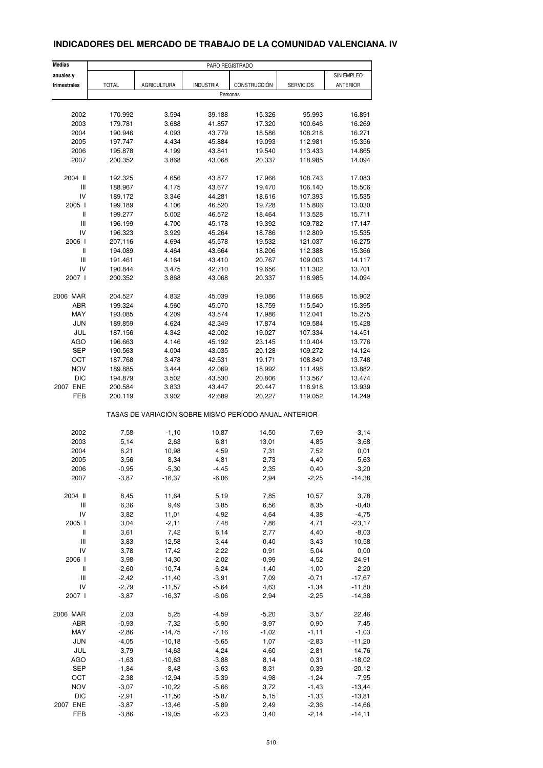## INDICADORES DEL MERCADO DE TRABAJO DE LA COMUNIDAD VALENCIANA. IV

| Medias anuales y trimestrales | PARO REGISTRADO | | | | | |
|---|---|---|---|---|---|---|
| | TOTAL | AGRICULTURA | INDUSTRIA | CONSTRUCCIÓN | SERVICIOS | SIN EMPLEO ANTERIOR |
| | Personas | | | | | |
| 2002 | 170.992 | 3.594 | 39.188 | 15.326 | 95.993 | 16.891 |
| 2003 | 179.781 | 3.688 | 41.857 | 17.320 | 100.646 | 16.269 |
| 2004 | 190.946 | 4.093 | 43.779 | 18.586 | 108.218 | 16.271 |
| 2005 | 197.747 | 4.434 | 45.884 | 19.093 | 112.981 | 15.356 |
| 2006 | 195.878 | 4.199 | 43.841 | 19.540 | 113.433 | 14.865 |
| 2007 | 200.352 | 3.868 | 43.068 | 20.337 | 118.985 | 14.094 |
| 2004 II | 192.325 | 4.656 | 43.877 | 17.966 | 108.743 | 17.083 |
| III | 188.967 | 4.175 | 43.677 | 19.470 | 106.140 | 15.506 |
| IV | 189.172 | 3.346 | 44.281 | 18.616 | 107.393 | 15.535 |
| 2005 I | 199.189 | 4.106 | 46.520 | 19.728 | 115.806 | 13.030 |
| II | 199.277 | 5.002 | 46.572 | 18.464 | 113.528 | 15.711 |
| III | 196.199 | 4.700 | 45.178 | 19.392 | 109.782 | 17.147 |
| IV | 196.323 | 3.929 | 45.264 | 18.786 | 112.809 | 15.535 |
| 2006 I | 207.116 | 4.694 | 45.578 | 19.532 | 121.037 | 16.275 |
| II | 194.089 | 4.464 | 43.664 | 18.206 | 112.388 | 15.366 |
| III | 191.461 | 4.164 | 43.410 | 20.767 | 109.003 | 14.117 |
| IV | 190.844 | 3.475 | 42.710 | 19.656 | 111.302 | 13.701 |
| 2007 I | 200.352 | 3.868 | 43.068 | 20.337 | 118.985 | 14.094 |
| 2006 MAR | 204.527 | 4.832 | 45.039 | 19.086 | 119.668 | 15.902 |
| ABR | 199.324 | 4.560 | 45.070 | 18.759 | 115.540 | 15.395 |
| MAY | 193.085 | 4.209 | 43.574 | 17.986 | 112.041 | 15.275 |
| JUN | 189.859 | 4.624 | 42.349 | 17.874 | 109.584 | 15.428 |
| JUL | 187.156 | 4.342 | 42.002 | 19.027 | 107.334 | 14.451 |
| AGO | 196.663 | 4.146 | 45.192 | 23.145 | 110.404 | 13.776 |
| SEP | 190.563 | 4.004 | 43.035 | 20.128 | 109.272 | 14.124 |
| OCT | 187.768 | 3.478 | 42.531 | 19.171 | 108.840 | 13.748 |
| NOV | 189.885 | 3.444 | 42.069 | 18.992 | 111.498 | 13.882 |
| DIC | 194.879 | 3.502 | 43.530 | 20.806 | 113.567 | 13.474 |
| 2007 ENE | 200.584 | 3.833 | 43.447 | 20.447 | 118.918 | 13.939 |
| FEB | 200.119 | 3.902 | 42.689 | 20.227 | 119.052 | 14.249 |
| | TASAS DE VARIACIÓN SOBRE MISMO PERÍODO ANUAL ANTERIOR | | | | | |
| 2002 | 7,58 | -1,10 | 10,87 | 14,50 | 7,69 | -3,14 |
| 2003 | 5,14 | 2,63 | 6,81 | 13,01 | 4,85 | -3,68 |
| 2004 | 6,21 | 10,98 | 4,59 | 7,31 | 7,52 | 0,01 |
| 2005 | 3,56 | 8,34 | 4,81 | 2,73 | 4,40 | -5,63 |
| 2006 | -0,95 | -5,30 | -4,45 | 2,35 | 0,40 | -3,20 |
| 2007 | -3,87 | -16,37 | -6,06 | 2,94 | -2,25 | -14,38 |
| 2004 II | 8,45 | 11,64 | 5,19 | 7,85 | 10,57 | 3,78 |
| III | 6,36 | 9,49 | 3,85 | 6,56 | 8,35 | -0,40 |
| IV | 3,82 | 11,01 | 4,92 | 4,64 | 4,38 | -4,75 |
| 2005 I | 3,04 | -2,11 | 7,48 | 7,86 | 4,71 | -23,17 |
| II | 3,61 | 7,42 | 6,14 | 2,77 | 4,40 | -8,03 |
| III | 3,83 | 12,58 | 3,44 | -0,40 | 3,43 | 10,58 |
| IV | 3,78 | 17,42 | 2,22 | 0,91 | 5,04 | 0,00 |
| 2006 I | 3,98 | 14,30 | -2,02 | -0,99 | 4,52 | 24,91 |
| II | -2,60 | -10,74 | -6,24 | -1,40 | -1,00 | -2,20 |
| III | -2,42 | -11,40 | -3,91 | 7,09 | -0,71 | -17,67 |
| IV | -2,79 | -11,57 | -5,64 | 4,63 | -1,34 | -11,80 |
| 2007 I | -3,87 | -16,37 | -6,06 | 2,94 | -2,25 | -14,38 |
| 2006 MAR | 2,03 | 5,25 | -4,59 | -5,20 | 3,57 | 22,46 |
| ABR | -0,93 | -7,32 | -5,90 | -3,97 | 0,90 | 7,45 |
| MAY | -2,86 | -14,75 | -7,16 | -1,02 | -1,11 | -1,03 |
| JUN | -4,05 | -10,18 | -5,65 | 1,07 | -2,83 | -11,20 |
| JUL | -3,79 | -14,63 | -4,24 | 4,60 | -2,81 | -14,76 |
| AGO | -1,63 | -10,63 | -3,88 | 8,14 | 0,31 | -18,02 |
| SEP | -1,84 | -8,48 | -3,63 | 8,31 | 0,39 | -20,12 |
| OCT | -2,38 | -12,94 | -5,39 | 4,98 | -1,24 | -7,95 |
| NOV | -3,07 | -10,22 | -5,66 | 3,72 | -1,43 | -13,44 |
| DIC | -2,91 | -11,50 | -5,87 | 5,15 | -1,33 | -13,81 |
| 2007 ENE | -3,87 | -13,46 | -5,89 | 2,49 | -2,36 | -14,66 |
| FEB | -3,86 | -19,05 | -6,23 | 3,40 | -2,14 | -14,11 |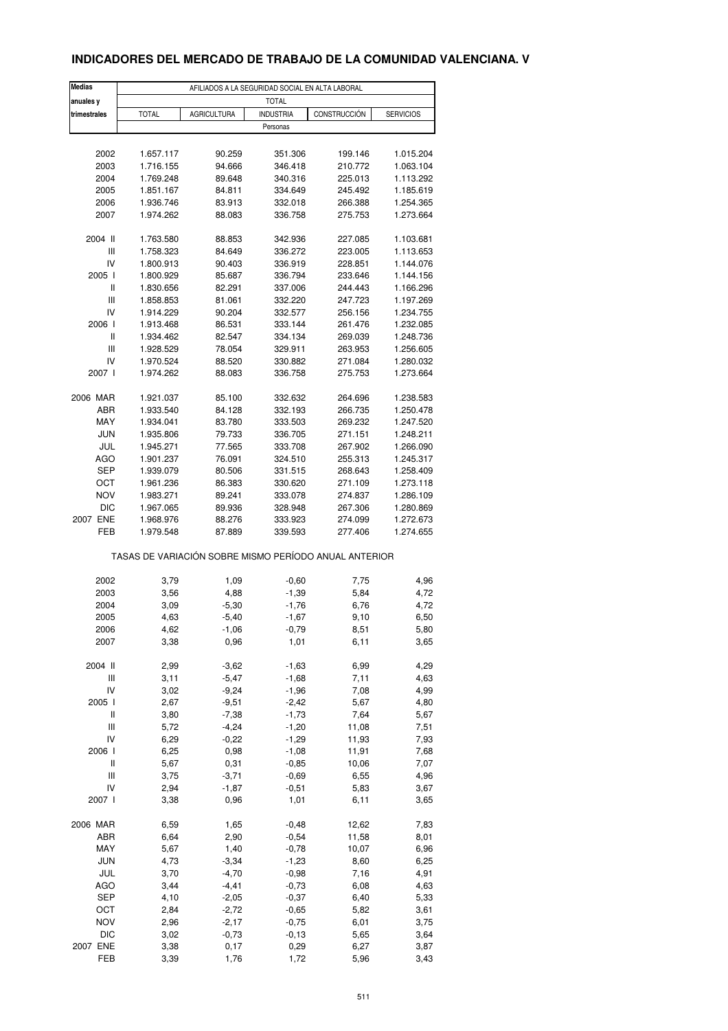## INDICADORES DEL MERCADO DE TRABAJO DE LA COMUNIDAD VALENCIANA. V

| Medias anuales y trimestrales | AFILIADOS A LA SEGURIDAD SOCIAL EN ALTA LABORAL | | | | |
|---|---|---|---|---|---|
| | TOTAL | | | | |
| | TOTAL | AGRICULTURA | INDUSTRIA | CONSTRUCCIÓN | SERVICIOS |
| | Personas | | | | |
| 2002 | 1.657.117 | 90.259 | 351.306 | 199.146 | 1.015.204 |
| 2003 | 1.716.155 | 94.666 | 346.418 | 210.772 | 1.063.104 |
| 2004 | 1.769.248 | 89.648 | 340.316 | 225.013 | 1.113.292 |
| 2005 | 1.851.167 | 84.811 | 334.649 | 245.492 | 1.185.619 |
| 2006 | 1.936.746 | 83.913 | 332.018 | 266.388 | 1.254.365 |
| 2007 | 1.974.262 | 88.083 | 336.758 | 275.753 | 1.273.664 |
| 2004 II | 1.763.580 | 88.853 | 342.936 | 227.085 | 1.103.681 |
| III | 1.758.323 | 84.649 | 336.272 | 223.005 | 1.113.653 |
| IV | 1.800.913 | 90.403 | 336.919 | 228.851 | 1.144.076 |
| 2005 I | 1.800.929 | 85.687 | 336.794 | 233.646 | 1.144.156 |
| II | 1.830.656 | 82.291 | 337.006 | 244.443 | 1.166.296 |
| III | 1.858.853 | 81.061 | 332.220 | 247.723 | 1.197.269 |
| IV | 1.914.229 | 90.204 | 332.577 | 256.156 | 1.234.755 |
| 2006 I | 1.913.468 | 86.531 | 333.144 | 261.476 | 1.232.085 |
| II | 1.934.462 | 82.547 | 334.134 | 269.039 | 1.248.736 |
| III | 1.928.529 | 78.054 | 329.911 | 263.953 | 1.256.605 |
| IV | 1.970.524 | 88.520 | 330.882 | 271.084 | 1.280.032 |
| 2007 I | 1.974.262 | 88.083 | 336.758 | 275.753 | 1.273.664 |
| 2006 MAR | 1.921.037 | 85.100 | 332.632 | 264.696 | 1.238.583 |
| ABR | 1.933.540 | 84.128 | 332.193 | 266.735 | 1.250.478 |
| MAY | 1.934.041 | 83.780 | 333.503 | 269.232 | 1.247.520 |
| JUN | 1.935.806 | 79.733 | 336.705 | 271.151 | 1.248.211 |
| JUL | 1.945.271 | 77.565 | 333.708 | 267.902 | 1.266.090 |
| AGO | 1.901.237 | 76.091 | 324.510 | 255.313 | 1.245.317 |
| SEP | 1.939.079 | 80.506 | 331.515 | 268.643 | 1.258.409 |
| OCT | 1.961.236 | 86.383 | 330.620 | 271.109 | 1.273.118 |
| NOV | 1.983.271 | 89.241 | 333.078 | 274.837 | 1.286.109 |
| DIC | 1.967.065 | 89.936 | 328.948 | 267.306 | 1.280.869 |
| 2007 ENE | 1.968.976 | 88.276 | 333.923 | 274.099 | 1.272.673 |
| FEB | 1.979.548 | 87.889 | 339.593 | 277.406 | 1.274.655 |
| | TASAS DE VARIACIÓN SOBRE MISMO PERÍODO ANUAL ANTERIOR | | | | |
| 2002 | 3,79 | 1,09 | -0,60 | 7,75 | 4,96 |
| 2003 | 3,56 | 4,88 | -1,39 | 5,84 | 4,72 |
| 2004 | 3,09 | -5,30 | -1,76 | 6,76 | 4,72 |
| 2005 | 4,63 | -5,40 | -1,67 | 9,10 | 6,50 |
| 2006 | 4,62 | -1,06 | -0,79 | 8,51 | 5,80 |
| 2007 | 3,38 | 0,96 | 1,01 | 6,11 | 3,65 |
| 2004 II | 2,99 | -3,62 | -1,63 | 6,99 | 4,29 |
| III | 3,11 | -5,47 | -1,68 | 7,11 | 4,63 |
| IV | 3,02 | -9,24 | -1,96 | 7,08 | 4,99 |
| 2005 I | 2,67 | -9,51 | -2,42 | 5,67 | 4,80 |
| II | 3,80 | -7,38 | -1,73 | 7,64 | 5,67 |
| III | 5,72 | -4,24 | -1,20 | 11,08 | 7,51 |
| IV | 6,29 | -0,22 | -1,29 | 11,93 | 7,93 |
| 2006 I | 6,25 | 0,98 | -1,08 | 11,91 | 7,68 |
| II | 5,67 | 0,31 | -0,85 | 10,06 | 7,07 |
| III | 3,75 | -3,71 | -0,69 | 6,55 | 4,96 |
| IV | 2,94 | -1,87 | -0,51 | 5,83 | 3,67 |
| 2007 I | 3,38 | 0,96 | 1,01 | 6,11 | 3,65 |
| 2006 MAR | 6,59 | 1,65 | -0,48 | 12,62 | 7,83 |
| ABR | 6,64 | 2,90 | -0,54 | 11,58 | 8,01 |
| MAY | 5,67 | 1,40 | -0,78 | 10,07 | 6,96 |
| JUN | 4,73 | -3,34 | -1,23 | 8,60 | 6,25 |
| JUL | 3,70 | -4,70 | -0,98 | 7,16 | 4,91 |
| AGO | 3,44 | -4,41 | -0,73 | 6,08 | 4,63 |
| SEP | 4,10 | -2,05 | -0,37 | 6,40 | 5,33 |
| OCT | 2,84 | -2,72 | -0,65 | 5,82 | 3,61 |
| NOV | 2,96 | -2,17 | -0,75 | 6,01 | 3,75 |
| DIC | 3,02 | -0,73 | -0,13 | 5,65 | 3,64 |
| 2007 ENE | 3,38 | 0,17 | 0,29 | 6,27 | 3,87 |
| FEB | 3,39 | 1,76 | 1,72 | 5,96 | 3,43 |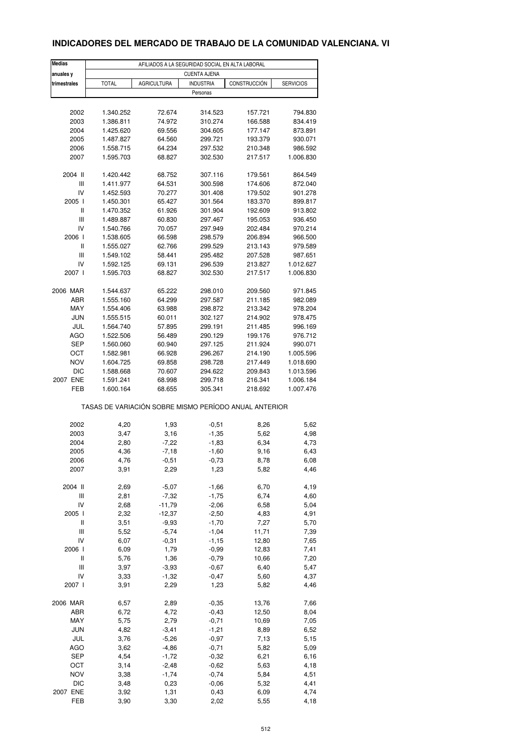# INDICADORES DEL MERCADO DE TRABAJO DE LA COMUNIDAD VALENCIANA. VI

| Medias anuales y trimestrales | AFILIADOS A LA SEGURIDAD SOCIAL EN ALTA LABORAL | | | | |
|---|---|---|---|---|---|
| | CUENTA AJENA | | | | |
| | TOTAL | AGRICULTURA | INDUSTRIA | CONSTRUCCIÓN | SERVICIOS |
| | Personas | | | | |
| 2002 | 1.340.252 | 72.674 | 314.523 | 157.721 | 794.830 |
| 2003 | 1.386.811 | 74.972 | 310.274 | 166.588 | 834.419 |
| 2004 | 1.425.620 | 69.556 | 304.605 | 177.147 | 873.891 |
| 2005 | 1.487.827 | 64.560 | 299.721 | 193.379 | 930.071 |
| 2006 | 1.558.715 | 64.234 | 297.532 | 210.348 | 986.592 |
| 2007 | 1.595.703 | 68.827 | 302.530 | 217.517 | 1.006.830 |
| 2004 II | 1.420.442 | 68.752 | 307.116 | 179.561 | 864.549 |
| III | 1.411.977 | 64.531 | 300.598 | 174.606 | 872.040 |
| IV | 1.452.593 | 70.277 | 301.408 | 179.502 | 901.278 |
| 2005 I | 1.450.301 | 65.427 | 301.564 | 183.370 | 899.817 |
| II | 1.470.352 | 61.926 | 301.904 | 192.609 | 913.802 |
| III | 1.489.887 | 60.830 | 297.467 | 195.053 | 936.450 |
| IV | 1.540.766 | 70.057 | 297.949 | 202.484 | 970.214 |
| 2006 I | 1.538.605 | 66.598 | 298.579 | 206.894 | 966.500 |
| II | 1.555.027 | 62.766 | 299.529 | 213.143 | 979.589 |
| III | 1.549.102 | 58.441 | 295.482 | 207.528 | 987.651 |
| IV | 1.592.125 | 69.131 | 296.539 | 213.827 | 1.012.627 |
| 2007 I | 1.595.703 | 68.827 | 302.530 | 217.517 | 1.006.830 |
| 2006 MAR | 1.544.637 | 65.222 | 298.010 | 209.560 | 971.845 |
| ABR | 1.555.160 | 64.299 | 297.587 | 211.185 | 982.089 |
| MAY | 1.554.406 | 63.988 | 298.872 | 213.342 | 978.204 |
| JUN | 1.555.515 | 60.011 | 302.127 | 214.902 | 978.475 |
| JUL | 1.564.740 | 57.895 | 299.191 | 211.485 | 996.169 |
| AGO | 1.522.506 | 56.489 | 290.129 | 199.176 | 976.712 |
| SEP | 1.560.060 | 60.940 | 297.125 | 211.924 | 990.071 |
| OCT | 1.582.981 | 66.928 | 296.267 | 214.190 | 1.005.596 |
| NOV | 1.604.725 | 69.858 | 298.728 | 217.449 | 1.018.690 |
| DIC | 1.588.668 | 70.607 | 294.622 | 209.843 | 1.013.596 |
| 2007 ENE | 1.591.241 | 68.998 | 299.718 | 216.341 | 1.006.184 |
| FEB | 1.600.164 | 68.655 | 305.341 | 218.692 | 1.007.476 |
| | TASAS DE VARIACIÓN SOBRE MISMO PERÍODO ANUAL ANTERIOR | | | | |
| 2002 | 4,20 | 1,93 | -0,51 | 8,26 | 5,62 |
| 2003 | 3,47 | 3,16 | -1,35 | 5,62 | 4,98 |
| 2004 | 2,80 | -7,22 | -1,83 | 6,34 | 4,73 |
| 2005 | 4,36 | -7,18 | -1,60 | 9,16 | 6,43 |
| 2006 | 4,76 | -0,51 | -0,73 | 8,78 | 6,08 |
| 2007 | 3,91 | 2,29 | 1,23 | 5,82 | 4,46 |
| 2004 II | 2,69 | -5,07 | -1,66 | 6,70 | 4,19 |
| III | 2,81 | -7,32 | -1,75 | 6,74 | 4,60 |
| IV | 2,68 | -11,79 | -2,06 | 6,58 | 5,04 |
| 2005 I | 2,32 | -12,37 | -2,50 | 4,83 | 4,91 |
| II | 3,51 | -9,93 | -1,70 | 7,27 | 5,70 |
| III | 5,52 | -5,74 | -1,04 | 11,71 | 7,39 |
| IV | 6,07 | -0,31 | -1,15 | 12,80 | 7,65 |
| 2006 I | 6,09 | 1,79 | -0,99 | 12,83 | 7,41 |
| II | 5,76 | 1,36 | -0,79 | 10,66 | 7,20 |
| III | 3,97 | -3,93 | -0,67 | 6,40 | 5,47 |
| IV | 3,33 | -1,32 | -0,47 | 5,60 | 4,37 |
| 2007 I | 3,91 | 2,29 | 1,23 | 5,82 | 4,46 |
| 2006 MAR | 6,57 | 2,89 | -0,35 | 13,76 | 7,66 |
| ABR | 6,72 | 4,72 | -0,43 | 12,50 | 8,04 |
| MAY | 5,75 | 2,79 | -0,71 | 10,69 | 7,05 |
| JUN | 4,82 | -3,41 | -1,21 | 8,89 | 6,52 |
| JUL | 3,76 | -5,26 | -0,97 | 7,13 | 5,15 |
| AGO | 3,62 | -4,86 | -0,71 | 5,82 | 5,09 |
| SEP | 4,54 | -1,72 | -0,32 | 6,21 | 6,16 |
| OCT | 3,14 | -2,48 | -0,62 | 5,63 | 4,18 |
| NOV | 3,38 | -1,74 | -0,74 | 5,84 | 4,51 |
| DIC | 3,48 | 0,23 | -0,06 | 5,32 | 4,41 |
| 2007 ENE | 3,92 | 1,31 | 0,43 | 6,09 | 4,74 |
| FEB | 3,90 | 3,30 | 2,02 | 5,55 | 4,18 |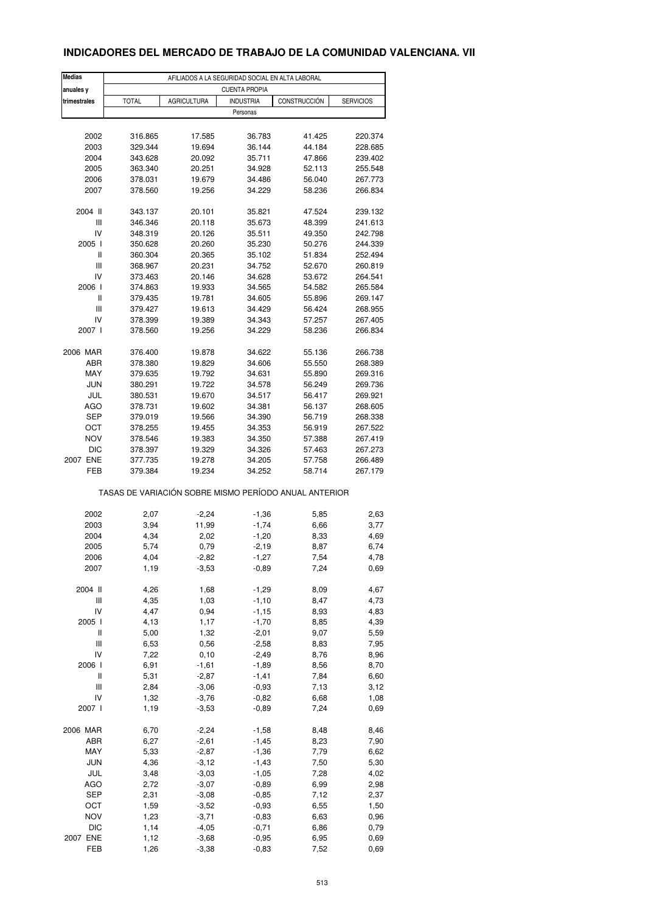## INDICADORES DEL MERCADO DE TRABAJO DE LA COMUNIDAD VALENCIANA. VII

| Medias anuales y trimestrales | AFILIADOS A LA SEGURIDAD SOCIAL EN ALTA LABORAL | | | | |
|---|---|---|---|---|---|
| | CUENTA PROPIA | | | | |
| | TOTAL | AGRICULTURA | INDUSTRIA | CONSTRUCCIÓN | SERVICIOS |
| | Personas | | | | |
| 2002 | 316.865 | 17.585 | 36.783 | 41.425 | 220.374 |
| 2003 | 329.344 | 19.694 | 36.144 | 44.184 | 228.685 |
| 2004 | 343.628 | 20.092 | 35.711 | 47.866 | 239.402 |
| 2005 | 363.340 | 20.251 | 34.928 | 52.113 | 255.548 |
| 2006 | 378.031 | 19.679 | 34.486 | 56.040 | 267.773 |
| 2007 | 378.560 | 19.256 | 34.229 | 58.236 | 266.834 |
| 2004 II | 343.137 | 20.101 | 35.821 | 47.524 | 239.132 |
| III | 346.346 | 20.118 | 35.673 | 48.399 | 241.613 |
| IV | 348.319 | 20.126 | 35.511 | 49.350 | 242.798 |
| 2005 I | 350.628 | 20.260 | 35.230 | 50.276 | 244.339 |
| II | 360.304 | 20.365 | 35.102 | 51.834 | 252.494 |
| III | 368.967 | 20.231 | 34.752 | 52.670 | 260.819 |
| IV | 373.463 | 20.146 | 34.628 | 53.672 | 264.541 |
| 2006 I | 374.863 | 19.933 | 34.565 | 54.582 | 265.584 |
| II | 379.435 | 19.781 | 34.605 | 55.896 | 269.147 |
| III | 379.427 | 19.613 | 34.429 | 56.424 | 268.955 |
| IV | 378.399 | 19.389 | 34.343 | 57.257 | 267.405 |
| 2007 I | 378.560 | 19.256 | 34.229 | 58.236 | 266.834 |
| 2006 MAR | 376.400 | 19.878 | 34.622 | 55.136 | 266.738 |
| ABR | 378.380 | 19.829 | 34.606 | 55.550 | 268.389 |
| MAY | 379.635 | 19.792 | 34.631 | 55.890 | 269.316 |
| JUN | 380.291 | 19.722 | 34.578 | 56.249 | 269.736 |
| JUL | 380.531 | 19.670 | 34.517 | 56.417 | 269.921 |
| AGO | 378.731 | 19.602 | 34.381 | 56.137 | 268.605 |
| SEP | 379.019 | 19.566 | 34.390 | 56.719 | 268.338 |
| OCT | 378.255 | 19.455 | 34.353 | 56.919 | 267.522 |
| NOV | 378.546 | 19.383 | 34.350 | 57.388 | 267.419 |
| DIC | 378.397 | 19.329 | 34.326 | 57.463 | 267.273 |
| 2007 ENE | 377.735 | 19.278 | 34.205 | 57.758 | 266.489 |
| FEB | 379.384 | 19.234 | 34.252 | 58.714 | 267.179 |
| | TASAS DE VARIACIÓN SOBRE MISMO PERÍODO ANUAL ANTERIOR | | | | |
| 2002 | 2,07 | -2,24 | -1,36 | 5,85 | 2,63 |
| 2003 | 3,94 | 11,99 | -1,74 | 6,66 | 3,77 |
| 2004 | 4,34 | 2,02 | -1,20 | 8,33 | 4,69 |
| 2005 | 5,74 | 0,79 | -2,19 | 8,87 | 6,74 |
| 2006 | 4,04 | -2,82 | -1,27 | 7,54 | 4,78 |
| 2007 | 1,19 | -3,53 | -0,89 | 7,24 | 0,69 |
| 2004 II | 4,26 | 1,68 | -1,29 | 8,09 | 4,67 |
| III | 4,35 | 1,03 | -1,10 | 8,47 | 4,73 |
| IV | 4,47 | 0,94 | -1,15 | 8,93 | 4,83 |
| 2005 I | 4,13 | 1,17 | -1,70 | 8,85 | 4,39 |
| II | 5,00 | 1,32 | -2,01 | 9,07 | 5,59 |
| III | 6,53 | 0,56 | -2,58 | 8,83 | 7,95 |
| IV | 7,22 | 0,10 | -2,49 | 8,76 | 8,96 |
| 2006 I | 6,91 | -1,61 | -1,89 | 8,56 | 8,70 |
| II | 5,31 | -2,87 | -1,41 | 7,84 | 6,60 |
| III | 2,84 | -3,06 | -0,93 | 7,13 | 3,12 |
| IV | 1,32 | -3,76 | -0,82 | 6,68 | 1,08 |
| 2007 I | 1,19 | -3,53 | -0,89 | 7,24 | 0,69 |
| 2006 MAR | 6,70 | -2,24 | -1,58 | 8,48 | 8,46 |
| ABR | 6,27 | -2,61 | -1,45 | 8,23 | 7,90 |
| MAY | 5,33 | -2,87 | -1,36 | 7,79 | 6,62 |
| JUN | 4,36 | -3,12 | -1,43 | 7,50 | 5,30 |
| JUL | 3,48 | -3,03 | -1,05 | 7,28 | 4,02 |
| AGO | 2,72 | -3,07 | -0,89 | 6,99 | 2,98 |
| SEP | 2,31 | -3,08 | -0,85 | 7,12 | 2,37 |
| OCT | 1,59 | -3,52 | -0,93 | 6,55 | 1,50 |
| NOV | 1,23 | -3,71 | -0,83 | 6,63 | 0,96 |
| DIC | 1,14 | -4,05 | -0,71 | 6,86 | 0,79 |
| 2007 ENE | 1,12 | -3,68 | -0,95 | 6,95 | 0,69 |
| FEB | 1,26 | -3,38 | -0,83 | 7,52 | 0,69 |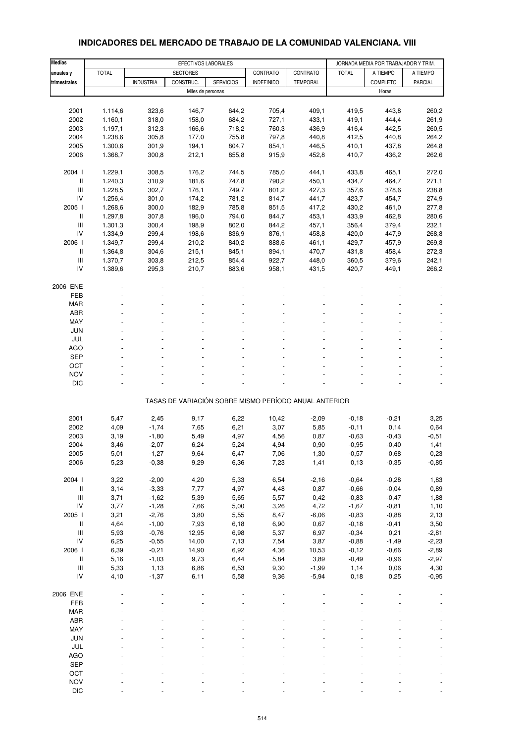# INDICADORES DEL MERCADO DE TRABAJO DE LA COMUNIDAD VALENCIANA. VIII

| Medias anuales y trimestrales | EFECTIVOS LABORALES | | | | | | JORNADA MEDIA POR TRABAJADOR Y TRIM. | | |
|---|---|---|---|---|---|---|---|---|---|
| | TOTAL | SECTORES | | | CONTRATO | CONTRATO | TOTAL | A TIEMPO | A TIEMPO |
| | | INDUSTRIA | CONSTRUC. | SERVICIOS | INDEFINIDO | TEMPORAL | | COMPLETO | PARCIAL |
| | Miles de personas | | | | | | Horas | | |
| 2001 | 1.114,6 | 323,6 | 146,7 | 644,2 | 705,4 | 409,1 | 419,5 | 443,8 | 260,2 |
| 2002 | 1.160,1 | 318,0 | 158,0 | 684,2 | 727,1 | 433,1 | 419,1 | 444,4 | 261,9 |
| 2003 | 1.197,1 | 312,3 | 166,6 | 718,2 | 760,3 | 436,9 | 416,4 | 442,5 | 260,5 |
| 2004 | 1.238,6 | 305,8 | 177,0 | 755,8 | 797,8 | 440,8 | 412,5 | 440,8 | 264,2 |
| 2005 | 1.300,6 | 301,9 | 194,1 | 804,7 | 854,1 | 446,5 | 410,1 | 437,8 | 264,8 |
| 2006 | 1.368,7 | 300,8 | 212,1 | 855,8 | 915,9 | 452,8 | 410,7 | 436,2 | 262,6 |
| 2004 I | 1.229,1 | 308,5 | 176,2 | 744,5 | 785,0 | 444,1 | 433,8 | 465,1 | 272,0 |
| II | 1.240,3 | 310,9 | 181,6 | 747,8 | 790,2 | 450,1 | 434,7 | 464,7 | 271,1 |
| III | 1.228,5 | 302,7 | 176,1 | 749,7 | 801,2 | 427,3 | 357,6 | 378,6 | 238,8 |
| IV | 1.256,4 | 301,0 | 174,2 | 781,2 | 814,7 | 441,7 | 423,7 | 454,7 | 274,9 |
| 2005 I | 1.268,6 | 300,0 | 182,9 | 785,8 | 851,5 | 417,2 | 430,2 | 461,0 | 277,8 |
| II | 1.297,8 | 307,8 | 196,0 | 794,0 | 844,7 | 453,1 | 433,9 | 462,8 | 280,6 |
| III | 1.301,3 | 300,4 | 198,9 | 802,0 | 844,2 | 457,1 | 356,4 | 379,4 | 232,1 |
| IV | 1.334,9 | 299,4 | 198,6 | 836,9 | 876,1 | 458,8 | 420,0 | 447,9 | 268,8 |
| 2006 I | 1.349,7 | 299,4 | 210,2 | 840,2 | 888,6 | 461,1 | 429,7 | 457,9 | 269,8 |
| II | 1.364,8 | 304,6 | 215,1 | 845,1 | 894,1 | 470,7 | 431,8 | 458,4 | 272,3 |
| III | 1.370,7 | 303,8 | 212,5 | 854,4 | 922,7 | 448,0 | 360,5 | 379,6 | 242,1 |
| IV | 1.389,6 | 295,3 | 210,7 | 883,6 | 958,1 | 431,5 | 420,7 | 449,1 | 266,2 |
| 2006 ENE | - | - | - | - | - | - | - | - | - |
| FEB | - | - | - | - | - | - | - | - | - |
| MAR | - | - | - | - | - | - | - | - | - |
| ABR | - | - | - | - | - | - | - | - | - |
| MAY | - | - | - | - | - | - | - | - | - |
| JUN | - | - | - | - | - | - | - | - | - |
| JUL | - | - | - | - | - | - | - | - | - |
| AGO | - | - | - | - | - | - | - | - | - |
| SEP | - | - | - | - | - | - | - | - | - |
| OCT | - | - | - | - | - | - | - | - | - |
| NOV | - | - | - | - | - | - | - | - | - |
| DIC | - | - | - | - | - | - | - | - | - |
| TASAS DE VARIACIÓN SOBRE MISMO PERÍODO ANUAL ANTERIOR | | | | | | | | | |
| 2001 | 5,47 | 2,45 | 9,17 | 6,22 | 10,42 | -2,09 | -0,18 | -0,21 | 3,25 |
| 2002 | 4,09 | -1,74 | 7,65 | 6,21 | 3,07 | 5,85 | -0,11 | 0,14 | 0,64 |
| 2003 | 3,19 | -1,80 | 5,49 | 4,97 | 4,56 | 0,87 | -0,63 | -0,43 | -0,51 |
| 2004 | 3,46 | -2,07 | 6,24 | 5,24 | 4,94 | 0,90 | -0,95 | -0,40 | 1,41 |
| 2005 | 5,01 | -1,27 | 9,64 | 6,47 | 7,06 | 1,30 | -0,57 | -0,68 | 0,23 |
| 2006 | 5,23 | -0,38 | 9,29 | 6,36 | 7,23 | 1,41 | 0,13 | -0,35 | -0,85 |
| 2004 I | 3,22 | -2,00 | 4,20 | 5,33 | 6,54 | -2,16 | -0,64 | -0,28 | 1,83 |
| II | 3,14 | -3,33 | 7,77 | 4,97 | 4,48 | 0,87 | -0,66 | -0,04 | 0,89 |
| III | 3,71 | -1,62 | 5,39 | 5,65 | 5,57 | 0,42 | -0,83 | -0,47 | 1,88 |
| IV | 3,77 | -1,28 | 7,66 | 5,00 | 3,26 | 4,72 | -1,67 | -0,81 | 1,10 |
| 2005 I | 3,21 | -2,76 | 3,80 | 5,55 | 8,47 | -6,06 | -0,83 | -0,88 | 2,13 |
| II | 4,64 | -1,00 | 7,93 | 6,18 | 6,90 | 0,67 | -0,18 | -0,41 | 3,50 |
| III | 5,93 | -0,76 | 12,95 | 6,98 | 5,37 | 6,97 | -0,34 | 0,21 | -2,81 |
| IV | 6,25 | -0,55 | 14,00 | 7,13 | 7,54 | 3,87 | -0,88 | -1,49 | -2,23 |
| 2006 I | 6,39 | -0,21 | 14,90 | 6,92 | 4,36 | 10,53 | -0,12 | -0,66 | -2,89 |
| II | 5,16 | -1,03 | 9,73 | 6,44 | 5,84 | 3,89 | -0,49 | -0,96 | -2,97 |
| III | 5,33 | 1,13 | 6,86 | 6,53 | 9,30 | -1,99 | 1,14 | 0,06 | 4,30 |
| IV | 4,10 | -1,37 | 6,11 | 5,58 | 9,36 | -5,94 | 0,18 | 0,25 | -0,95 |
| 2006 ENE | - | - | - | - | - | - | - | - | - |
| FEB | - | - | - | - | - | - | - | - | - |
| MAR | - | - | - | - | - | - | - | - | - |
| ABR | - | - | - | - | - | - | - | - | - |
| MAY | - | - | - | - | - | - | - | - | - |
| JUN | - | - | - | - | - | - | - | - | - |
| JUL | - | - | - | - | - | - | - | - | - |
| AGO | - | - | - | - | - | - | - | - | - |
| SEP | - | - | - | - | - | - | - | - | - |
| OCT | - | - | - | - | - | - | - | - | - |
| NOV | - | - | - | - | - | - | - | - | - |
| DIC | - | - | - | - | - | - | - | - | - |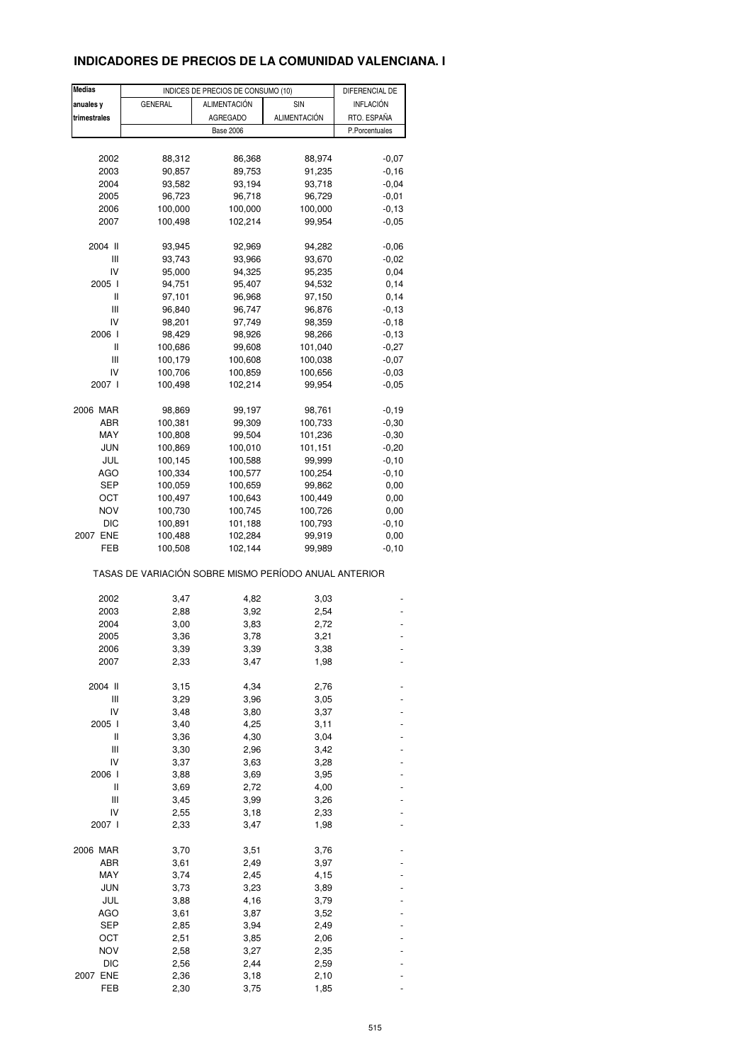# INDICADORES DE PRECIOS DE LA COMUNIDAD VALENCIANA. I

| Medias anuales y trimestrales | INDICES DE PRECIOS DE CONSUMO (10) | | | DIFERENCIAL DE INFLACIÓN RTO. ESPAÑA |
|---|---|---|---|---|
| | GENERAL | ALIMENTACIÓN AGREGADO | SIN ALIMENTACIÓN | |
| | Base 2006 | | | P.Porcentuales |
| 2002 | 88,312 | 86,368 | 88,974 | -0,07 |
| 2003 | 90,857 | 89,753 | 91,235 | -0,16 |
| 2004 | 93,582 | 93,194 | 93,718 | -0,04 |
| 2005 | 96,723 | 96,718 | 96,729 | -0,01 |
| 2006 | 100,000 | 100,000 | 100,000 | -0,13 |
| 2007 | 100,498 | 102,214 | 99,954 | -0,05 |
| 2004 II | 93,945 | 92,969 | 94,282 | -0,06 |
| III | 93,743 | 93,966 | 93,670 | -0,02 |
| IV | 95,000 | 94,325 | 95,235 | 0,04 |
| 2005 I | 94,751 | 95,407 | 94,532 | 0,14 |
| II | 97,101 | 96,968 | 97,150 | 0,14 |
| III | 96,840 | 96,747 | 96,876 | -0,13 |
| IV | 98,201 | 97,749 | 98,359 | -0,18 |
| 2006 I | 98,429 | 98,926 | 98,266 | -0,13 |
| II | 100,686 | 99,608 | 101,040 | -0,27 |
| III | 100,179 | 100,608 | 100,038 | -0,07 |
| IV | 100,706 | 100,859 | 100,656 | -0,03 |
| 2007 I | 100,498 | 102,214 | 99,954 | -0,05 |
| 2006 MAR | 98,869 | 99,197 | 98,761 | -0,19 |
| ABR | 100,381 | 99,309 | 100,733 | -0,30 |
| MAY | 100,808 | 99,504 | 101,236 | -0,30 |
| JUN | 100,869 | 100,010 | 101,151 | -0,20 |
| JUL | 100,145 | 100,588 | 99,999 | -0,10 |
| AGO | 100,334 | 100,577 | 100,254 | -0,10 |
| SEP | 100,059 | 100,659 | 99,862 | 0,00 |
| OCT | 100,497 | 100,643 | 100,449 | 0,00 |
| NOV | 100,730 | 100,745 | 100,726 | 0,00 |
| DIC | 100,891 | 101,188 | 100,793 | -0,10 |
| 2007 ENE | 100,488 | 102,284 | 99,919 | 0,00 |
| FEB | 100,508 | 102,144 | 99,989 | -0,10 |
| | TASAS DE VARIACIÓN SOBRE MISMO PERÍODO ANUAL ANTERIOR | | | |
| 2002 | 3,47 | 4,82 | 3,03 | - |
| 2003 | 2,88 | 3,92 | 2,54 | - |
| 2004 | 3,00 | 3,83 | 2,72 | - |
| 2005 | 3,36 | 3,78 | 3,21 | - |
| 2006 | 3,39 | 3,39 | 3,38 | - |
| 2007 | 2,33 | 3,47 | 1,98 | - |
| 2004 II | 3,15 | 4,34 | 2,76 | - |
| III | 3,29 | 3,96 | 3,05 | - |
| IV | 3,48 | 3,80 | 3,37 | - |
| 2005 I | 3,40 | 4,25 | 3,11 | - |
| II | 3,36 | 4,30 | 3,04 | - |
| III | 3,30 | 2,96 | 3,42 | - |
| IV | 3,37 | 3,63 | 3,28 | - |
| 2006 I | 3,88 | 3,69 | 3,95 | - |
| II | 3,69 | 2,72 | 4,00 | - |
| III | 3,45 | 3,99 | 3,26 | - |
| IV | 2,55 | 3,18 | 2,33 | - |
| 2007 I | 2,33 | 3,47 | 1,98 | - |
| 2006 MAR | 3,70 | 3,51 | 3,76 | - |
| ABR | 3,61 | 2,49 | 3,97 | - |
| MAY | 3,74 | 2,45 | 4,15 | - |
| JUN | 3,73 | 3,23 | 3,89 | - |
| JUL | 3,88 | 4,16 | 3,79 | - |
| AGO | 3,61 | 3,87 | 3,52 | - |
| SEP | 2,85 | 3,94 | 2,49 | - |
| OCT | 2,51 | 3,85 | 2,06 | - |
| NOV | 2,58 | 3,27 | 2,35 | - |
| DIC | 2,56 | 2,44 | 2,59 | - |
| 2007 ENE | 2,36 | 3,18 | 2,10 | - |
| FEB | 2,30 | 3,75 | 1,85 | - |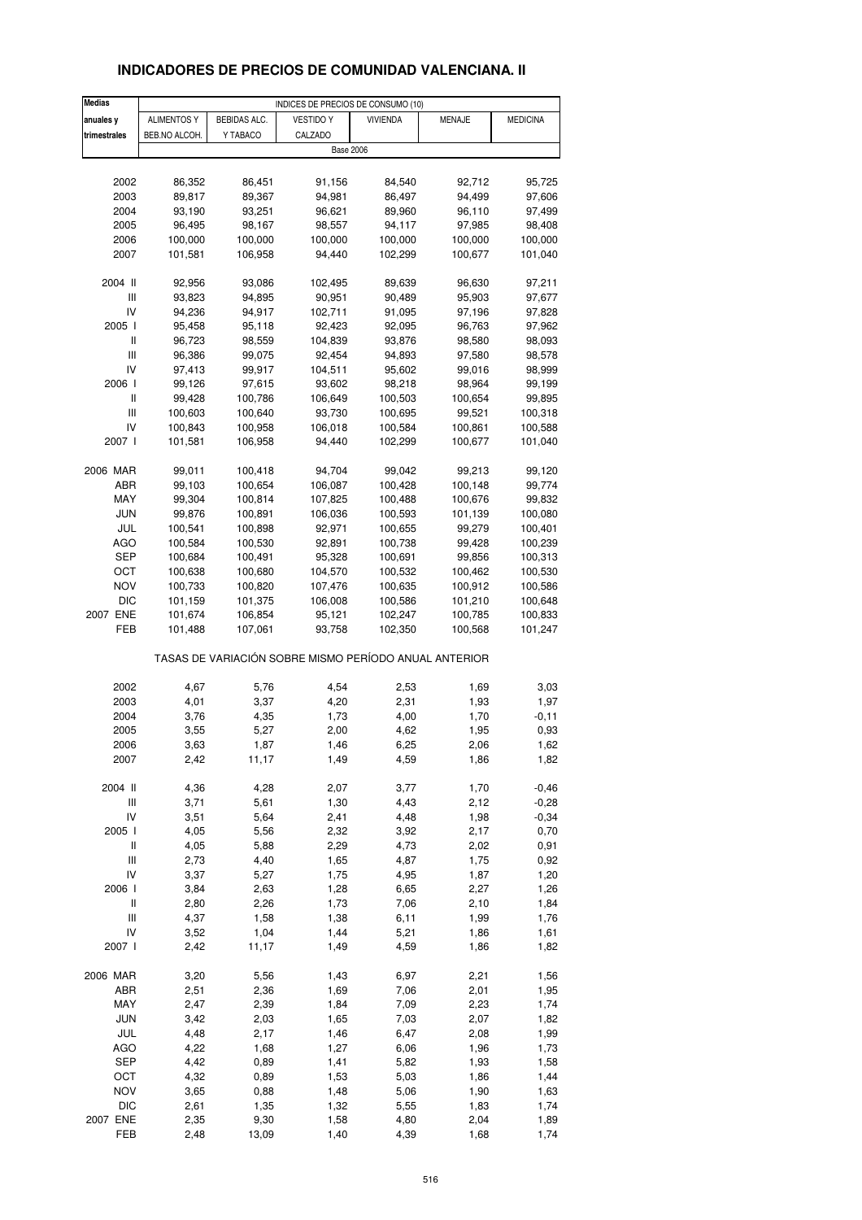# INDICADORES DE PRECIOS DE COMUNIDAD VALENCIANA. II

| Medias anuales y trimestrales | INDICES DE PRECIOS DE CONSUMO (10) | | | | | |
|---|---|---|---|---|---|---|
| | ALIMENTOS Y BEB.NO ALCOH. | BEBIDAS ALC. Y TABACO | VESTIDO Y CALZADO | VIVIENDA | MENAJE | MEDICINA |
| | Base 2006 | | | | | |
| 2002 | 86,352 | 86,451 | 91,156 | 84,540 | 92,712 | 95,725 |
| 2003 | 89,817 | 89,367 | 94,981 | 86,497 | 94,499 | 97,606 |
| 2004 | 93,190 | 93,251 | 96,621 | 89,960 | 96,110 | 97,499 |
| 2005 | 96,495 | 98,167 | 98,557 | 94,117 | 97,985 | 98,408 |
| 2006 | 100,000 | 100,000 | 100,000 | 100,000 | 100,000 | 100,000 |
| 2007 | 101,581 | 106,958 | 94,440 | 102,299 | 100,677 | 101,040 |
| 2004 II | 92,956 | 93,086 | 102,495 | 89,639 | 96,630 | 97,211 |
| III | 93,823 | 94,895 | 90,951 | 90,489 | 95,903 | 97,677 |
| IV | 94,236 | 94,917 | 102,711 | 91,095 | 97,196 | 97,828 |
| 2005 I | 95,458 | 95,118 | 92,423 | 92,095 | 96,763 | 97,962 |
| II | 96,723 | 98,559 | 104,839 | 93,876 | 98,580 | 98,093 |
| III | 96,386 | 99,075 | 92,454 | 94,893 | 97,580 | 98,578 |
| IV | 97,413 | 99,917 | 104,511 | 95,602 | 99,016 | 98,999 |
| 2006 I | 99,126 | 97,615 | 93,602 | 98,218 | 98,964 | 99,199 |
| II | 99,428 | 100,786 | 106,649 | 100,503 | 100,654 | 99,895 |
| III | 100,603 | 100,640 | 93,730 | 100,695 | 99,521 | 100,318 |
| IV | 100,843 | 100,958 | 106,018 | 100,584 | 100,861 | 100,588 |
| 2007 I | 101,581 | 106,958 | 94,440 | 102,299 | 100,677 | 101,040 |
| 2006 MAR | 99,011 | 100,418 | 94,704 | 99,042 | 99,213 | 99,120 |
| ABR | 99,103 | 100,654 | 106,087 | 100,428 | 100,148 | 99,774 |
| MAY | 99,304 | 100,814 | 107,825 | 100,488 | 100,676 | 99,832 |
| JUN | 99,876 | 100,891 | 106,036 | 100,593 | 101,139 | 100,080 |
| JUL | 100,541 | 100,898 | 92,971 | 100,655 | 99,279 | 100,401 |
| AGO | 100,584 | 100,530 | 92,891 | 100,738 | 99,428 | 100,239 |
| SEP | 100,684 | 100,491 | 95,328 | 100,691 | 99,856 | 100,313 |
| OCT | 100,638 | 100,680 | 104,570 | 100,532 | 100,462 | 100,530 |
| NOV | 100,733 | 100,820 | 107,476 | 100,635 | 100,912 | 100,586 |
| DIC | 101,159 | 101,375 | 106,008 | 100,586 | 101,210 | 100,648 |
| 2007 ENE | 101,674 | 106,854 | 95,121 | 102,247 | 100,785 | 100,833 |
| FEB | 101,488 | 107,061 | 93,758 | 102,350 | 100,568 | 101,247 |
| | TASAS DE VARIACIÓN SOBRE MISMO PERÍODO ANUAL ANTERIOR | | | | | |
| 2002 | 4,67 | 5,76 | 4,54 | 2,53 | 1,69 | 3,03 |
| 2003 | 4,01 | 3,37 | 4,20 | 2,31 | 1,93 | 1,97 |
| 2004 | 3,76 | 4,35 | 1,73 | 4,00 | 1,70 | -0,11 |
| 2005 | 3,55 | 5,27 | 2,00 | 4,62 | 1,95 | 0,93 |
| 2006 | 3,63 | 1,87 | 1,46 | 6,25 | 2,06 | 1,62 |
| 2007 | 2,42 | 11,17 | 1,49 | 4,59 | 1,86 | 1,82 |
| 2004 II | 4,36 | 4,28 | 2,07 | 3,77 | 1,70 | -0,46 |
| III | 3,71 | 5,61 | 1,30 | 4,43 | 2,12 | -0,28 |
| IV | 3,51 | 5,64 | 2,41 | 4,48 | 1,98 | -0,34 |
| 2005 I | 4,05 | 5,56 | 2,32 | 3,92 | 2,17 | 0,70 |
| II | 4,05 | 5,88 | 2,29 | 4,73 | 2,02 | 0,91 |
| III | 2,73 | 4,40 | 1,65 | 4,87 | 1,75 | 0,92 |
| IV | 3,37 | 5,27 | 1,75 | 4,95 | 1,87 | 1,20 |
| 2006 I | 3,84 | 2,63 | 1,28 | 6,65 | 2,27 | 1,26 |
| II | 2,80 | 2,26 | 1,73 | 7,06 | 2,10 | 1,84 |
| III | 4,37 | 1,58 | 1,38 | 6,11 | 1,99 | 1,76 |
| IV | 3,52 | 1,04 | 1,44 | 5,21 | 1,86 | 1,61 |
| 2007 I | 2,42 | 11,17 | 1,49 | 4,59 | 1,86 | 1,82 |
| 2006 MAR | 3,20 | 5,56 | 1,43 | 6,97 | 2,21 | 1,56 |
| ABR | 2,51 | 2,36 | 1,69 | 7,06 | 2,01 | 1,95 |
| MAY | 2,47 | 2,39 | 1,84 | 7,09 | 2,23 | 1,74 |
| JUN | 3,42 | 2,03 | 1,65 | 7,03 | 2,07 | 1,82 |
| JUL | 4,48 | 2,17 | 1,46 | 6,47 | 2,08 | 1,99 |
| AGO | 4,22 | 1,68 | 1,27 | 6,06 | 1,96 | 1,73 |
| SEP | 4,42 | 0,89 | 1,41 | 5,82 | 1,93 | 1,58 |
| OCT | 4,32 | 0,89 | 1,53 | 5,03 | 1,86 | 1,44 |
| NOV | 3,65 | 0,88 | 1,48 | 5,06 | 1,90 | 1,63 |
| DIC | 2,61 | 1,35 | 1,32 | 5,55 | 1,83 | 1,74 |
| 2007 ENE | 2,35 | 9,30 | 1,58 | 4,80 | 2,04 | 1,89 |
| FEB | 2,48 | 13,09 | 1,40 | 4,39 | 1,68 | 1,74 |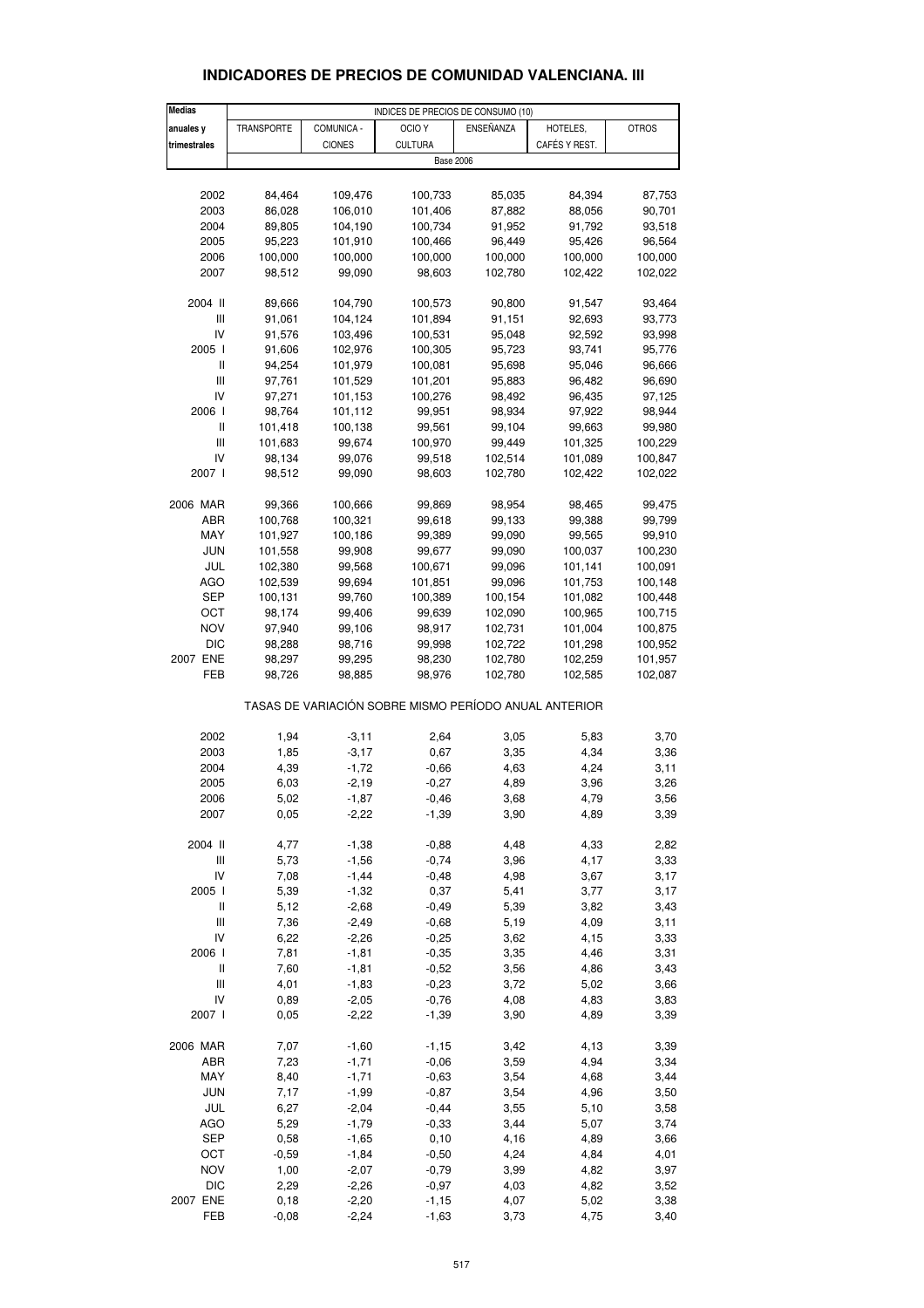# INDICADORES DE PRECIOS DE COMUNIDAD VALENCIANA. III

| Medias anuales y trimestrales | INDICES DE PRECIOS DE CONSUMO (10) | | | | | |
|---|---|---|---|---|---|---|
| | TRANSPORTE | COMUNICA - CIONES | OCIO Y CULTURA | ENSEÑANZA | HOTELES, CAFÉS Y REST. | OTROS |
| | Base 2006 | | | | | |
| 2002 | 84,464 | 109,476 | 100,733 | 85,035 | 84,394 | 87,753 |
| 2003 | 86,028 | 106,010 | 101,406 | 87,882 | 88,056 | 90,701 |
| 2004 | 89,805 | 104,190 | 100,734 | 91,952 | 91,792 | 93,518 |
| 2005 | 95,223 | 101,910 | 100,466 | 96,449 | 95,426 | 96,564 |
| 2006 | 100,000 | 100,000 | 100,000 | 100,000 | 100,000 | 100,000 |
| 2007 | 98,512 | 99,090 | 98,603 | 102,780 | 102,422 | 102,022 |
| 2004 II | 89,666 | 104,790 | 100,573 | 90,800 | 91,547 | 93,464 |
| III | 91,061 | 104,124 | 101,894 | 91,151 | 92,693 | 93,773 |
| IV | 91,576 | 103,496 | 100,531 | 95,048 | 92,592 | 93,998 |
| 2005 I | 91,606 | 102,976 | 100,305 | 95,723 | 93,741 | 95,776 |
| II | 94,254 | 101,979 | 100,081 | 95,698 | 95,046 | 96,666 |
| III | 97,761 | 101,529 | 101,201 | 95,883 | 96,482 | 96,690 |
| IV | 97,271 | 101,153 | 100,276 | 98,492 | 96,435 | 97,125 |
| 2006 I | 98,764 | 101,112 | 99,951 | 98,934 | 97,922 | 98,944 |
| II | 101,418 | 100,138 | 99,561 | 99,104 | 99,663 | 99,980 |
| III | 101,683 | 99,674 | 100,970 | 99,449 | 101,325 | 100,229 |
| IV | 98,134 | 99,076 | 99,518 | 102,514 | 101,089 | 100,847 |
| 2007 I | 98,512 | 99,090 | 98,603 | 102,780 | 102,422 | 102,022 |
| 2006 MAR | 99,366 | 100,666 | 99,869 | 98,954 | 98,465 | 99,475 |
| ABR | 100,768 | 100,321 | 99,618 | 99,133 | 99,388 | 99,799 |
| MAY | 101,927 | 100,186 | 99,389 | 99,090 | 99,565 | 99,910 |
| JUN | 101,558 | 99,908 | 99,677 | 99,090 | 100,037 | 100,230 |
| JUL | 102,380 | 99,568 | 100,671 | 99,096 | 101,141 | 100,091 |
| AGO | 102,539 | 99,694 | 101,851 | 99,096 | 101,753 | 100,148 |
| SEP | 100,131 | 99,760 | 100,389 | 100,154 | 101,082 | 100,448 |
| OCT | 98,174 | 99,406 | 99,639 | 102,090 | 100,965 | 100,715 |
| NOV | 97,940 | 99,106 | 98,917 | 102,731 | 101,004 | 100,875 |
| DIC | 98,288 | 98,716 | 99,998 | 102,722 | 101,298 | 100,952 |
| 2007 ENE | 98,297 | 99,295 | 98,230 | 102,780 | 102,259 | 101,957 |
| FEB | 98,726 | 98,885 | 98,976 | 102,780 | 102,585 | 102,087 |
| | TASAS DE VARIACIÓN SOBRE MISMO PERÍODO ANUAL ANTERIOR | | | | | |
| 2002 | 1,94 | -3,11 | 2,64 | 3,05 | 5,83 | 3,70 |
| 2003 | 1,85 | -3,17 | 0,67 | 3,35 | 4,34 | 3,36 |
| 2004 | 4,39 | -1,72 | -0,66 | 4,63 | 4,24 | 3,11 |
| 2005 | 6,03 | -2,19 | -0,27 | 4,89 | 3,96 | 3,26 |
| 2006 | 5,02 | -1,87 | -0,46 | 3,68 | 4,79 | 3,56 |
| 2007 | 0,05 | -2,22 | -1,39 | 3,90 | 4,89 | 3,39 |
| 2004 II | 4,77 | -1,38 | -0,88 | 4,48 | 4,33 | 2,82 |
| III | 5,73 | -1,56 | -0,74 | 3,96 | 4,17 | 3,33 |
| IV | 7,08 | -1,44 | -0,48 | 4,98 | 3,67 | 3,17 |
| 2005 I | 5,39 | -1,32 | 0,37 | 5,41 | 3,77 | 3,17 |
| II | 5,12 | -2,68 | -0,49 | 5,39 | 3,82 | 3,43 |
| III | 7,36 | -2,49 | -0,68 | 5,19 | 4,09 | 3,11 |
| IV | 6,22 | -2,26 | -0,25 | 3,62 | 4,15 | 3,33 |
| 2006 I | 7,81 | -1,81 | -0,35 | 3,35 | 4,46 | 3,31 |
| II | 7,60 | -1,81 | -0,52 | 3,56 | 4,86 | 3,43 |
| III | 4,01 | -1,83 | -0,23 | 3,72 | 5,02 | 3,66 |
| IV | 0,89 | -2,05 | -0,76 | 4,08 | 4,83 | 3,83 |
| 2007 I | 0,05 | -2,22 | -1,39 | 3,90 | 4,89 | 3,39 |
| 2006 MAR | 7,07 | -1,60 | -1,15 | 3,42 | 4,13 | 3,39 |
| ABR | 7,23 | -1,71 | -0,06 | 3,59 | 4,94 | 3,34 |
| MAY | 8,40 | -1,71 | -0,63 | 3,54 | 4,68 | 3,44 |
| JUN | 7,17 | -1,99 | -0,87 | 3,54 | 4,96 | 3,50 |
| JUL | 6,27 | -2,04 | -0,44 | 3,55 | 5,10 | 3,58 |
| AGO | 5,29 | -1,79 | -0,33 | 3,44 | 5,07 | 3,74 |
| SEP | 0,58 | -1,65 | 0,10 | 4,16 | 4,89 | 3,66 |
| OCT | -0,59 | -1,84 | -0,50 | 4,24 | 4,84 | 4,01 |
| NOV | 1,00 | -2,07 | -0,79 | 3,99 | 4,82 | 3,97 |
| DIC | 2,29 | -2,26 | -0,97 | 4,03 | 4,82 | 3,52 |
| 2007 ENE | 0,18 | -2,20 | -1,15 | 4,07 | 5,02 | 3,38 |
| FEB | -0,08 | -2,24 | -1,63 | 3,73 | 4,75 | 3,40 |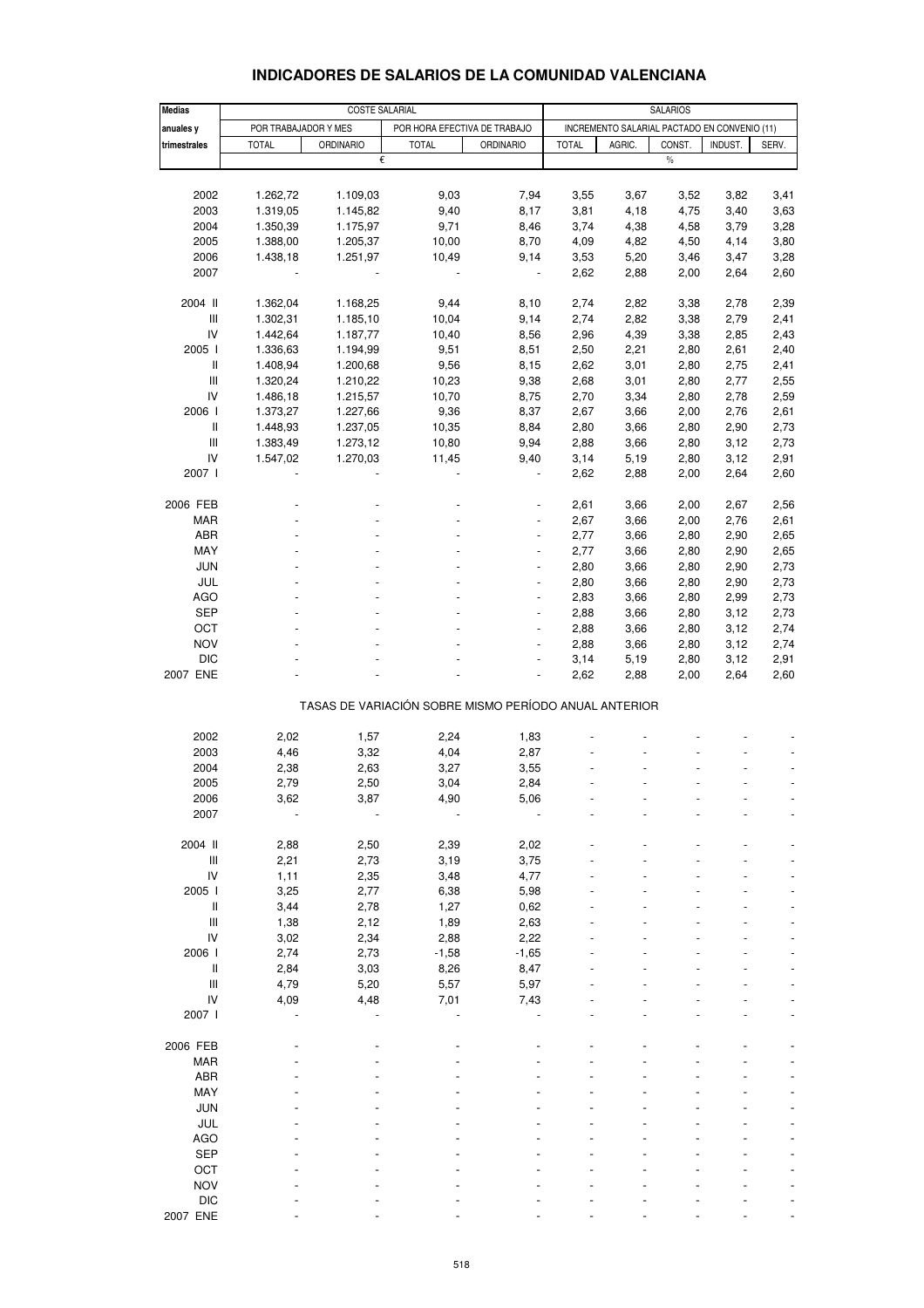# INDICADORES DE SALARIOS DE LA COMUNIDAD VALENCIANA

| Medias anuales y trimestrales | COSTE SALARIAL | | | | SALARIOS | | | | |
|---|---|---|---|---|---|---|---|---|---|
| | POR TRABAJADOR Y MES | | POR HORA EFECTIVA DE TRABAJO | | INCREMENTO SALARIAL PACTADO EN CONVENIO (11) | | | | |
| | TOTAL | ORDINARIO | TOTAL | ORDINARIO | TOTAL | AGRIC. | CONST. | INDUST. | SERV. |
| | € | | | | % | | | | |
| 2002 | 1.262,72 | 1.109,03 | 9,03 | 7,94 | 3,55 | 3,67 | 3,52 | 3,82 | 3,41 |
| 2003 | 1.319,05 | 1.145,82 | 9,40 | 8,17 | 3,81 | 4,18 | 4,75 | 3,40 | 3,63 |
| 2004 | 1.350,39 | 1.175,97 | 9,71 | 8,46 | 3,74 | 4,38 | 4,58 | 3,79 | 3,28 |
| 2005 | 1.388,00 | 1.205,37 | 10,00 | 8,70 | 4,09 | 4,82 | 4,50 | 4,14 | 3,80 |
| 2006 | 1.438,18 | 1.251,97 | 10,49 | 9,14 | 3,53 | 5,20 | 3,46 | 3,47 | 3,28 |
| 2007 | - | - | - | - | 2,62 | 2,88 | 2,00 | 2,64 | 2,60 |
| 2004 II | 1.362,04 | 1.168,25 | 9,44 | 8,10 | 2,74 | 2,82 | 3,38 | 2,78 | 2,39 |
| III | 1.302,31 | 1.185,10 | 10,04 | 9,14 | 2,74 | 2,82 | 3,38 | 2,79 | 2,41 |
| IV | 1.442,64 | 1.187,77 | 10,40 | 8,56 | 2,96 | 4,39 | 3,38 | 2,85 | 2,43 |
| 2005 I | 1.336,63 | 1.194,99 | 9,51 | 8,51 | 2,50 | 2,21 | 2,80 | 2,61 | 2,40 |
| II | 1.408,94 | 1.200,68 | 9,56 | 8,15 | 2,62 | 3,01 | 2,80 | 2,75 | 2,41 |
| III | 1.320,24 | 1.210,22 | 10,23 | 9,38 | 2,68 | 3,01 | 2,80 | 2,77 | 2,55 |
| IV | 1.486,18 | 1.215,57 | 10,70 | 8,75 | 2,70 | 3,34 | 2,80 | 2,78 | 2,59 |
| 2006 I | 1.373,27 | 1.227,66 | 9,36 | 8,37 | 2,67 | 3,66 | 2,00 | 2,76 | 2,61 |
| II | 1.448,93 | 1.237,05 | 10,35 | 8,84 | 2,80 | 3,66 | 2,80 | 2,90 | 2,73 |
| III | 1.383,49 | 1.273,12 | 10,80 | 9,94 | 2,88 | 3,66 | 2,80 | 3,12 | 2,73 |
| IV | 1.547,02 | 1.270,03 | 11,45 | 9,40 | 3,14 | 5,19 | 2,80 | 3,12 | 2,91 |
| 2007 I | - | - | - | - | 2,62 | 2,88 | 2,00 | 2,64 | 2,60 |
| 2006 FEB | - | - | - | - | 2,61 | 3,66 | 2,00 | 2,67 | 2,56 |
| MAR | - | - | - | - | 2,67 | 3,66 | 2,00 | 2,76 | 2,61 |
| ABR | - | - | - | - | 2,77 | 3,66 | 2,80 | 2,90 | 2,65 |
| MAY | - | - | - | - | 2,77 | 3,66 | 2,80 | 2,90 | 2,65 |
| JUN | - | - | - | - | 2,80 | 3,66 | 2,80 | 2,90 | 2,73 |
| JUL | - | - | - | - | 2,80 | 3,66 | 2,80 | 2,90 | 2,73 |
| AGO | - | - | - | - | 2,83 | 3,66 | 2,80 | 2,99 | 2,73 |
| SEP | - | - | - | - | 2,88 | 3,66 | 2,80 | 3,12 | 2,73 |
| OCT | - | - | - | - | 2,88 | 3,66 | 2,80 | 3,12 | 2,74 |
| NOV | - | - | - | - | 2,88 | 3,66 | 2,80 | 3,12 | 2,74 |
| DIC | - | - | - | - | 3,14 | 5,19 | 2,80 | 3,12 | 2,91 |
| 2007 ENE | - | - | - | - | 2,62 | 2,88 | 2,00 | 2,64 | 2,60 |
| | TASAS DE VARIACIÓN SOBRE MISMO PERÍODO ANUAL ANTERIOR | | | | | | | | |
| 2002 | 2,02 | 1,57 | 2,24 | 1,83 | - | - | - | - | - |
| 2003 | 4,46 | 3,32 | 4,04 | 2,87 | - | - | - | - | - |
| 2004 | 2,38 | 2,63 | 3,27 | 3,55 | - | - | - | - | - |
| 2005 | 2,79 | 2,50 | 3,04 | 2,84 | - | - | - | - | - |
| 2006 | 3,62 | 3,87 | 4,90 | 5,06 | - | - | - | - | - |
| 2007 | - | - | - | - | - | - | - | - | - |
| 2004 II | 2,88 | 2,50 | 2,39 | 2,02 | - | - | - | - | - |
| III | 2,21 | 2,73 | 3,19 | 3,75 | - | - | - | - | - |
| IV | 1,11 | 2,35 | 3,48 | 4,77 | - | - | - | - | - |
| 2005 I | 3,25 | 2,77 | 6,38 | 5,98 | - | - | - | - | - |
| II | 3,44 | 2,78 | 1,27 | 0,62 | - | - | - | - | - |
| III | 1,38 | 2,12 | 1,89 | 2,63 | - | - | - | - | - |
| IV | 3,02 | 2,34 | 2,88 | 2,22 | - | - | - | - | - |
| 2006 I | 2,74 | 2,73 | -1,58 | -1,65 | - | - | - | - | - |
| II | 2,84 | 3,03 | 8,26 | 8,47 | - | - | - | - | - |
| III | 4,79 | 5,20 | 5,57 | 5,97 | - | - | - | - | - |
| IV | 4,09 | 4,48 | 7,01 | 7,43 | - | - | - | - | - |
| 2007 I | - | - | - | - | - | - | - | - | - |
| 2006 FEB | - | - | - | - | - | - | - | - | - |
| MAR | - | - | - | - | - | - | - | - | - |
| ABR | - | - | - | - | - | - | - | - | - |
| MAY | - | - | - | - | - | - | - | - | - |
| JUN | - | - | - | - | - | - | - | - | - |
| JUL | - | - | - | - | - | - | - | - | - |
| AGO | - | - | - | - | - | - | - | - | - |
| SEP | - | - | - | - | - | - | - | - | - |
| OCT | - | - | - | - | - | - | - | - | - |
| NOV | - | - | - | - | - | - | - | - | - |
| DIC | - | - | - | - | - | - | - | - | - |
| 2007 ENE | - | - | - | - | - | - | - | - | - |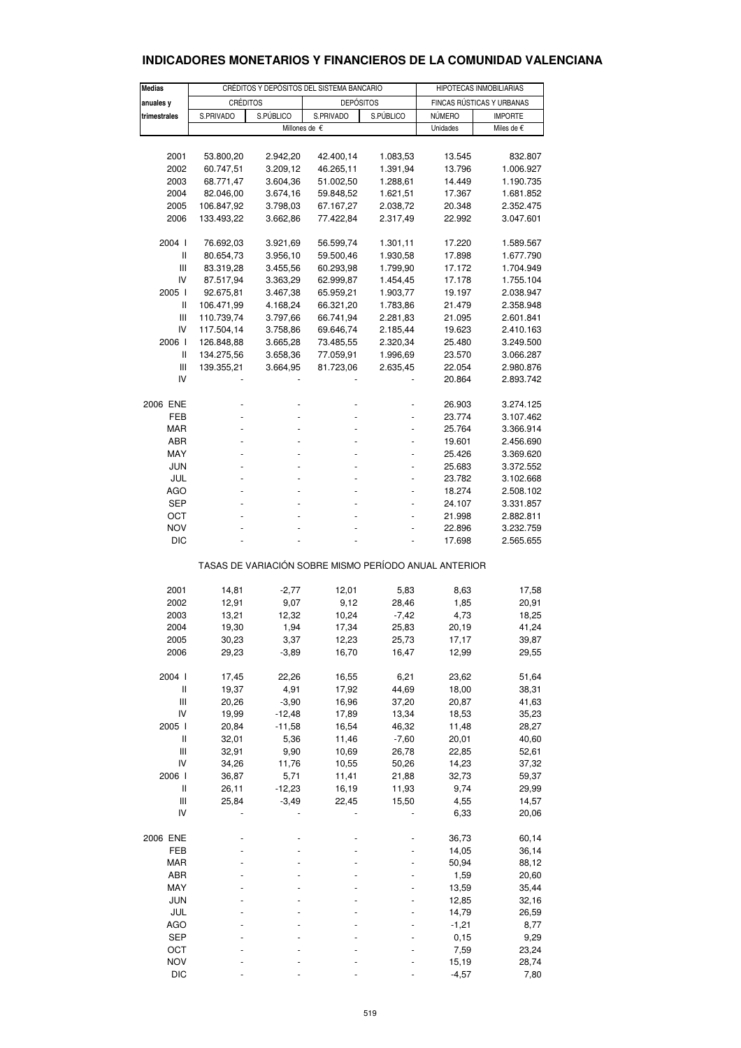# INDICADORES MONETARIOS Y FINANCIEROS DE LA COMUNIDAD VALENCIANA

| Medias anuales y trimestrales | CRÉDITOS Y DEPÓSITOS DEL SISTEMA BANCARIO | | | | HIPOTECAS INMOBILIARIAS | |
|---|---|---|---|---|---|---|
| | CRÉDITOS | | DEPÓSITOS | | FINCAS RÚSTICAS Y URBANAS | |
| | S.PRIVADO | S.PÚBLICO | S.PRIVADO | S.PÚBLICO | NÚMERO | IMPORTE |
| | Millones de € | | | | Unidades | Miles de € |
| 2001 | 53.800,20 | 2.942,20 | 42.400,14 | 1.083,53 | 13.545 | 832.807 |
| 2002 | 60.747,51 | 3.209,12 | 46.265,11 | 1.391,94 | 13.796 | 1.006.927 |
| 2003 | 68.771,47 | 3.604,36 | 51.002,50 | 1.288,61 | 14.449 | 1.190.735 |
| 2004 | 82.046,00 | 3.674,16 | 59.848,52 | 1.621,51 | 17.367 | 1.681.852 |
| 2005 | 106.847,92 | 3.798,03 | 67.167,27 | 2.038,72 | 20.348 | 2.352.475 |
| 2006 | 133.493,22 | 3.662,86 | 77.422,84 | 2.317,49 | 22.992 | 3.047.601 |
| 2004 I | 76.692,03 | 3.921,69 | 56.599,74 | 1.301,11 | 17.220 | 1.589.567 |
| II | 80.654,73 | 3.956,10 | 59.500,46 | 1.930,58 | 17.898 | 1.677.790 |
| III | 83.319,28 | 3.455,56 | 60.293,98 | 1.799,90 | 17.172 | 1.704.949 |
| IV | 87.517,94 | 3.363,29 | 62.999,87 | 1.454,45 | 17.178 | 1.755.104 |
| 2005 I | 92.675,81 | 3.467,38 | 65.959,21 | 1.903,77 | 19.197 | 2.038.947 |
| II | 106.471,99 | 4.168,24 | 66.321,20 | 1.783,86 | 21.479 | 2.358.948 |
| III | 110.739,74 | 3.797,66 | 66.741,94 | 2.281,83 | 21.095 | 2.601.841 |
| IV | 117.504,14 | 3.758,86 | 69.646,74 | 2.185,44 | 19.623 | 2.410.163 |
| 2006 I | 126.848,88 | 3.665,28 | 73.485,55 | 2.320,34 | 25.480 | 3.249.500 |
| II | 134.275,56 | 3.658,36 | 77.059,91 | 1.996,69 | 23.570 | 3.066.287 |
| III | 139.355,21 | 3.664,95 | 81.723,06 | 2.635,45 | 22.054 | 2.980.876 |
| IV | - | - | - | - | 20.864 | 2.893.742 |
| 2006 ENE | - | - | - | - | 26.903 | 3.274.125 |
| FEB | - | - | - | - | 23.774 | 3.107.462 |
| MAR | - | - | - | - | 25.764 | 3.366.914 |
| ABR | - | - | - | - | 19.601 | 2.456.690 |
| MAY | - | - | - | - | 25.426 | 3.369.620 |
| JUN | - | - | - | - | 25.683 | 3.372.552 |
| JUL | - | - | - | - | 23.782 | 3.102.668 |
| AGO | - | - | - | - | 18.274 | 2.508.102 |
| SEP | - | - | - | - | 24.107 | 3.331.857 |
| OCT | - | - | - | - | 21.998 | 2.882.811 |
| NOV | - | - | - | - | 22.896 | 3.232.759 |
| DIC | - | - | - | - | 17.698 | 2.565.655 |
| | TASAS DE VARIACIÓN SOBRE MISMO PERÍODO ANUAL ANTERIOR | | | | | |
| 2001 | 14,81 | -2,77 | 12,01 | 5,83 | 8,63 | 17,58 |
| 2002 | 12,91 | 9,07 | 9,12 | 28,46 | 1,85 | 20,91 |
| 2003 | 13,21 | 12,32 | 10,24 | -7,42 | 4,73 | 18,25 |
| 2004 | 19,30 | 1,94 | 17,34 | 25,83 | 20,19 | 41,24 |
| 2005 | 30,23 | 3,37 | 12,23 | 25,73 | 17,17 | 39,87 |
| 2006 | 29,23 | -3,89 | 16,70 | 16,47 | 12,99 | 29,55 |
| 2004 I | 17,45 | 22,26 | 16,55 | 6,21 | 23,62 | 51,64 |
| II | 19,37 | 4,91 | 17,92 | 44,69 | 18,00 | 38,31 |
| III | 20,26 | -3,90 | 16,96 | 37,20 | 20,87 | 41,63 |
| IV | 19,99 | -12,48 | 17,89 | 13,34 | 18,53 | 35,23 |
| 2005 I | 20,84 | -11,58 | 16,54 | 46,32 | 11,48 | 28,27 |
| II | 32,01 | 5,36 | 11,46 | -7,60 | 20,01 | 40,60 |
| III | 32,91 | 9,90 | 10,69 | 26,78 | 22,85 | 52,61 |
| IV | 34,26 | 11,76 | 10,55 | 50,26 | 14,23 | 37,32 |
| 2006 I | 36,87 | 5,71 | 11,41 | 21,88 | 32,73 | 59,37 |
| II | 26,11 | -12,23 | 16,19 | 11,93 | 9,74 | 29,99 |
| III | 25,84 | -3,49 | 22,45 | 15,50 | 4,55 | 14,57 |
| IV | - | - | - | - | 6,33 | 20,06 |
| 2006 ENE | - | - | - | - | 36,73 | 60,14 |
| FEB | - | - | - | - | 14,05 | 36,14 |
| MAR | - | - | - | - | 50,94 | 88,12 |
| ABR | - | - | - | - | 1,59 | 20,60 |
| MAY | - | - | - | - | 13,59 | 35,44 |
| JUN | - | - | - | - | 12,85 | 32,16 |
| JUL | - | - | - | - | 14,79 | 26,59 |
| AGO | - | - | - | - | -1,21 | 8,77 |
| SEP | - | - | - | - | 0,15 | 9,29 |
| OCT | - | - | - | - | 7,59 | 23,24 |
| NOV | - | - | - | - | 15,19 | 28,74 |
| DIC | - | - | - | - | -4,57 | 7,80 |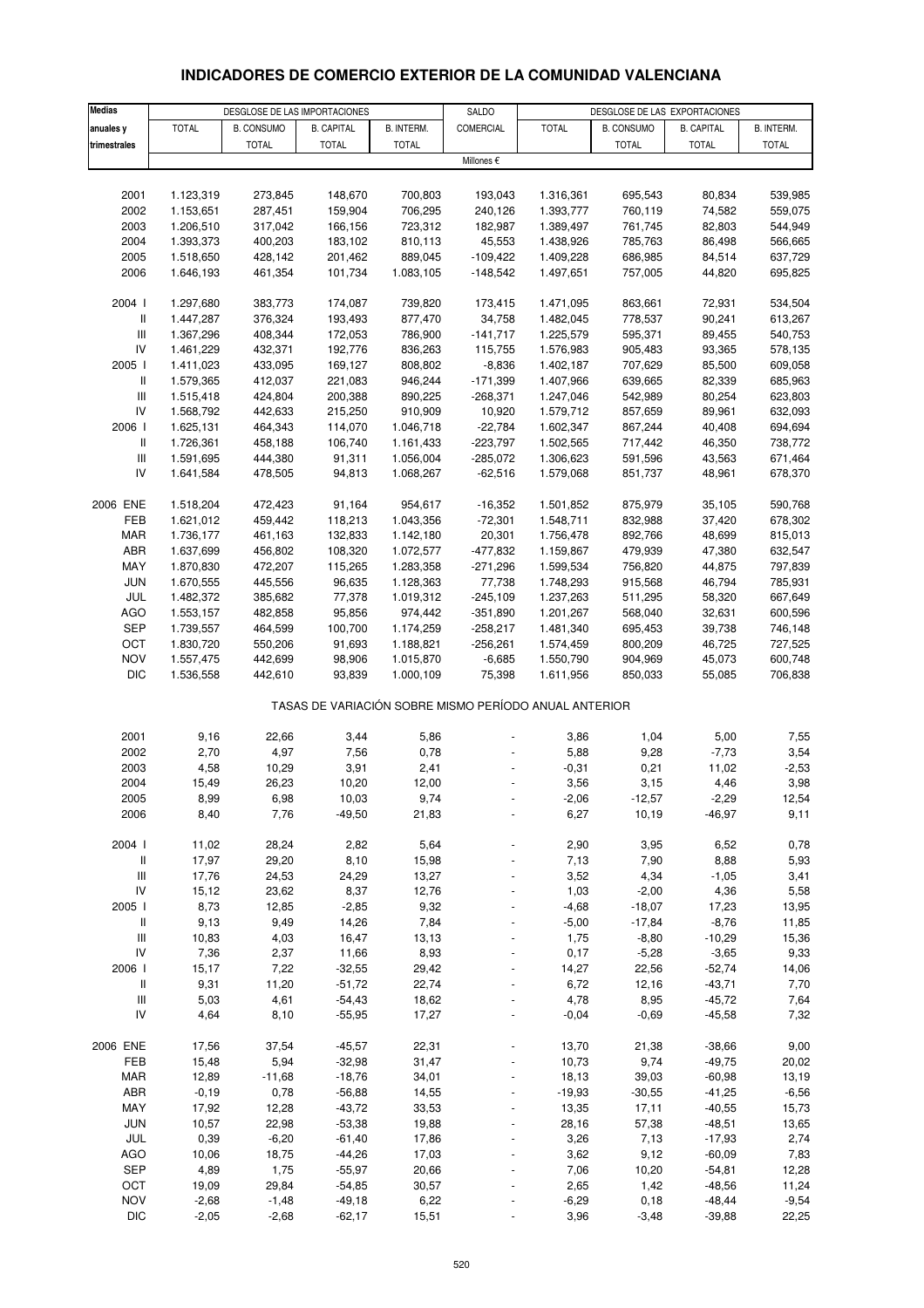# INDICADORES DE COMERCIO EXTERIOR DE LA COMUNIDAD VALENCIANA

| Medias anuales y trimestrales | DESGLOSE DE LAS IMPORTACIONES | | | | SALDO | DESGLOSE DE LAS EXPORTACIONES | | | |
|---|---|---|---|---|---|---|---|---|---|
| | TOTAL | B. CONSUMO TOTAL | B. CAPITAL TOTAL | B. INTERM. TOTAL | COMERCIAL | TOTAL | B. CONSUMO TOTAL | B. CAPITAL TOTAL | B. INTERM. TOTAL |
| | | | | | Millones € | | | | |
| 2001 | 1.123,319 | 273,845 | 148,670 | 700,803 | 193,043 | 1.316,361 | 695,543 | 80,834 | 539,985 |
| 2002 | 1.153,651 | 287,451 | 159,904 | 706,295 | 240,126 | 1.393,777 | 760,119 | 74,582 | 559,075 |
| 2003 | 1.206,510 | 317,042 | 166,156 | 723,312 | 182,987 | 1.389,497 | 761,745 | 82,803 | 544,949 |
| 2004 | 1.393,373 | 400,203 | 183,102 | 810,113 | 45,553 | 1.438,926 | 785,763 | 86,498 | 566,665 |
| 2005 | 1.518,650 | 428,142 | 201,462 | 889,045 | -109,422 | 1.409,228 | 686,985 | 84,514 | 637,729 |
| 2006 | 1.646,193 | 461,354 | 101,734 | 1.083,105 | -148,542 | 1.497,651 | 757,005 | 44,820 | 695,825 |
| 2004 I | 1.297,680 | 383,773 | 174,087 | 739,820 | 173,415 | 1.471,095 | 863,661 | 72,931 | 534,504 |
| II | 1.447,287 | 376,324 | 193,493 | 877,470 | 34,758 | 1.482,045 | 778,537 | 90,241 | 613,267 |
| III | 1.367,296 | 408,344 | 172,053 | 786,900 | -141,717 | 1.225,579 | 595,371 | 89,455 | 540,753 |
| IV | 1.461,229 | 432,371 | 192,776 | 836,263 | 115,755 | 1.576,983 | 905,483 | 93,365 | 578,135 |
| 2005 I | 1.411,023 | 433,095 | 169,127 | 808,802 | -8,836 | 1.402,187 | 707,629 | 85,500 | 609,058 |
| II | 1.579,365 | 412,037 | 221,083 | 946,244 | -171,399 | 1.407,966 | 639,665 | 82,339 | 685,963 |
| III | 1.515,418 | 424,804 | 200,388 | 890,225 | -268,371 | 1.247,046 | 542,989 | 80,254 | 623,803 |
| IV | 1.568,792 | 442,633 | 215,250 | 910,909 | 10,920 | 1.579,712 | 857,659 | 89,961 | 632,093 |
| 2006 I | 1.625,131 | 464,343 | 114,070 | 1.046,718 | -22,784 | 1.602,347 | 867,244 | 40,408 | 694,694 |
| II | 1.726,361 | 458,188 | 106,740 | 1.161,433 | -223,797 | 1.502,565 | 717,442 | 46,350 | 738,772 |
| III | 1.591,695 | 444,380 | 91,311 | 1.056,004 | -285,072 | 1.306,623 | 591,596 | 43,563 | 671,464 |
| IV | 1.641,584 | 478,505 | 94,813 | 1.068,267 | -62,516 | 1.579,068 | 851,737 | 48,961 | 678,370 |
| 2006 ENE | 1.518,204 | 472,423 | 91,164 | 954,617 | -16,352 | 1.501,852 | 875,979 | 35,105 | 590,768 |
| FEB | 1.621,012 | 459,442 | 118,213 | 1.043,356 | -72,301 | 1.548,711 | 832,988 | 37,420 | 678,302 |
| MAR | 1.736,177 | 461,163 | 132,833 | 1.142,180 | 20,301 | 1.756,478 | 892,766 | 48,699 | 815,013 |
| ABR | 1.637,699 | 456,802 | 108,320 | 1.072,577 | -477,832 | 1.159,867 | 479,939 | 47,380 | 632,547 |
| MAY | 1.870,830 | 472,207 | 115,265 | 1.283,358 | -271,296 | 1.599,534 | 756,820 | 44,875 | 797,839 |
| JUN | 1.670,555 | 445,556 | 96,635 | 1.128,363 | 77,738 | 1.748,293 | 915,568 | 46,794 | 785,931 |
| JUL | 1.482,372 | 385,682 | 77,378 | 1.019,312 | -245,109 | 1.237,263 | 511,295 | 58,320 | 667,649 |
| AGO | 1.553,157 | 482,858 | 95,856 | 974,442 | -351,890 | 1.201,267 | 568,040 | 32,631 | 600,596 |
| SEP | 1.739,557 | 464,599 | 100,700 | 1.174,259 | -258,217 | 1.481,340 | 695,453 | 39,738 | 746,148 |
| OCT | 1.830,720 | 550,206 | 91,693 | 1.188,821 | -256,261 | 1.574,459 | 800,209 | 46,725 | 727,525 |
| NOV | 1.557,475 | 442,699 | 98,906 | 1.015,870 | -6,685 | 1.550,790 | 904,969 | 45,073 | 600,748 |
| DIC | 1.536,558 | 442,610 | 93,839 | 1.000,109 | 75,398 | 1.611,956 | 850,033 | 55,085 | 706,838 |
| | | | | TASAS DE VARIACIÓN SOBRE MISMO PERÍODO ANUAL ANTERIOR | | | | | |
| 2001 | 9,16 | 22,66 | 3,44 | 5,86 | - | 3,86 | 1,04 | 5,00 | 7,55 |
| 2002 | 2,70 | 4,97 | 7,56 | 0,78 | - | 5,88 | 9,28 | -7,73 | 3,54 |
| 2003 | 4,58 | 10,29 | 3,91 | 2,41 | - | -0,31 | 0,21 | 11,02 | -2,53 |
| 2004 | 15,49 | 26,23 | 10,20 | 12,00 | - | 3,56 | 3,15 | 4,46 | 3,98 |
| 2005 | 8,99 | 6,98 | 10,03 | 9,74 | - | -2,06 | -12,57 | -2,29 | 12,54 |
| 2006 | 8,40 | 7,76 | -49,50 | 21,83 | - | 6,27 | 10,19 | -46,97 | 9,11 |
| 2004 I | 11,02 | 28,24 | 2,82 | 5,64 | - | 2,90 | 3,95 | 6,52 | 0,78 |
| II | 17,97 | 29,20 | 8,10 | 15,98 | - | 7,13 | 7,90 | 8,88 | 5,93 |
| III | 17,76 | 24,53 | 24,29 | 13,27 | - | 3,52 | 4,34 | -1,05 | 3,41 |
| IV | 15,12 | 23,62 | 8,37 | 12,76 | - | 1,03 | -2,00 | 4,36 | 5,58 |
| 2005 I | 8,73 | 12,85 | -2,85 | 9,32 | - | -4,68 | -18,07 | 17,23 | 13,95 |
| II | 9,13 | 9,49 | 14,26 | 7,84 | - | -5,00 | -17,84 | -8,76 | 11,85 |
| III | 10,83 | 4,03 | 16,47 | 13,13 | - | 1,75 | -8,80 | -10,29 | 15,36 |
| IV | 7,36 | 2,37 | 11,66 | 8,93 | - | 0,17 | -5,28 | -3,65 | 9,33 |
| 2006 I | 15,17 | 7,22 | -32,55 | 29,42 | - | 14,27 | 22,56 | -52,74 | 14,06 |
| II | 9,31 | 11,20 | -51,72 | 22,74 | - | 6,72 | 12,16 | -43,71 | 7,70 |
| III | 5,03 | 4,61 | -54,43 | 18,62 | - | 4,78 | 8,95 | -45,72 | 7,64 |
| IV | 4,64 | 8,10 | -55,95 | 17,27 | - | -0,04 | -0,69 | -45,58 | 7,32 |
| 2006 ENE | 17,56 | 37,54 | -45,57 | 22,31 | - | 13,70 | 21,38 | -38,66 | 9,00 |
| FEB | 15,48 | 5,94 | -32,98 | 31,47 | - | 10,73 | 9,74 | -49,75 | 20,02 |
| MAR | 12,89 | -11,68 | -18,76 | 34,01 | - | 18,13 | 39,03 | -60,98 | 13,19 |
| ABR | -0,19 | 0,78 | -56,88 | 14,55 | - | -19,93 | -30,55 | -41,25 | -6,56 |
| MAY | 17,92 | 12,28 | -43,72 | 33,53 | - | 13,35 | 17,11 | -40,55 | 15,73 |
| JUN | 10,57 | 22,98 | -53,38 | 19,88 | - | 28,16 | 57,38 | -48,51 | 13,65 |
| JUL | 0,39 | -6,20 | -61,40 | 17,86 | - | 3,26 | 7,13 | -17,93 | 2,74 |
| AGO | 10,06 | 18,75 | -44,26 | 17,03 | - | 3,62 | 9,12 | -60,09 | 7,83 |
| SEP | 4,89 | 1,75 | -55,97 | 20,66 | - | 7,06 | 10,20 | -54,81 | 12,28 |
| OCT | 19,09 | 29,84 | -54,85 | 30,57 | - | 2,65 | 1,42 | -48,56 | 11,24 |
| NOV | -2,68 | -1,48 | -49,18 | 6,22 | - | -6,29 | 0,18 | -48,44 | -9,54 |
| DIC | -2,05 | -2,68 | -62,17 | 15,51 | - | 3,96 | -3,48 | -39,88 | 22,25 |